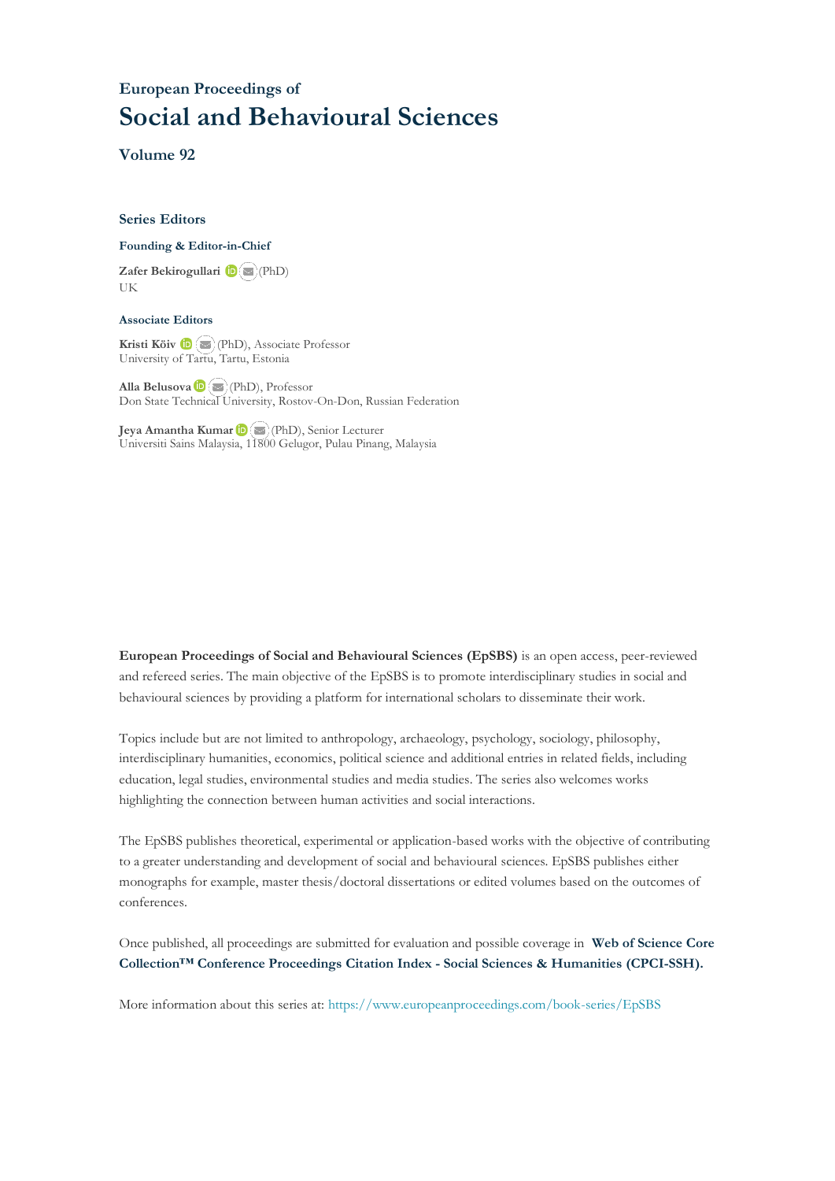European Proceedings of

# Social and Behavioural Sciences

### Volume 92

### Series Editors

**Founding & Editor-in-Chief**

**Zafer Bekirogullari** (PhD)
UK

**Associate Editors**

**Kristi Köiv** (PhD), Associate Professor
University of Tartu, Tartu, Estonia

**Alla Belusova** (PhD), Professor
Don State Technical University, Rostov-On-Don, Russian Federation

**Jeya Amantha Kumar** (PhD), Senior Lecturer
Universiti Sains Malaysia, 11800 Gelugor, Pulau Pinang, Malaysia

**European Proceedings of Social and Behavioural Sciences (EpSBS)** is an open access, peer-reviewed and refereed series. The main objective of the EpSBS is to promote interdisciplinary studies in social and behavioural sciences by providing a platform for international scholars to disseminate their work.

Topics include but are not limited to anthropology, archaeology, psychology, sociology, philosophy, interdisciplinary humanities, economics, political science and additional entries in related fields, including education, legal studies, environmental studies and media studies. The series also welcomes works highlighting the connection between human activities and social interactions.

The EpSBS publishes theoretical, experimental or application-based works with the objective of contributing to a greater understanding and development of social and behavioural sciences. EpSBS publishes either monographs for example, master thesis/doctoral dissertations or edited volumes based on the outcomes of conferences.

Once published, all proceedings are submitted for evaluation and possible coverage in **Web of Science Core Collection™ Conference Proceedings Citation Index - Social Sciences & Humanities (CPCI-SSH).**

More information about this series at: https://www.europeanproceedings.com/book-series/EpSBS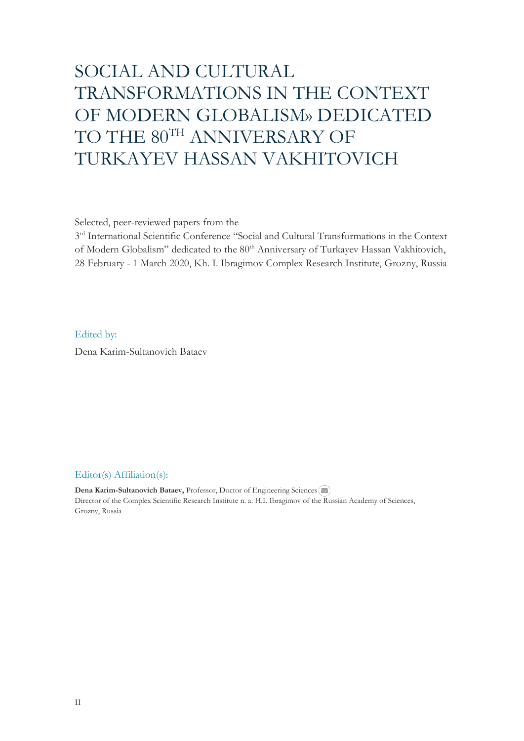# SOCIAL AND CULTURAL TRANSFORMATIONS IN THE CONTEXT OF MODERN GLOBALISM» DEDICATED TO THE 80TH ANNIVERSARY OF TURKAYEV HASSAN VAKHITOVICH

Selected, peer-reviewed papers from the
3rd International Scientific Conference "Social and Cultural Transformations in the Context of Modern Globalism" dedicated to the 80th Anniversary of Turkayev Hassan Vakhitovich, 28 February - 1 March 2020, Kh. I. Ibragimov Complex Research Institute, Grozny, Russia

Edited by:

Dena Karim-Sultanovich Bataev

Editor(s) Affiliation(s):

**Dena Karim-Sultanovich Bataev,** Professor, Doctor of Engineering Sciences
Director of the Complex Scientific Research Institute n. a. H.I. Ibragimov of the Russian Academy of Sciences, Grozny, Russia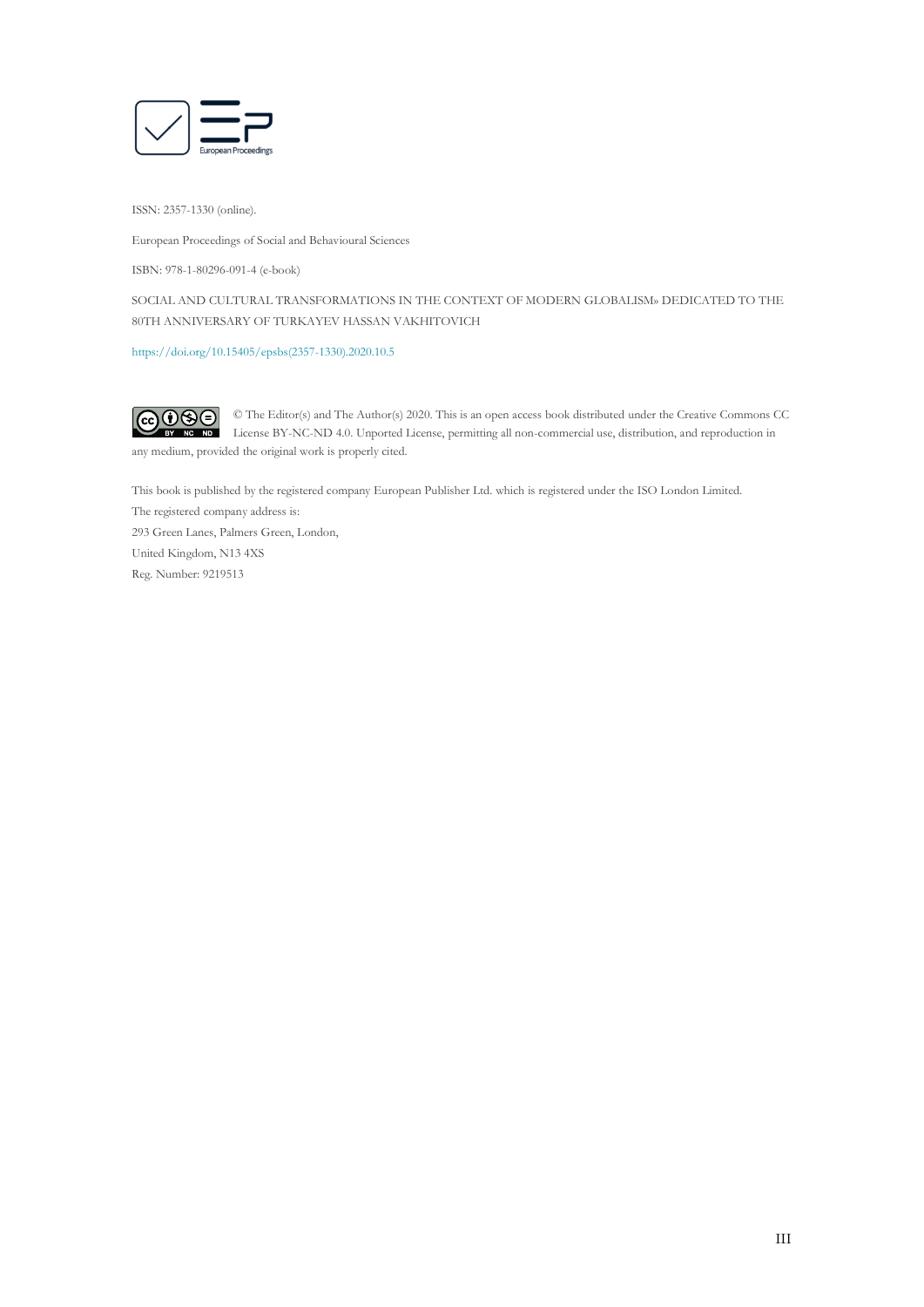ISSN: 2357-1330 (online).

European Proceedings of Social and Behavioural Sciences

ISBN: 978-1-80296-091-4 (e-book)

SOCIAL AND CULTURAL TRANSFORMATIONS IN THE CONTEXT OF MODERN GLOBALISM» DEDICATED TO THE 80TH ANNIVERSARY OF TURKAYEV HASSAN VAKHITOVICH

https://doi.org/10.15405/epsbs(2357-1330).2020.10.5

© The Editor(s) and The Author(s) 2020. This is an open access book distributed under the Creative Commons CC License BY-NC-ND 4.0. Unported License, permitting all non-commercial use, distribution, and reproduction in any medium, provided the original work is properly cited.

This book is published by the registered company European Publisher Ltd. which is registered under the ISO London Limited.
The registered company address is:
293 Green Lanes, Palmers Green, London,
United Kingdom, N13 4XS
Reg. Number: 9219513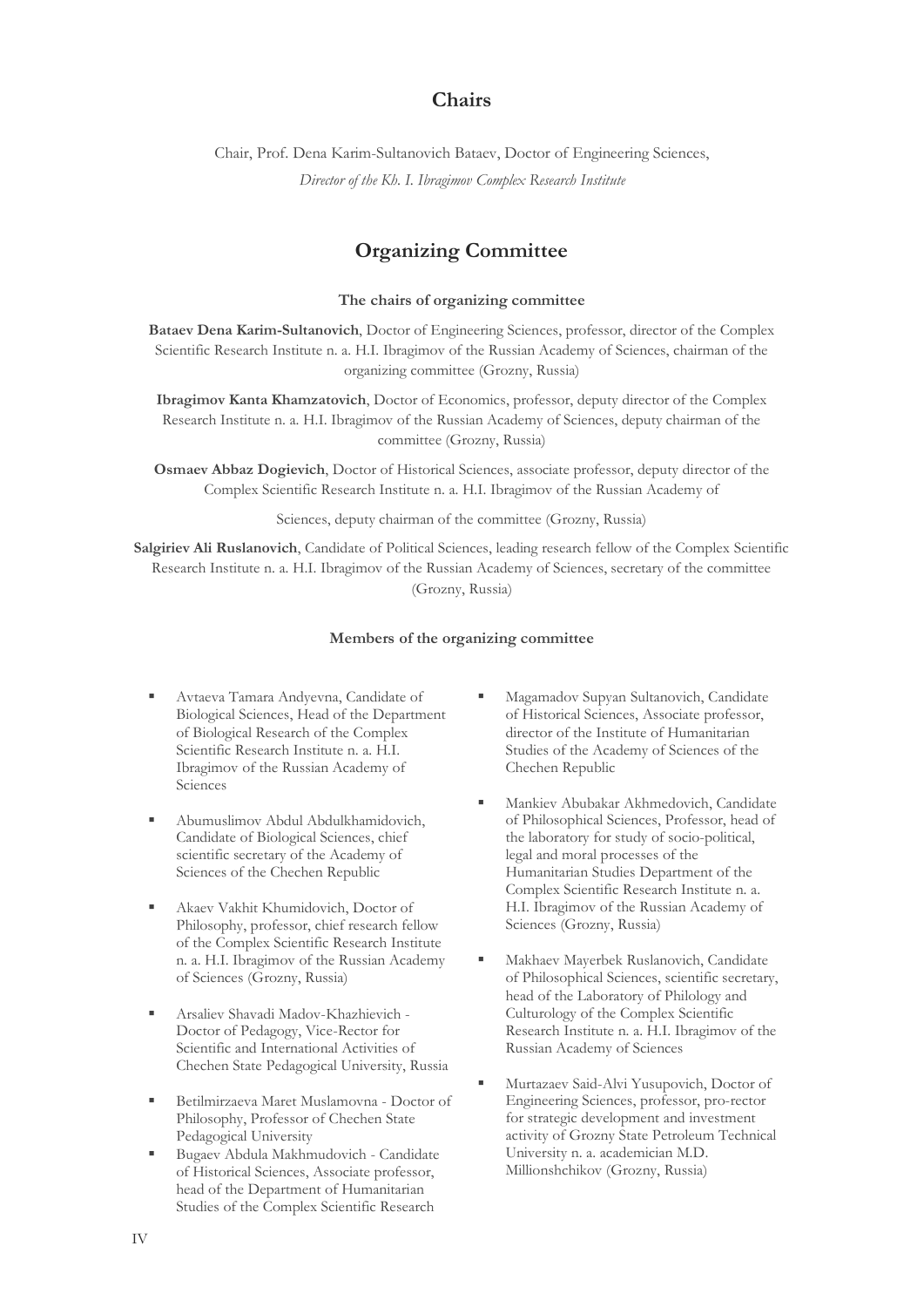## Chairs

Chair, Prof. Dena Karim-Sultanovich Bataev, Doctor of Engineering Sciences,

*Director of the Kh. I. Ibragimov Complex Research Institute*

## Organizing Committee

### The chairs of organizing committee

**Bataev Dena Karim-Sultanovich**, Doctor of Engineering Sciences, professor, director of the Complex Scientific Research Institute n. a. H.I. Ibragimov of the Russian Academy of Sciences, chairman of the organizing committee (Grozny, Russia)

**Ibragimov Kanta Khamzatovich**, Doctor of Economics, professor, deputy director of the Complex Research Institute n. a. H.I. Ibragimov of the Russian Academy of Sciences, deputy chairman of the committee (Grozny, Russia)

**Osmaev Abbaz Dogievich**, Doctor of Historical Sciences, associate professor, deputy director of the Complex Scientific Research Institute n. a. H.I. Ibragimov of the Russian Academy of Sciences, deputy chairman of the committee (Grozny, Russia)

**Salgiriev Ali Ruslanovich**, Candidate of Political Sciences, leading research fellow of the Complex Scientific Research Institute n. a. H.I. Ibragimov of the Russian Academy of Sciences, secretary of the committee (Grozny, Russia)

### Members of the organizing committee

- Avtaeva Tamara Andyevna, Candidate of Biological Sciences, Head of the Department of Biological Research of the Complex Scientific Research Institute n. a. H.I. Ibragimov of the Russian Academy of Sciences
- Abumuslimov Abdul Abdulkhamidovich, Candidate of Biological Sciences, chief scientific secretary of the Academy of Sciences of the Chechen Republic
- Akaev Vakhit Khumidovich, Doctor of Philosophy, professor, chief research fellow of the Complex Scientific Research Institute n. a. H.I. Ibragimov of the Russian Academy of Sciences (Grozny, Russia)
- Arsaliev Shavadi Madov-Khazhievich - Doctor of Pedagogy, Vice-Rector for Scientific and International Activities of Chechen State Pedagogical University, Russia
- Betilmirzaeva Maret Muslamovna - Doctor of Philosophy, Professor of Chechen State Pedagogical University
- Bugaev Abdula Makhmudovich - Candidate of Historical Sciences, Associate professor, head of the Department of Humanitarian Studies of the Complex Scientific Research
- Magamadov Supyan Sultanovich, Candidate of Historical Sciences, Associate professor, director of the Institute of Humanitarian Studies of the Academy of Sciences of the Chechen Republic
- Mankiev Abubakar Akhmedovich, Candidate of Philosophical Sciences, Professor, head of the laboratory for study of socio-political, legal and moral processes of the Humanitarian Studies Department of the Complex Scientific Research Institute n. a. H.I. Ibragimov of the Russian Academy of Sciences (Grozny, Russia)
- Makhaev Mayerbek Ruslanovich, Candidate of Philosophical Sciences, scientific secretary, head of the Laboratory of Philology and Culturology of the Complex Scientific Research Institute n. a. H.I. Ibragimov of the Russian Academy of Sciences
- Murtazaev Said-Alvi Yusupovich, Doctor of Engineering Sciences, professor, pro-rector for strategic development and investment activity of Grozny State Petroleum Technical University n. a. academician M.D. Millionshchikov (Grozny, Russia)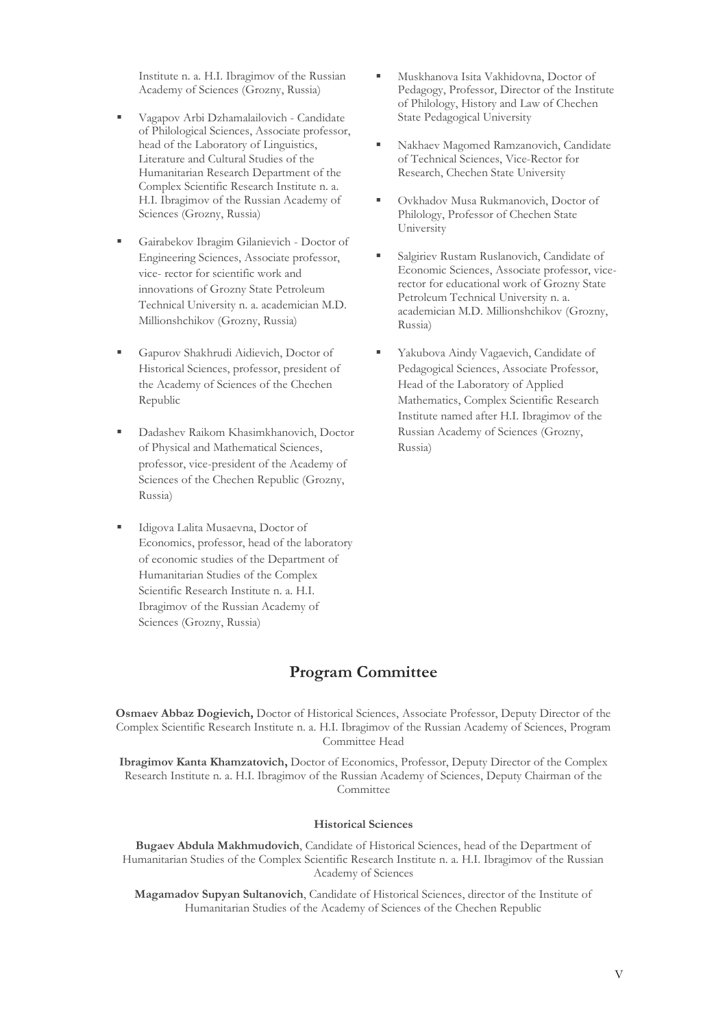Institute n. a. H.I. Ibragimov of the Russian Academy of Sciences (Grozny, Russia)

- Vagapov Arbi Dzhamalailovich - Candidate of Philological Sciences, Associate professor, head of the Laboratory of Linguistics, Literature and Cultural Studies of the Humanitarian Research Department of the Complex Scientific Research Institute n. a. H.I. Ibragimov of the Russian Academy of Sciences (Grozny, Russia)
- Gairabekov Ibragim Gilanievich - Doctor of Engineering Sciences, Associate professor, vice- rector for scientific work and innovations of Grozny State Petroleum Technical University n. a. academician M.D. Millionshchikov (Grozny, Russia)
- Gapurov Shakhrudi Aidievich, Doctor of Historical Sciences, professor, president of the Academy of Sciences of the Chechen Republic
- Dadashev Raikom Khasimkhanovich, Doctor of Physical and Mathematical Sciences, professor, vice-president of the Academy of Sciences of the Chechen Republic (Grozny, Russia)
- Idigova Lalita Musaevna, Doctor of Economics, professor, head of the laboratory of economic studies of the Department of Humanitarian Studies of the Complex Scientific Research Institute n. a. H.I. Ibragimov of the Russian Academy of Sciences (Grozny, Russia)
- Muskhanova Isita Vakhidovna, Doctor of Pedagogy, Professor, Director of the Institute of Philology, History and Law of Chechen State Pedagogical University
- Nakhaev Magomed Ramzanovich, Candidate of Technical Sciences, Vice-Rector for Research, Chechen State University
- Ovkhadov Musa Rukmanovich, Doctor of Philology, Professor of Chechen State University
- Salgiriev Rustam Ruslanovich, Candidate of Economic Sciences, Associate professor, vice-rector for educational work of Grozny State Petroleum Technical University n. a. academician M.D. Millionshchikov (Grozny, Russia)
- Yakubova Aindy Vagaevich, Candidate of Pedagogical Sciences, Associate Professor, Head of the Laboratory of Applied Mathematics, Complex Scientific Research Institute named after H.I. Ibragimov of the Russian Academy of Sciences (Grozny, Russia)

## Program Committee

**Osmaev Abbaz Dogievich,** Doctor of Historical Sciences, Associate Professor, Deputy Director of the Complex Scientific Research Institute n. a. H.I. Ibragimov of the Russian Academy of Sciences, Program Committee Head

**Ibragimov Kanta Khamzatovich,** Doctor of Economics, Professor, Deputy Director of the Complex Research Institute n. a. H.I. Ibragimov of the Russian Academy of Sciences, Deputy Chairman of the Committee

#### Historical Sciences

**Bugaev Abdula Makhmudovich**, Candidate of Historical Sciences, head of the Department of Humanitarian Studies of the Complex Scientific Research Institute n. a. H.I. Ibragimov of the Russian Academy of Sciences

**Magamadov Supyan Sultanovich**, Candidate of Historical Sciences, director of the Institute of Humanitarian Studies of the Academy of Sciences of the Chechen Republic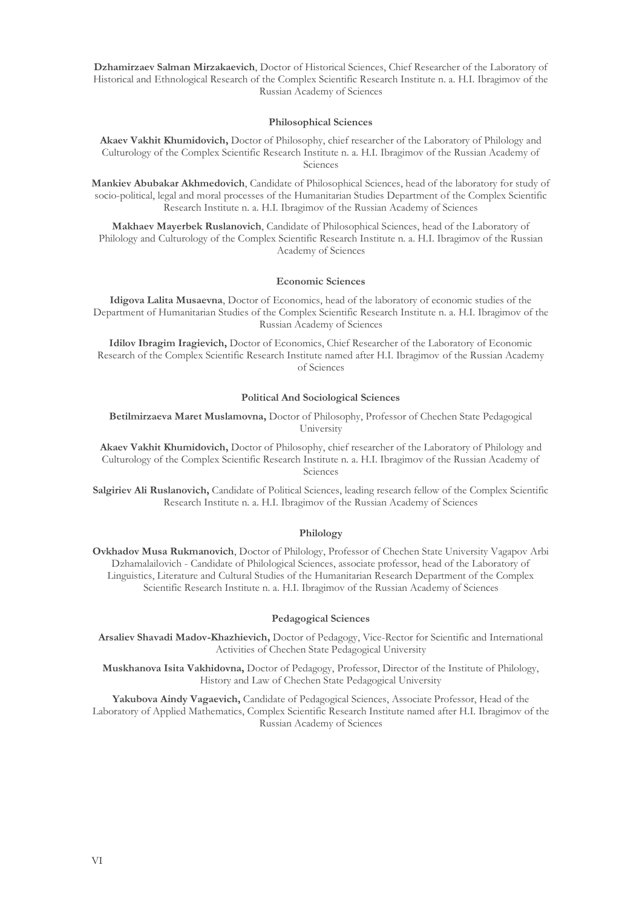**Dzhamirzaev Salman Mirzakaevich**, Doctor of Historical Sciences, Chief Researcher of the Laboratory of Historical and Ethnological Research of the Complex Scientific Research Institute n. a. H.I. Ibragimov of the Russian Academy of Sciences

#### Philosophical Sciences

**Akaev Vakhit Khumidovich,** Doctor of Philosophy, chief researcher of the Laboratory of Philology and Culturology of the Complex Scientific Research Institute n. a. H.I. Ibragimov of the Russian Academy of Sciences

**Mankiev Abubakar Akhmedovich**, Candidate of Philosophical Sciences, head of the laboratory for study of socio-political, legal and moral processes of the Humanitarian Studies Department of the Complex Scientific Research Institute n. a. H.I. Ibragimov of the Russian Academy of Sciences

**Makhaev Mayerbek Ruslanovich**, Candidate of Philosophical Sciences, head of the Laboratory of Philology and Culturology of the Complex Scientific Research Institute n. a. H.I. Ibragimov of the Russian Academy of Sciences

#### Economic Sciences

**Idigova Lalita Musaevna**, Doctor of Economics, head of the laboratory of economic studies of the Department of Humanitarian Studies of the Complex Scientific Research Institute n. a. H.I. Ibragimov of the Russian Academy of Sciences

**Idilov Ibragim Iragievich,** Doctor of Economics, Chief Researcher of the Laboratory of Economic Research of the Complex Scientific Research Institute named after H.I. Ibragimov of the Russian Academy of Sciences

#### Political And Sociological Sciences

**Betilmirzaeva Maret Muslamovna,** Doctor of Philosophy, Professor of Chechen State Pedagogical University

**Akaev Vakhit Khumidovich,** Doctor of Philosophy, chief researcher of the Laboratory of Philology and Culturology of the Complex Scientific Research Institute n. a. H.I. Ibragimov of the Russian Academy of Sciences

**Salgiriev Ali Ruslanovich,** Candidate of Political Sciences, leading research fellow of the Complex Scientific Research Institute n. a. H.I. Ibragimov of the Russian Academy of Sciences

#### Philology

**Ovkhadov Musa Rukmanovich**, Doctor of Philology, Professor of Chechen State University Vagapov Arbi Dzhamalailovich - Candidate of Philological Sciences, associate professor, head of the Laboratory of Linguistics, Literature and Cultural Studies of the Humanitarian Research Department of the Complex Scientific Research Institute n. a. H.I. Ibragimov of the Russian Academy of Sciences

#### Pedagogical Sciences

**Arsaliev Shavadi Madov-Khazhievich,** Doctor of Pedagogy, Vice-Rector for Scientific and International Activities of Chechen State Pedagogical University

**Muskhanova Isita Vakhidovna,** Doctor of Pedagogy, Professor, Director of the Institute of Philology, History and Law of Chechen State Pedagogical University

**Yakubova Aindy Vagaevich,** Candidate of Pedagogical Sciences, Associate Professor, Head of the Laboratory of Applied Mathematics, Complex Scientific Research Institute named after H.I. Ibragimov of the Russian Academy of Sciences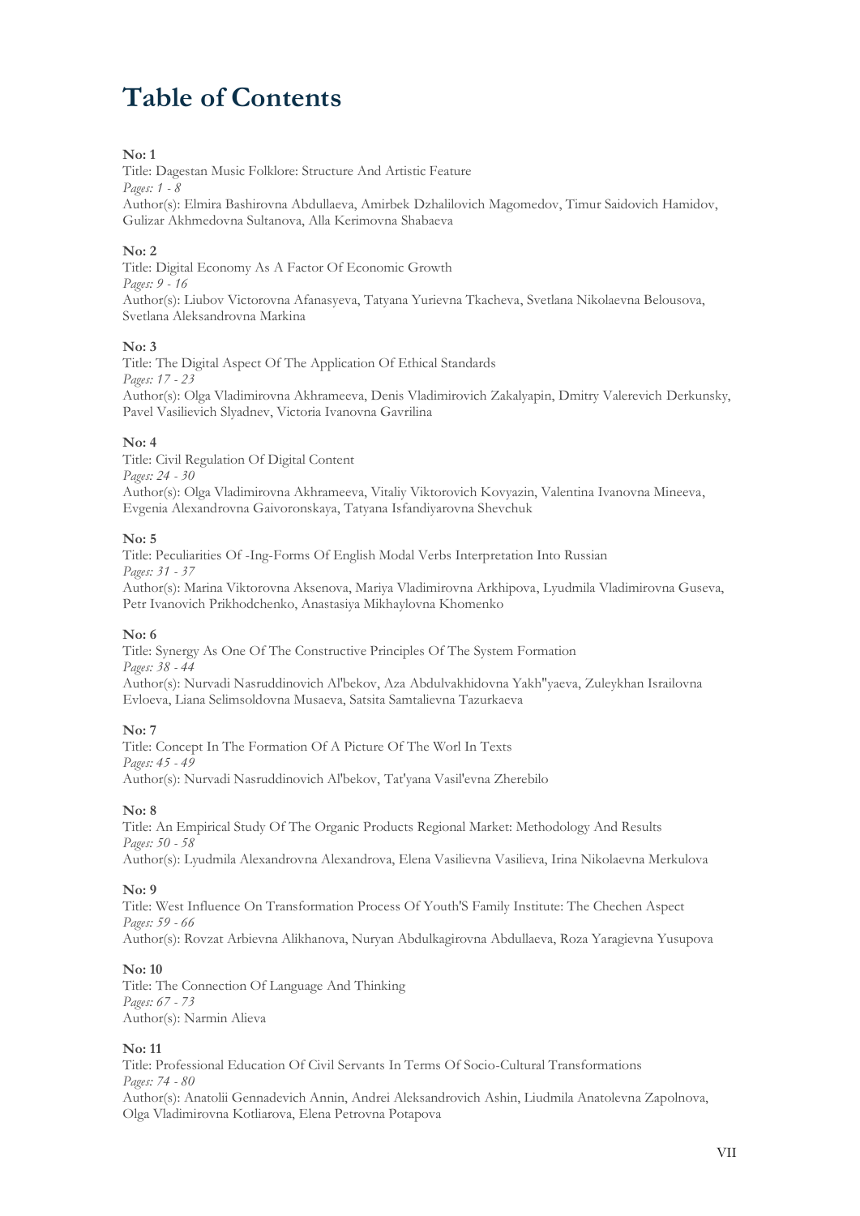# Table of Contents

**No: 1**
Title: Dagestan Music Folklore: Structure And Artistic Feature
*Pages: 1 - 8*
Author(s): Elmira Bashirovna Abdullaeva, Amirbek Dzhalilovich Magomedov, Timur Saidovich Hamidov, Gulizar Akhmedovna Sultanova, Alla Kerimovna Shabaeva

**No: 2**
Title: Digital Economy As A Factor Of Economic Growth
*Pages: 9 - 16*
Author(s): Liubov Victorovna Afanasyeva, Tatyana Yurievna Tkacheva, Svetlana Nikolaevna Belousova, Svetlana Aleksandrovna Markina

**No: 3**
Title: The Digital Aspect Of The Application Of Ethical Standards
*Pages: 17 - 23*
Author(s): Olga Vladimirovna Akhrameeva, Denis Vladimirovich Zakalyapin, Dmitry Valerevich Derkunsky, Pavel Vasilievich Slyadnev, Victoria Ivanovna Gavrilina

**No: 4**
Title: Civil Regulation Of Digital Content
*Pages: 24 - 30*
Author(s): Olga Vladimirovna Akhrameeva, Vitaliy Viktorovich Kovyazin, Valentina Ivanovna Mineeva, Evgenia Alexandrovna Gaivoronskaya, Tatyana Isfandiyarovna Shevchuk

**No: 5**
Title: Peculiarities Of -Ing-Forms Of English Modal Verbs Interpretation Into Russian
*Pages: 31 - 37*
Author(s): Marina Viktorovna Aksenova, Mariya Vladimirovna Arkhipova, Lyudmila Vladimirovna Guseva, Petr Ivanovich Prikhodchenko, Anastasiya Mikhaylovna Khomenko

**No: 6**
Title: Synergy As One Of The Constructive Principles Of The System Formation
*Pages: 38 - 44*
Author(s): Nurvadi Nasruddinovich Al'bekov, Aza Abdulvakhidovna Yakh"yaeva, Zuleykhan Israilovna Evloeva, Liana Selimsoldovna Musaeva, Satsita Samtalievna Tazurkaeva

**No: 7**
Title: Concept In The Formation Of A Picture Of The Worl In Texts
*Pages: 45 - 49*
Author(s): Nurvadi Nasruddinovich Al'bekov, Tat'yana Vasil'evna Zherebilo

**No: 8**
Title: An Empirical Study Of The Organic Products Regional Market: Methodology And Results
*Pages: 50 - 58*
Author(s): Lyudmila Alexandrovna Alexandrova, Elena Vasilievna Vasilieva, Irina Nikolaevna Merkulova

**No: 9**
Title: West Influence On Transformation Process Of Youth'S Family Institute: The Chechen Aspect
*Pages: 59 - 66*
Author(s): Rovzat Arbievna Alikhanova, Nuryan Abdulkagirovna Abdullaeva, Roza Yaragievna Yusupova

**No: 10**
Title: The Connection Of Language And Thinking
*Pages: 67 - 73*
Author(s): Narmin Alieva

**No: 11**
Title: Professional Education Of Civil Servants In Terms Of Socio-Cultural Transformations
*Pages: 74 - 80*
Author(s): Anatolii Gennadevich Annin, Andrei Aleksandrovich Ashin, Liudmila Anatolevna Zapolnova, Olga Vladimirovna Kotliarova, Elena Petrovna Potapova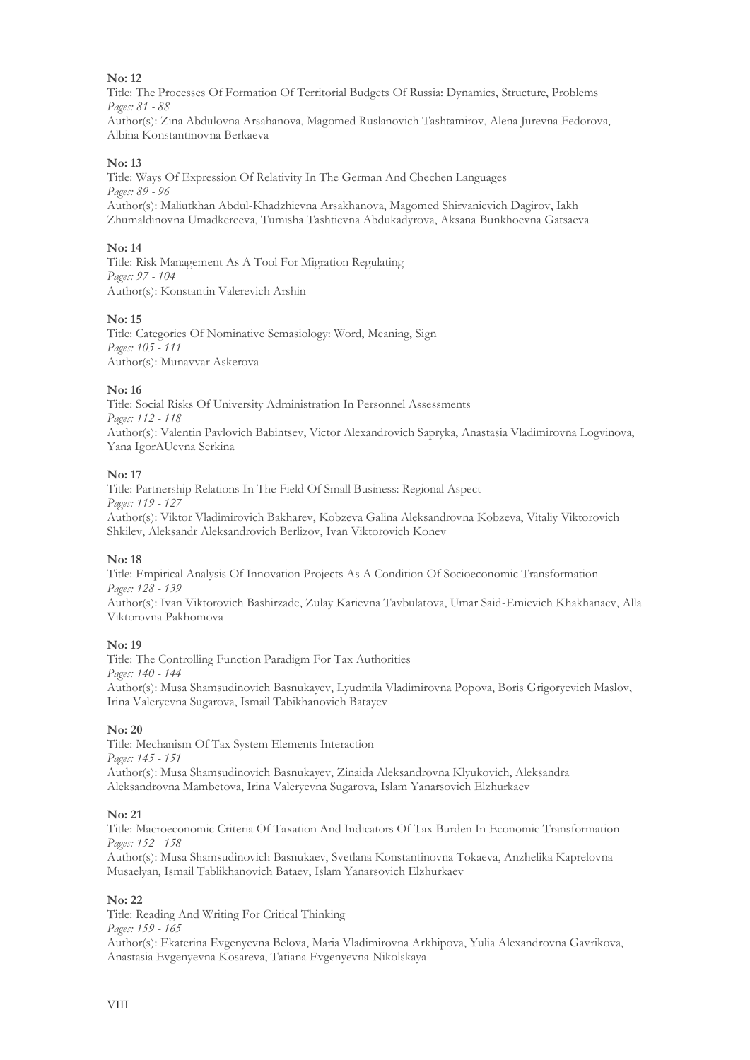**No: 12**

Title: The Processes Of Formation Of Territorial Budgets Of Russia: Dynamics, Structure, Problems
*Pages: 81 - 88*
Author(s): Zina Abdulovna Arsahanova, Magomed Ruslanovich Tashtamirov, Alena Jurevna Fedorova, Albina Konstantinovna Berkaeva

**No: 13**

Title: Ways Of Expression Of Relativity In The German And Chechen Languages
*Pages: 89 - 96*
Author(s): Maliutkhan Abdul-Khadzhievna Arsakhanova, Magomed Shirvanievich Dagirov, Iakh Zhumaldinovna Umadkereeva, Tumisha Tashtievna Abdukadyrova, Aksana Bunkhoevna Gatsaeva

**No: 14**

Title: Risk Management As A Tool For Migration Regulating
*Pages: 97 - 104*
Author(s): Konstantin Valerevich Arshin

**No: 15**

Title: Categories Of Nominative Semasiology: Word, Meaning, Sign
*Pages: 105 - 111*
Author(s): Munavvar Askerova

**No: 16**

Title: Social Risks Of University Administration In Personnel Assessments
*Pages: 112 - 118*
Author(s): Valentin Pavlovich Babintsev, Victor Alexandrovich Sapryka, Anastasia Vladimirovna Logvinova, Yana IgorAUevna Serkina

**No: 17**

Title: Partnership Relations In The Field Of Small Business: Regional Aspect
*Pages: 119 - 127*
Author(s): Viktor Vladimirovich Bakharev, Kobzeva Galina Aleksandrovna Kobzeva, Vitaliy Viktorovich Shkilev, Aleksandr Aleksandrovich Berlizov, Ivan Viktorovich Konev

**No: 18**

Title: Empirical Analysis Of Innovation Projects As A Condition Of Socioeconomic Transformation
*Pages: 128 - 139*
Author(s): Ivan Viktorovich Bashirzade, Zulay Karievna Tavbulatova, Umar Said-Emievich Khakhanaev, Alla Viktorovna Pakhomova

**No: 19**

Title: The Controlling Function Paradigm For Tax Authorities
*Pages: 140 - 144*
Author(s): Musa Shamsudinovich Basnukayev, Lyudmila Vladimirovna Popova, Boris Grigoryevich Maslov, Irina Valeryevna Sugarova, Ismail Tabikhanovich Batayev

**No: 20**

Title: Mechanism Of Tax System Elements Interaction
*Pages: 145 - 151*
Author(s): Musa Shamsudinovich Basnukayev, Zinaida Aleksandrovna Klyukovich, Aleksandra Aleksandrovna Mambetova, Irina Valeryevna Sugarova, Islam Yanarsovich Elzhurkaev

**No: 21**

Title: Macroeconomic Criteria Of Taxation And Indicators Of Tax Burden In Economic Transformation
*Pages: 152 - 158*
Author(s): Musa Shamsudinovich Basnukaev, Svetlana Konstantinovna Tokaeva, Anzhelika Kaprelovna Musaelyan, Ismail Tablikhanovich Bataev, Islam Yanarsovich Elzhurkaev

**No: 22**

Title: Reading And Writing For Critical Thinking
*Pages: 159 - 165*
Author(s): Ekaterina Evgenyevna Belova, Maria Vladimirovna Arkhipova, Yulia Alexandrovna Gavrikova, Anastasia Evgenyevna Kosareva, Tatiana Evgenyevna Nikolskaya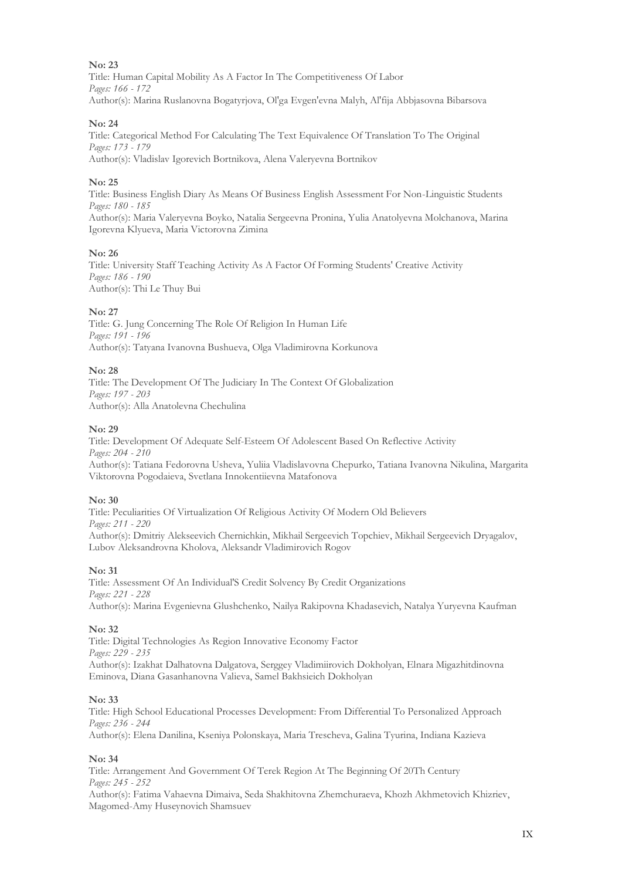**No: 23**

Title: Human Capital Mobility As A Factor In The Competitiveness Of Labor
*Pages: 166 - 172*
Author(s): Marina Ruslanovna Bogatyrjova, Ol'ga Evgen'evna Malyh, Al'fija Abbjasovna Bibarsova

**No: 24**

Title: Categorical Method For Calculating The Text Equivalence Of Translation To The Original
*Pages: 173 - 179*
Author(s): Vladislav Igorevich Bortnikova, Alena Valeryevna Bortnikov

**No: 25**

Title: Business English Diary As Means Of Business English Assessment For Non-Linguistic Students
*Pages: 180 - 185*
Author(s): Maria Valeryevna Boyko, Natalia Sergeevna Pronina, Yulia Anatolyevna Molchanova, Marina Igorevna Klyueva, Maria Victorovna Zimina

**No: 26**

Title: University Staff Teaching Activity As A Factor Of Forming Students' Creative Activity
*Pages: 186 - 190*
Author(s): Thi Le Thuy Bui

**No: 27**

Title: G. Jung Concerning The Role Of Religion In Human Life
*Pages: 191 - 196*
Author(s): Tatyana Ivanovna Bushueva, Olga Vladimirovna Korkunova

**No: 28**

Title: The Development Of The Judiciary In The Context Of Globalization
*Pages: 197 - 203*
Author(s): Alla Anatolevna Chechulina

**No: 29**

Title: Development Of Adequate Self-Esteem Of Adolescent Based On Reflective Activity
*Pages: 204 - 210*
Author(s): Tatiana Fedorovna Usheva, Yuliia Vladislavovna Chepurko, Tatiana Ivanovna Nikulina, Margarita Viktorovna Pogodaieva, Svetlana Innokentiievna Matafonova

**No: 30**

Title: Peculiarities Of Virtualization Of Religious Activity Of Modern Old Believers
*Pages: 211 - 220*
Author(s): Dmitriy Alekseevich Chernichkin, Mikhail Sergeevich Topchiev, Mikhail Sergeevich Dryagalov, Lubov Aleksandrovna Kholova, Aleksandr Vladimirovich Rogov

**No: 31**

Title: Assessment Of An Individual'S Credit Solvency By Credit Organizations
*Pages: 221 - 228*
Author(s): Marina Evgenievna Glushchenko, Nailya Rakipovna Khadasevich, Natalya Yuryevna Kaufman

**No: 32**

Title: Digital Technologies As Region Innovative Economy Factor
*Pages: 229 - 235*
Author(s): Izakhat Dalhatovna Dalgatova, Serggey Vladimiirovich Dokholyan, Elnara Migazhitdinovna Eminova, Diana Gasanhanovna Valieva, Samel Bakhsieich Dokholyan

**No: 33**

Title: High School Educational Processes Development: From Differential To Personalized Approach
*Pages: 236 - 244*
Author(s): Elena Danilina, Kseniya Polonskaya, Maria Trescheva, Galina Tyurina, Indiana Kazieva

**No: 34**

Title: Arrangement And Government Of Terek Region At The Beginning Of 20Th Century
*Pages: 245 - 252*
Author(s): Fatima Vahaevna Dimaiva, Seda Shakhitovna Zhemchuraeva, Khozh Akhmetovich Khizriev, Magomed-Amy Huseynovich Shamsuev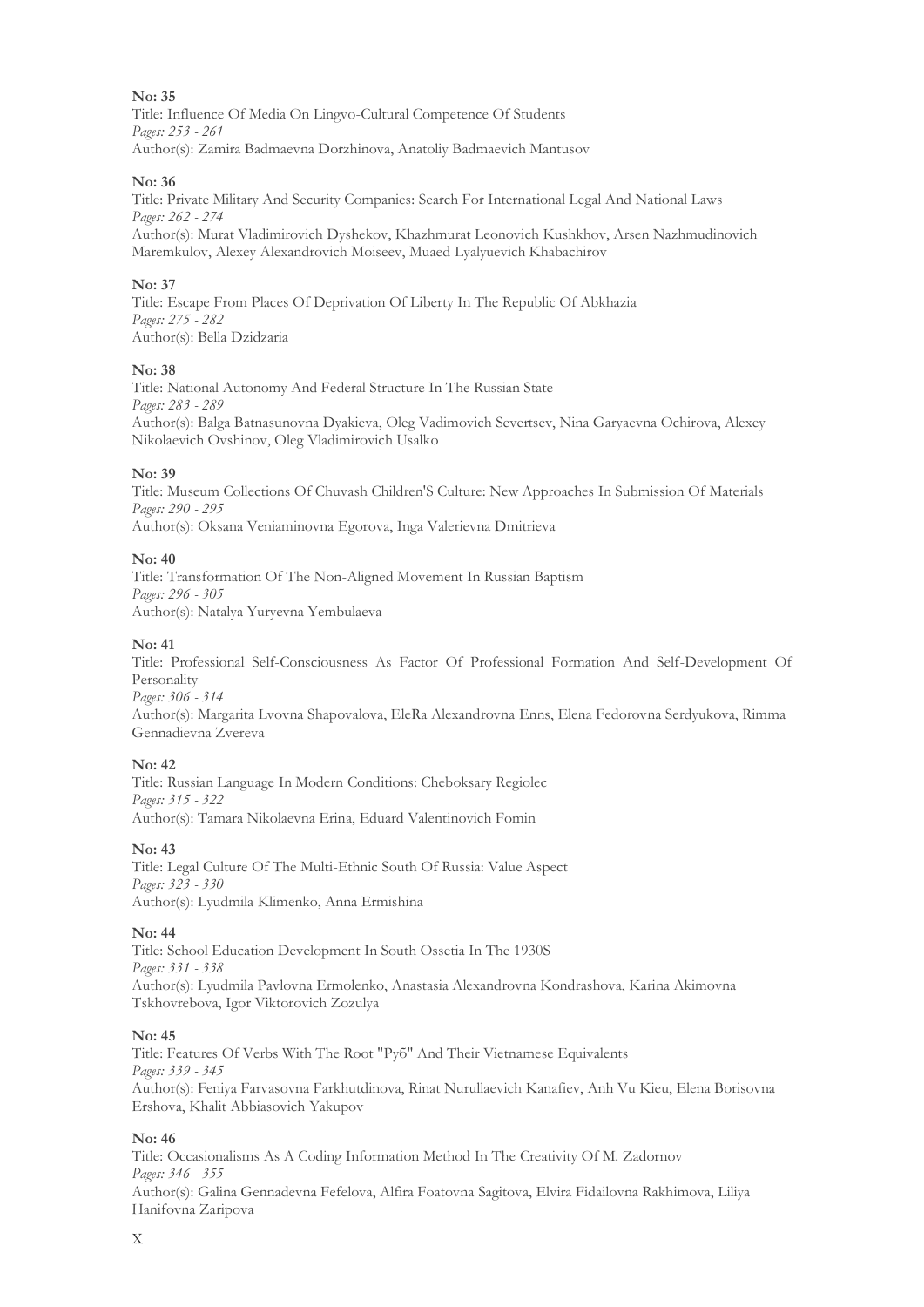**No: 35**

Title: Influence Of Media On Lingvo-Cultural Competence Of Students

*Pages: 253 - 261*

Author(s): Zamira Badmaevna Dorzhinova, Anatoliy Badmaevich Mantusov

**No: 36**

Title: Private Military And Security Companies: Search For International Legal And National Laws

*Pages: 262 - 274*

Author(s): Murat Vladimirovich Dyshekov, Khazhmurat Leonovich Kushkhov, Arsen Nazhmudinovich Maremkulov, Alexey Alexandrovich Moiseev, Muaed Lyalyuevich Khabachirov

**No: 37**

Title: Escape From Places Of Deprivation Of Liberty In The Republic Of Abkhazia

*Pages: 275 - 282*

Author(s): Bella Dzidzaria

**No: 38**

Title: National Autonomy And Federal Structure In The Russian State

*Pages: 283 - 289*

Author(s): Balga Batnasunovna Dyakieva, Oleg Vadimovich Severtsev, Nina Garyaevna Ochirova, Alexey Nikolaevich Ovshinov, Oleg Vladimirovich Usalko

**No: 39**

Title: Museum Collections Of Chuvash Children'S Culture: New Approaches In Submission Of Materials

*Pages: 290 - 295*

Author(s): Oksana Veniaminovna Egorova, Inga Valerievna Dmitrieva

**No: 40**

Title: Transformation Of The Non-Aligned Movement In Russian Baptism

*Pages: 296 - 305*

Author(s): Natalya Yuryevna Yembulaeva

**No: 41**

Title: Professional Self-Consciousness As Factor Of Professional Formation And Self-Development Of Personality

*Pages: 306 - 314*

Author(s): Margarita Lvovna Shapovalova, EleRa Alexandrovna Enns, Elena Fedorovna Serdyukova, Rimma Gennadievna Zvereva

**No: 42**

Title: Russian Language In Modern Conditions: Cheboksary Regiolec

*Pages: 315 - 322*

Author(s): Tamara Nikolaevna Erina, Eduard Valentinovich Fomin

**No: 43**

Title: Legal Culture Of The Multi-Ethnic South Of Russia: Value Aspect

*Pages: 323 - 330*

Author(s): Lyudmila Klimenko, Anna Ermishina

**No: 44**

Title: School Education Development In South Ossetia In The 1930S

*Pages: 331 - 338*

Author(s): Lyudmila Pavlovna Ermolenko, Anastasia Alexandrovna Kondrashova, Karina Akimovna Tskhovrebova, Igor Viktorovich Zozulya

**No: 45**

Title: Features Of Verbs With The Root "Руб" And Their Vietnamese Equivalents

*Pages: 339 - 345*

Author(s): Feniya Farvasovna Farkhutdinova, Rinat Nurullaevich Kanafiev, Anh Vu Kieu, Elena Borisovna Ershova, Khalit Abbiasovich Yakupov

**No: 46**

Title: Occasionalisms As A Coding Information Method In The Creativity Of M. Zadornov

*Pages: 346 - 355*

Author(s): Galina Gennadevna Fefelova, Alfira Foatovna Sagitova, Elvira Fidailovna Rakhimova, Liliya Hanifovna Zaripova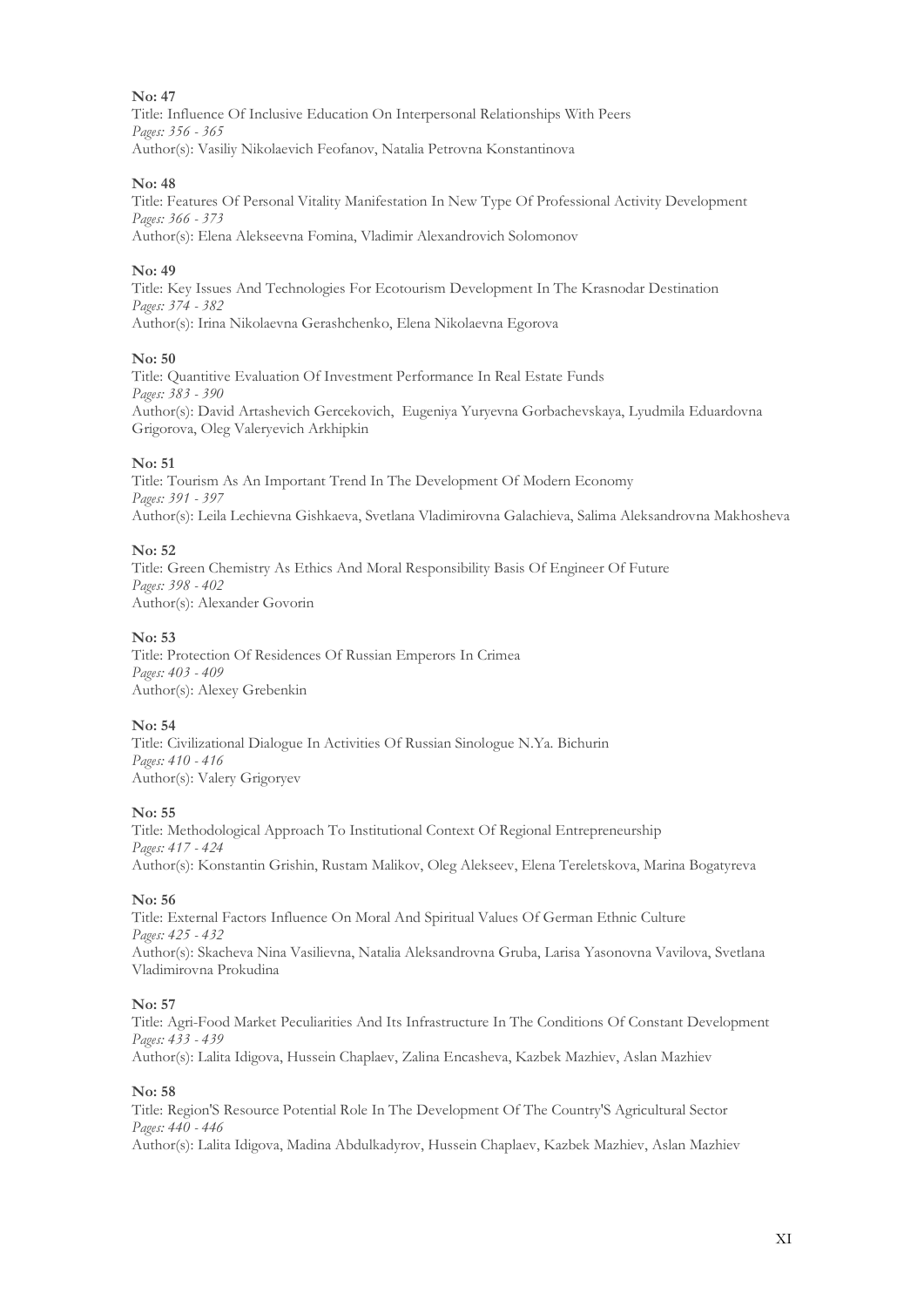**No: 47**
Title: Influence Of Inclusive Education On Interpersonal Relationships With Peers
*Pages: 356 - 365*
Author(s): Vasiliy Nikolaevich Feofanov, Natalia Petrovna Konstantinova

**No: 48**
Title: Features Of Personal Vitality Manifestation In New Type Of Professional Activity Development
*Pages: 366 - 373*
Author(s): Elena Alekseevna Fomina, Vladimir Alexandrovich Solomonov

**No: 49**
Title: Key Issues And Technologies For Ecotourism Development In The Krasnodar Destination
*Pages: 374 - 382*
Author(s): Irina Nikolaevna Gerashchenko, Elena Nikolaevna Egorova

**No: 50**
Title: Quantitive Evaluation Of Investment Performance In Real Estate Funds
*Pages: 383 - 390*
Author(s): David Artashevich Gercekovich, Eugeniya Yuryevna Gorbachevskaya, Lyudmila Eduardovna Grigorova, Oleg Valeryevich Arkhipkin

**No: 51**
Title: Tourism As An Important Trend In The Development Of Modern Economy
*Pages: 391 - 397*
Author(s): Leila Lechievna Gishkaeva, Svetlana Vladimirovna Galachieva, Salima Aleksandrovna Makhosheva

**No: 52**
Title: Green Chemistry As Ethics And Moral Responsibility Basis Of Engineer Of Future
*Pages: 398 - 402*
Author(s): Alexander Govorin

**No: 53**
Title: Protection Of Residences Of Russian Emperors In Crimea
*Pages: 403 - 409*
Author(s): Alexey Grebenkin

**No: 54**
Title: Civilizational Dialogue In Activities Of Russian Sinologue N.Ya. Bichurin
*Pages: 410 - 416*
Author(s): Valery Grigoryev

**No: 55**
Title: Methodological Approach To Institutional Context Of Regional Entrepreneurship
*Pages: 417 - 424*
Author(s): Konstantin Grishin, Rustam Malikov, Oleg Alekseev, Elena Tereletskova, Marina Bogatyreva

**No: 56**
Title: External Factors Influence On Moral And Spiritual Values Of German Ethnic Culture
*Pages: 425 - 432*
Author(s): Skacheva Nina Vasilievna, Natalia Aleksandrovna Gruba, Larisa Yasonovna Vavilova, Svetlana Vladimirovna Prokudina

**No: 57**
Title: Agri-Food Market Peculiarities And Its Infrastructure In The Conditions Of Constant Development
*Pages: 433 - 439*
Author(s): Lalita Idigova, Hussein Chaplaev, Zalina Encasheva, Kazbek Mazhiev, Aslan Mazhiev

**No: 58**
Title: Region'S Resource Potential Role In The Development Of The Country'S Agricultural Sector
*Pages: 440 - 446*
Author(s): Lalita Idigova, Madina Abdulkadyrov, Hussein Chaplaev, Kazbek Mazhiev, Aslan Mazhiev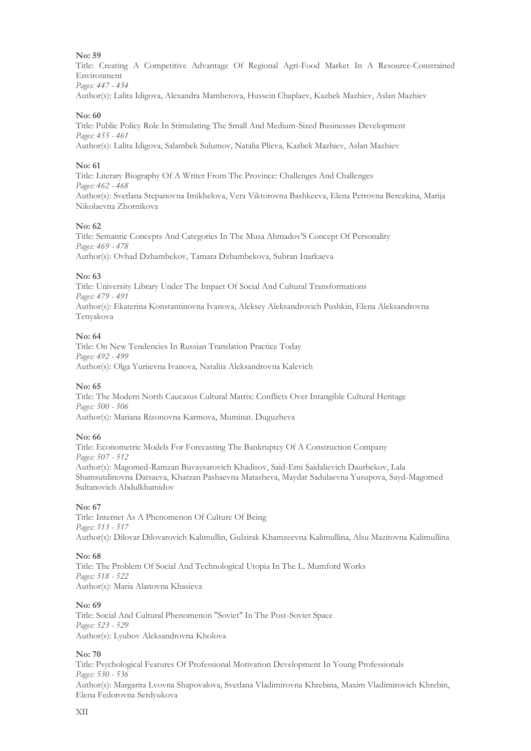**No: 59**

Title: Creating A Competitive Advantage Of Regional Agri-Food Market In A Resource-Constrained Environment

*Pages: 447 - 454*

Author(s): Lalita Idigova, Alexandra Mambetova, Hussein Chaplaev, Kazbek Mazhiev, Aslan Mazhiev

**No: 60**

Title: Public Policy Role In Stimulating The Small And Medium-Sized Businesses Development

*Pages: 455 - 461*

Author(s): Lalita Idigova, Salambek Sulumov, Natalia Plieva, Kazbek Mazhiev, Aslan Mazhiev

**No: 61**

Title: Literary Biography Of A Writer From The Province: Challenges And Challenges

*Pages: 462 - 468*

Author(s): Svetlana Stepanovna Imikhelova, Vera Viktorovna Bashkeeva, Elena Petrovna Berezkina, Marija Nikolaevna Zhornikova

**No: 62**

Title: Semantic Concepts And Categories In The Musa Ahmadov'S Concept Of Personality

*Pages: 469 - 478*

Author(s): Ovhad Dzhambekov, Tamara Dzhambekova, Subran Inarkaeva

**No: 63**

Title: University Library Under The Impact Of Social And Cultural Transformations

*Pages: 479 - 491*

Author(s): Ekaterina Konstantinovna Ivanova, Aleksey Aleksandrovich Pushkin, Elena Aleksandrovna Tenyakova

**No: 64**

Title: On New Tendencies In Russian Translation Practice Today

*Pages: 492 - 499*

Author(s): Olga Yuriievna Ivanova, Nataliia Aleksandrovna Kalevich

**No: 65**

Title: The Modern North Caucasus Cultural Matrix: Conflicts Over Intangible Cultural Heritage

*Pages: 500 - 506*

Author(s): Mariana Rizonovna Karmova, Muminat. Duguzheva

**No: 66**

Title: Econometric Models For Forecasting The Bankruptcy Of A Construction Company

*Pages: 507 - 512*

Author(s): Magomed-Ramzan Buvaysarovich Khadisov, Said-Emi Saidalievich Daurbekov, Lala Shamsutdinovna Datsaeva, Kharzan Pashaevna Matasheva, Maydat Sadulaevna Yusupova, Sayd-Magomed Sultanovich Abdulkhamidov

**No: 67**

Title: Internet As A Phenomenon Of Culture Of Being

*Pages: 513 - 517*

Author(s): Dilovar Dilovarovich Kalimullin, Gulzirak Khamzeevna Kalimullina, Alsu Mazitovna Kalimullina

**No: 68**

Title: The Problem Of Social And Technological Utopia In The L. Mumford Works

*Pages: 518 - 522*

Author(s): Maria Alanovna Khasieva

**No: 69**

Title: Social And Cultural Phenomenon "Soviet" In The Post-Soviet Space

*Pages: 523 - 529*

Author(s): Lyubov Aleksandrovna Kholova

**No: 70**

Title: Psychological Features Of Professional Motivation Development In Young Professionals

*Pages: 530 - 536*

Author(s): Margarita Lvovna Shapovalova, Svetlana Vladimirovna Khrebina, Maxim Vladimirovich Khrebin, Elena Fedorovna Serdyukova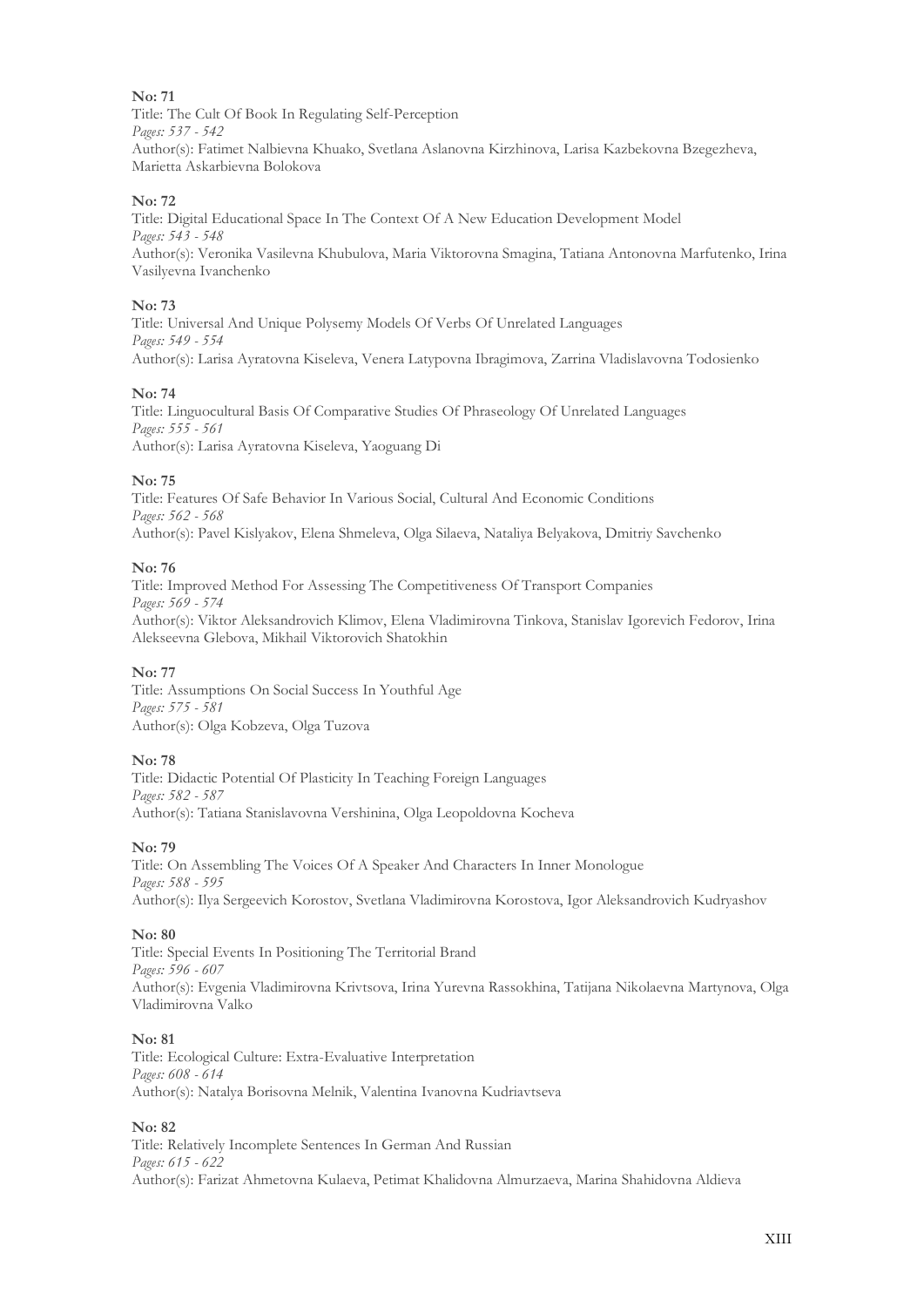**No: 71**
Title: The Cult Of Book In Regulating Self-Perception
*Pages: 537 - 542*
Author(s): Fatimet Nalbievna Khuako, Svetlana Aslanovna Kirzhinova, Larisa Kazbekovna Bzegezheva, Marietta Askarbievna Bolokova

**No: 72**
Title: Digital Educational Space In The Context Of A New Education Development Model
*Pages: 543 - 548*
Author(s): Veronika Vasilevna Khubulova, Maria Viktorovna Smagina, Tatiana Antonovna Marfutenko, Irina Vasilyevna Ivanchenko

**No: 73**
Title: Universal And Unique Polysemy Models Of Verbs Of Unrelated Languages
*Pages: 549 - 554*
Author(s): Larisa Ayratovna Kiseleva, Venera Latypovna Ibragimova, Zarrina Vladislavovna Todosienko

**No: 74**
Title: Linguocultural Basis Of Comparative Studies Of Phraseology Of Unrelated Languages
*Pages: 555 - 561*
Author(s): Larisa Ayratovna Kiseleva, Yaoguang Di

**No: 75**
Title: Features Of Safe Behavior In Various Social, Cultural And Economic Conditions
*Pages: 562 - 568*
Author(s): Pavel Kislyakov, Elena Shmeleva, Olga Silaeva, Nataliya Belyakova, Dmitriy Savchenko

**No: 76**
Title: Improved Method For Assessing The Competitiveness Of Transport Companies
*Pages: 569 - 574*
Author(s): Viktor Aleksandrovich Klimov, Elena Vladimirovna Tinkova, Stanislav Igorevich Fedorov, Irina Alekseevna Glebova, Mikhail Viktorovich Shatokhin

**No: 77**
Title: Assumptions On Social Success In Youthful Age
*Pages: 575 - 581*
Author(s): Olga Kobzeva, Olga Tuzova

**No: 78**
Title: Didactic Potential Of Plasticity In Teaching Foreign Languages
*Pages: 582 - 587*
Author(s): Tatiana Stanislavovna Vershinina, Olga Leopoldovna Kocheva

**No: 79**
Title: On Assembling The Voices Of A Speaker And Characters In Inner Monologue
*Pages: 588 - 595*
Author(s): Ilya Sergeevich Korostov, Svetlana Vladimirovna Korostova, Igor Aleksandrovich Kudryashov

**No: 80**
Title: Special Events In Positioning The Territorial Brand
*Pages: 596 - 607*
Author(s): Evgenia Vladimirovna Krivtsova, Irina Yurevna Rassokhina, Tatijana Nikolaevna Martynova, Olga Vladimirovna Valko

**No: 81**
Title: Ecological Culture: Extra-Evaluative Interpretation
*Pages: 608 - 614*
Author(s): Natalya Borisovna Melnik, Valentina Ivanovna Kudriavtseva

**No: 82**
Title: Relatively Incomplete Sentences In German And Russian
*Pages: 615 - 622*
Author(s): Farizat Ahmetovna Kulaeva, Petimat Khalidovna Almurzaeva, Marina Shahidovna Aldieva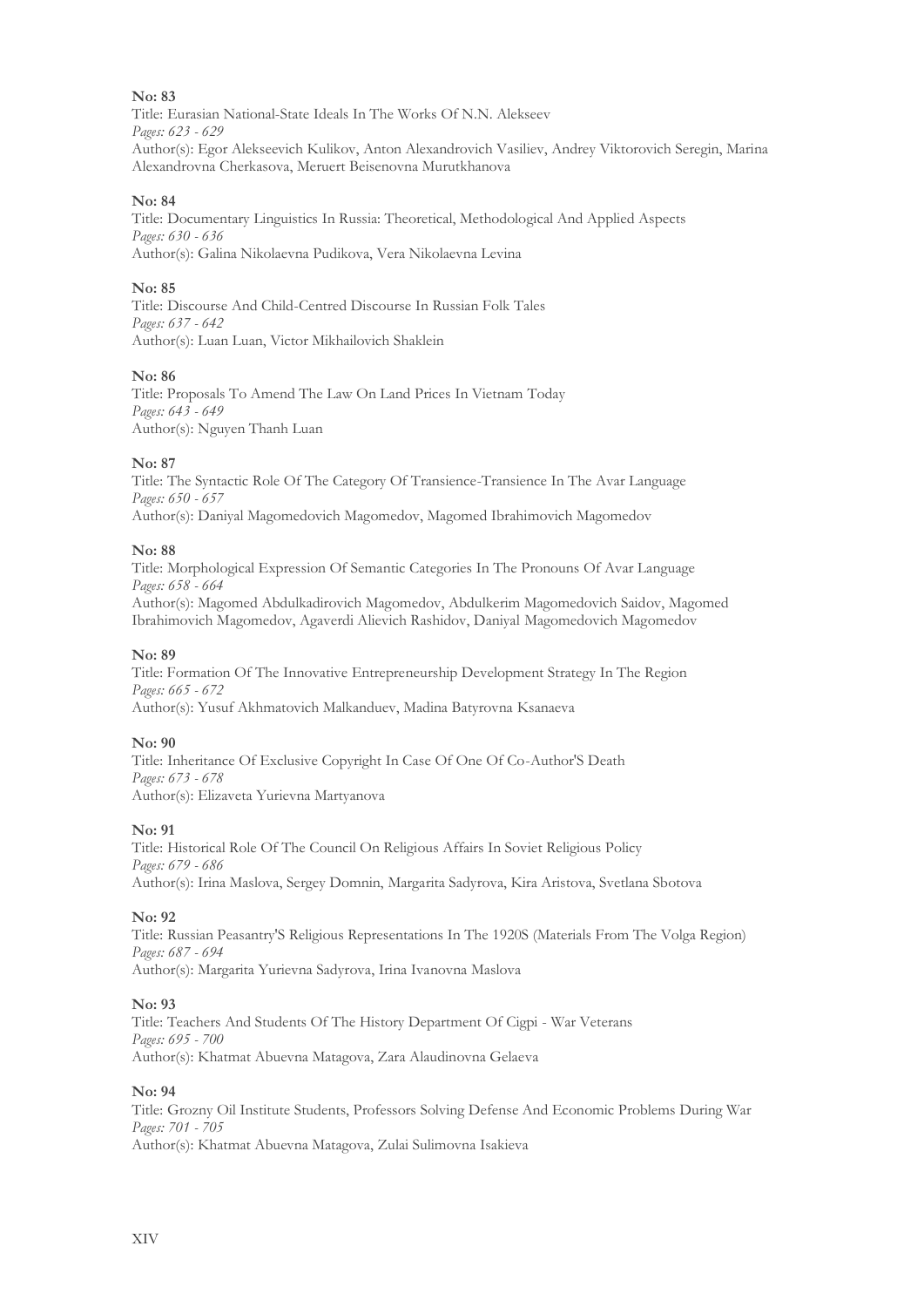**No: 83**
Title: Eurasian National-State Ideals In The Works Of N.N. Alekseev
*Pages: 623 - 629*
Author(s): Egor Alekseevich Kulikov, Anton Alexandrovich Vasiliev, Andrey Viktorovich Seregin, Marina Alexandrovna Cherkasova, Meruert Beisenovna Murutkhanova

**No: 84**
Title: Documentary Linguistics In Russia: Theoretical, Methodological And Applied Aspects
*Pages: 630 - 636*
Author(s): Galina Nikolaevna Pudikova, Vera Nikolaevna Levina

**No: 85**
Title: Discourse And Child-Centred Discourse In Russian Folk Tales
*Pages: 637 - 642*
Author(s): Luan Luan, Victor Mikhailovich Shaklein

**No: 86**
Title: Proposals To Amend The Law On Land Prices In Vietnam Today
*Pages: 643 - 649*
Author(s): Nguyen Thanh Luan

**No: 87**
Title: The Syntactic Role Of The Category Of Transience-Transience In The Avar Language
*Pages: 650 - 657*
Author(s): Daniyal Magomedovich Magomedov, Magomed Ibrahimovich Magomedov

**No: 88**
Title: Morphological Expression Of Semantic Categories In The Pronouns Of Avar Language
*Pages: 658 - 664*
Author(s): Magomed Abdulkadirovich Magomedov, Abdulkerim Magomedovich Saidov, Magomed Ibrahimovich Magomedov, Agaverdi Alievich Rashidov, Daniyal Magomedovich Magomedov

**No: 89**
Title: Formation Of The Innovative Entrepreneurship Development Strategy In The Region
*Pages: 665 - 672*
Author(s): Yusuf Akhmatovich Malkanduev, Madina Batyrovna Ksanaeva

**No: 90**
Title: Inheritance Of Exclusive Copyright In Case Of One Of Co-Author'S Death
*Pages: 673 - 678*
Author(s): Elizaveta Yurievna Martyanova

**No: 91**
Title: Historical Role Of The Council On Religious Affairs In Soviet Religious Policy
*Pages: 679 - 686*
Author(s): Irina Maslova, Sergey Domnin, Margarita Sadyrova, Kira Aristova, Svetlana Sbotova

**No: 92**
Title: Russian Peasantry'S Religious Representations In The 1920S (Materials From The Volga Region)
*Pages: 687 - 694*
Author(s): Margarita Yurievna Sadyrova, Irina Ivanovna Maslova

**No: 93**
Title: Teachers And Students Of The History Department Of Cigpi - War Veterans
*Pages: 695 - 700*
Author(s): Khatmat Abuevna Matagova, Zara Alaudinovna Gelaeva

**No: 94**
Title: Grozny Oil Institute Students, Professors Solving Defense And Economic Problems During War
*Pages: 701 - 705*
Author(s): Khatmat Abuevna Matagova, Zulai Sulimovna Isakieva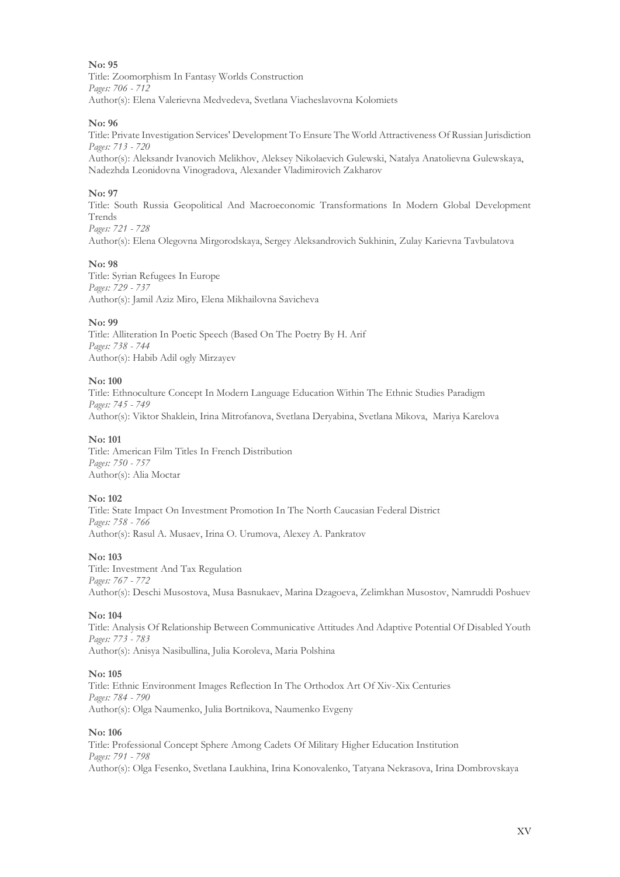**No: 95**
Title: Zoomorphism In Fantasy Worlds Construction
*Pages: 706 - 712*
Author(s): Elena Valerievna Medvedeva, Svetlana Viacheslavovna Kolomiets

**No: 96**
Title: Private Investigation Services' Development To Ensure The World Attractiveness Of Russian Jurisdiction
*Pages: 713 - 720*
Author(s): Aleksandr Ivanovich Melikhov, Aleksey Nikolaevich Gulewski, Natalya Anatolievna Gulewskaya, Nadezhda Leonidovna Vinogradova, Alexander Vladimirovich Zakharov

**No: 97**
Title: South Russia Geopolitical And Macroeconomic Transformations In Modern Global Development Trends
*Pages: 721 - 728*
Author(s): Elena Olegovna Mirgorodskaya, Sergey Aleksandrovich Sukhinin, Zulay Karievna Tavbulatova

**No: 98**
Title: Syrian Refugees In Europe
*Pages: 729 - 737*
Author(s): Jamil Aziz Miro, Elena Mikhailovna Savicheva

**No: 99**
Title: Alliteration In Poetic Speech (Based On The Poetry By H. Arif
*Pages: 738 - 744*
Author(s): Habib Adil ogly Mirzayev

**No: 100**
Title: Ethnoculture Concept In Modern Language Education Within The Ethnic Studies Paradigm
*Pages: 745 - 749*
Author(s): Viktor Shaklein, Irina Mitrofanova, Svetlana Deryabina, Svetlana Mikova, Mariya Karelova

**No: 101**
Title: American Film Titles In French Distribution
*Pages: 750 - 757*
Author(s): Alia Moctar

**No: 102**
Title: State Impact On Investment Promotion In The North Caucasian Federal District
*Pages: 758 - 766*
Author(s): Rasul A. Musaev, Irina O. Urumova, Alexey A. Pankratov

**No: 103**
Title: Investment And Tax Regulation
*Pages: 767 - 772*
Author(s): Deschi Musostova, Musa Basnukaev, Marina Dzagoeva, Zelimkhan Musostov, Namruddi Poshuev

**No: 104**
Title: Analysis Of Relationship Between Communicative Attitudes And Adaptive Potential Of Disabled Youth
*Pages: 773 - 783*
Author(s): Anisya Nasibullina, Julia Koroleva, Maria Polshina

**No: 105**
Title: Ethnic Environment Images Reflection In The Orthodox Art Of Xiv-Xix Centuries
*Pages: 784 - 790*
Author(s): Olga Naumenko, Julia Bortnikova, Naumenko Evgeny

**No: 106**
Title: Professional Concept Sphere Among Cadets Of Military Higher Education Institution
*Pages: 791 - 798*
Author(s): Olga Fesenko, Svetlana Laukhina, Irina Konovalenko, Tatyana Nekrasova, Irina Dombrovskaya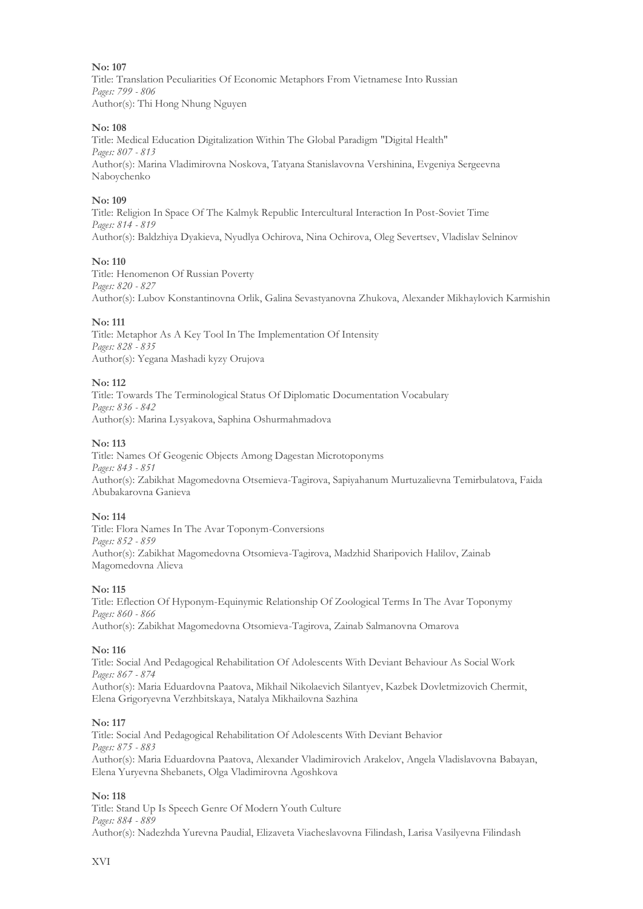**No: 107**
Title: Translation Peculiarities Of Economic Metaphors From Vietnamese Into Russian
*Pages: 799 - 806*
Author(s): Thi Hong Nhung Nguyen

**No: 108**
Title: Medical Education Digitalization Within The Global Paradigm "Digital Health"
*Pages: 807 - 813*
Author(s): Marina Vladimirovna Noskova, Tatyana Stanislavovna Vershinina, Evgeniya Sergeevna Naboychenko

**No: 109**
Title: Religion In Space Of The Kalmyk Republic Intercultural Interaction In Post-Soviet Time
*Pages: 814 - 819*
Author(s): Baldzhiya Dyakieva, Nyudlya Ochirova, Nina Ochirova, Oleg Severtsev, Vladislav Selninov

**No: 110**
Title: Henomenon Of Russian Poverty
*Pages: 820 - 827*
Author(s): Lubov Konstantinovna Orlik, Galina Sevastyanovna Zhukova, Alexander Mikhaylovich Karmishin

**No: 111**
Title: Metaphor As A Key Tool In The Implementation Of Intensity
*Pages: 828 - 835*
Author(s): Yegana Mashadi kyzy Orujova

**No: 112**
Title: Towards The Terminological Status Of Diplomatic Documentation Vocabulary
*Pages: 836 - 842*
Author(s): Marina Lysyakova, Saphina Oshurmahmadova

**No: 113**
Title: Names Of Geogenic Objects Among Dagestan Microtoponyms
*Pages: 843 - 851*
Author(s): Zabikhat Magomedovna Otsemieva-Tagirova, Sapiyahanum Murtuzalievna Temirbulatova, Faida Abubakarovna Ganieva

**No: 114**
Title: Flora Names In The Avar Toponym-Conversions
*Pages: 852 - 859*
Author(s): Zabikhat Magomedovna Otsomieva-Tagirova, Madzhid Sharipovich Halilov, Zainab Magomedovna Alieva

**No: 115**
Title: Eflection Of Hyponym-Equinymic Relationship Of Zoological Terms In The Avar Toponymy
*Pages: 860 - 866*
Author(s): Zabikhat Magomedovna Otsomieva-Tagirova, Zainab Salmanovna Omarova

**No: 116**
Title: Social And Pedagogical Rehabilitation Of Adolescents With Deviant Behaviour As Social Work
*Pages: 867 - 874*
Author(s): Maria Eduardovna Paatova, Mikhail Nikolaevich Silantyev, Kazbek Dovletmizovich Chermit, Elena Grigoryevna Verzhbitskaya, Natalya Mikhailovna Sazhina

**No: 117**
Title: Social And Pedagogical Rehabilitation Of Adolescents With Deviant Behavior
*Pages: 875 - 883*
Author(s): Maria Eduardovna Paatova, Alexander Vladimirovich Arakelov, Angela Vladislavovna Babayan, Elena Yuryevna Shebanets, Olga Vladimirovna Agoshkova

**No: 118**
Title: Stand Up Is Speech Genre Of Modern Youth Culture
*Pages: 884 - 889*
Author(s): Nadezhda Yurevna Paudial, Elizaveta Viacheslavovna Filindash, Larisa Vasilyevna Filindash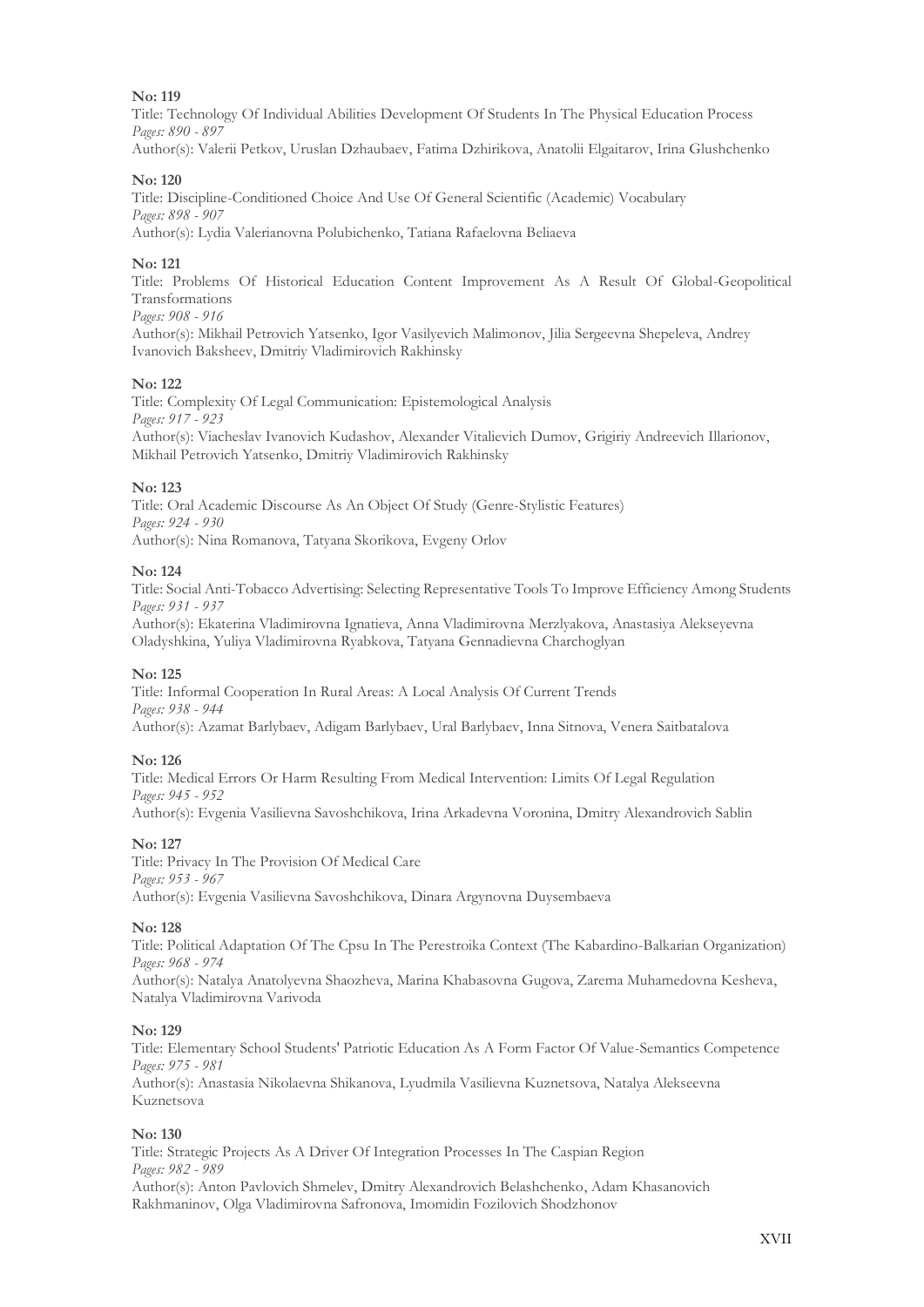**No: 119**

Title: Technology Of Individual Abilities Development Of Students In The Physical Education Process
*Pages: 890 - 897*
Author(s): Valerii Petkov, Uruslan Dzhaubaev, Fatima Dzhirikova, Anatolii Elgaitarov, Irina Glushchenko

**No: 120**

Title: Discipline-Conditioned Choice And Use Of General Scientific (Academic) Vocabulary
*Pages: 898 - 907*
Author(s): Lydia Valerianovna Polubichenko, Tatiana Rafaelovna Beliaeva

**No: 121**

Title: Problems Of Historical Education Content Improvement As A Result Of Global-Geopolitical Transformations
*Pages: 908 - 916*
Author(s): Mikhail Petrovich Yatsenko, Igor Vasilyevich Malimonov, Jilia Sergeevna Shepeleva, Andrey Ivanovich Baksheev, Dmitriy Vladimirovich Rakhinsky

**No: 122**

Title: Complexity Of Legal Communication: Epistemological Analysis
*Pages: 917 - 923*
Author(s): Viacheslav Ivanovich Kudashov, Alexander Vitalievich Dumov, Grigiriy Andreevich Illarionov, Mikhail Petrovich Yatsenko, Dmitriy Vladimirovich Rakhinsky

**No: 123**

Title: Oral Academic Discourse As An Object Of Study (Genre-Stylistic Features)
*Pages: 924 - 930*
Author(s): Nina Romanova, Tatyana Skorikova, Evgeny Orlov

**No: 124**

Title: Social Anti-Tobacco Advertising: Selecting Representative Tools To Improve Efficiency Among Students
*Pages: 931 - 937*
Author(s): Ekaterina Vladimirovna Ignatieva, Anna Vladimirovna Merzlyakova, Anastasiya Alekseyevna Oladyshkina, Yuliya Vladimirovna Ryabkova, Tatyana Gennadievna Charchoglyan

**No: 125**

Title: Informal Cooperation In Rural Areas: A Local Analysis Of Current Trends
*Pages: 938 - 944*
Author(s): Azamat Barlybaev, Adigam Barlybaev, Ural Barlybaev, Inna Sitnova, Venera Saitbatalova

**No: 126**

Title: Medical Errors Or Harm Resulting From Medical Intervention: Limits Of Legal Regulation
*Pages: 945 - 952*
Author(s): Evgenia Vasilievna Savoshchikova, Irina Arkadevna Voronina, Dmitry Alexandrovich Sablin

**No: 127**

Title: Privacy In The Provision Of Medical Care
*Pages: 953 - 967*
Author(s): Evgenia Vasilievna Savoshchikova, Dinara Argynovna Duysembaeva

**No: 128**

Title: Political Adaptation Of The Cpsu In The Perestroika Context (The Kabardino-Balkarian Organization)
*Pages: 968 - 974*
Author(s): Natalya Anatolyevna Shaozheva, Marina Khabasovna Gugova, Zarema Muhamedovna Kesheva, Natalya Vladimirovna Varivoda

**No: 129**

Title: Elementary School Students' Patriotic Education As A Form Factor Of Value-Semantics Competence
*Pages: 975 - 981*
Author(s): Anastasia Nikolaevna Shikanova, Lyudmila Vasilievna Kuznetsova, Natalya Alekseevna Kuznetsova

**No: 130**

Title: Strategic Projects As A Driver Of Integration Processes In The Caspian Region
*Pages: 982 - 989*
Author(s): Anton Pavlovich Shmelev, Dmitry Alexandrovich Belashchenko, Adam Khasanovich Rakhmaninov, Olga Vladimirovna Safronova, Imomidin Fozilovich Shodzhonov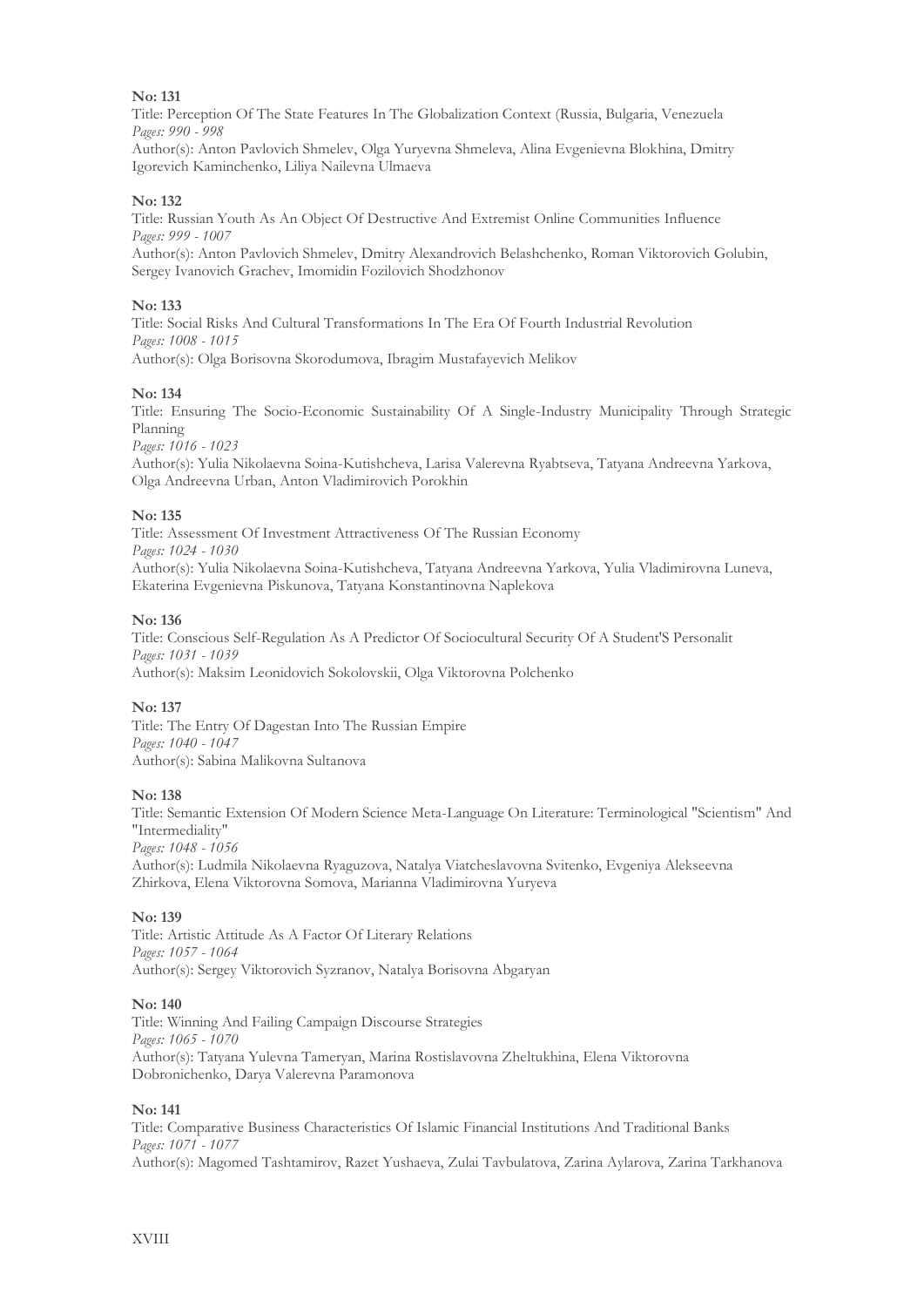**No: 131**

Title: Perception Of The State Features In The Globalization Context (Russia, Bulgaria, Venezuela

*Pages: 990 - 998*

Author(s): Anton Pavlovich Shmelev, Olga Yuryevna Shmeleva, Alina Evgenievna Blokhina, Dmitry Igorevich Kaminchenko, Liliya Nailevna Ulmaeva

**No: 132**

Title: Russian Youth As An Object Of Destructive And Extremist Online Communities Influence

*Pages: 999 - 1007*

Author(s): Anton Pavlovich Shmelev, Dmitry Alexandrovich Belashchenko, Roman Viktorovich Golubin, Sergey Ivanovich Grachev, Imomidin Fozilovich Shodzhonov

**No: 133**

Title: Social Risks And Cultural Transformations In The Era Of Fourth Industrial Revolution

*Pages: 1008 - 1015*

Author(s): Olga Borisovna Skorodumova, Ibragim Mustafayevich Melikov

**No: 134**

Title: Ensuring The Socio-Economic Sustainability Of A Single-Industry Municipality Through Strategic Planning

*Pages: 1016 - 1023*

Author(s): Yulia Nikolaevna Soina-Kutishcheva, Larisa Valerevna Ryabtseva, Tatyana Andreevna Yarkova, Olga Andreevna Urban, Anton Vladimirovich Porokhin

**No: 135**

Title: Assessment Of Investment Attractiveness Of The Russian Economy

*Pages: 1024 - 1030*

Author(s): Yulia Nikolaevna Soina-Kutishcheva, Tatyana Andreevna Yarkova, Yulia Vladimirovna Luneva, Ekaterina Evgenievna Piskunova, Tatyana Konstantinovna Naplekova

**No: 136**

Title: Conscious Self-Regulation As A Predictor Of Sociocultural Security Of A Student'S Personalit

*Pages: 1031 - 1039*

Author(s): Maksim Leonidovich Sokolovskii, Olga Viktorovna Polchenko

**No: 137**

Title: The Entry Of Dagestan Into The Russian Empire

*Pages: 1040 - 1047*

Author(s): Sabina Malikovna Sultanova

**No: 138**

Title: Semantic Extension Of Modern Science Meta-Language On Literature: Terminological "Scientism" And "Intermediality"

*Pages: 1048 - 1056*

Author(s): Ludmila Nikolaevna Ryaguzova, Natalya Viatcheslavovna Svitenko, Evgeniya Alekseevna Zhirkova, Elena Viktorovna Somova, Marianna Vladimirovna Yuryeva

**No: 139**

Title: Artistic Attitude As A Factor Of Literary Relations

*Pages: 1057 - 1064*

Author(s): Sergey Viktorovich Syzranov, Natalya Borisovna Abgaryan

**No: 140**

Title: Winning And Failing Campaign Discourse Strategies

*Pages: 1065 - 1070*

Author(s): Tatyana Yulevna Tameryan, Marina Rostislavovna Zheltukhina, Elena Viktorovna Dobronichenko, Darya Valerevna Paramonova

**No: 141**

Title: Comparative Business Characteristics Of Islamic Financial Institutions And Traditional Banks

*Pages: 1071 - 1077*

Author(s): Magomed Tashtamirov, Razet Yushaeva, Zulai Tavbulatova, Zarina Aylarova, Zarina Tarkhanova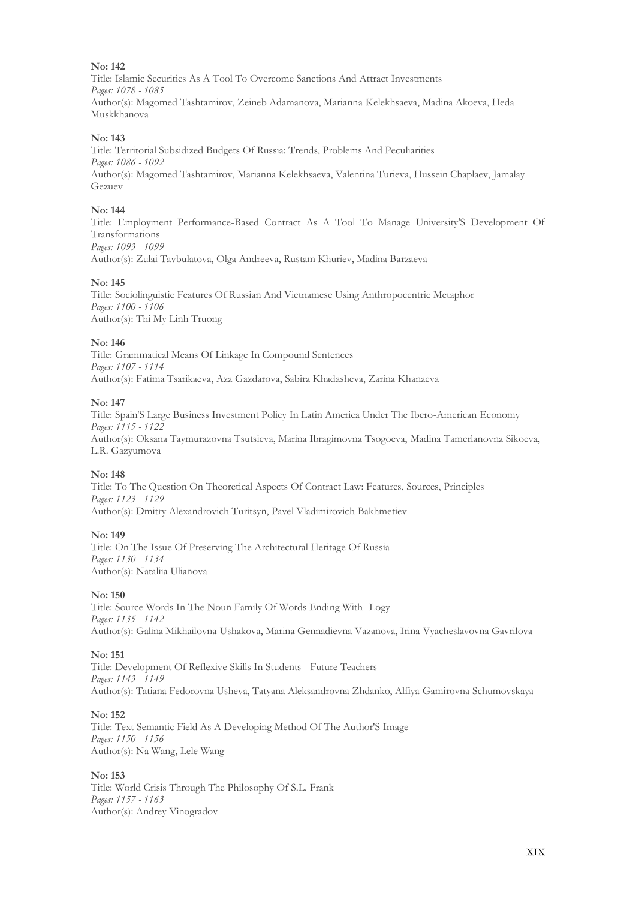**No: 142**

Title: Islamic Securities As A Tool To Overcome Sanctions And Attract Investments

*Pages: 1078 - 1085*

Author(s): Magomed Tashtamirov, Zeineb Adamanova, Marianna Kelekhsaeva, Madina Akoeva, Heda Muskkhanova

**No: 143**

Title: Territorial Subsidized Budgets Of Russia: Trends, Problems And Peculiarities

*Pages: 1086 - 1092*

Author(s): Magomed Tashtamirov, Marianna Kelekhsaeva, Valentina Turieva, Hussein Chaplaev, Jamalay Gezuev

**No: 144**

Title: Employment Performance-Based Contract As A Tool To Manage University'S Development Of Transformations

*Pages: 1093 - 1099*

Author(s): Zulai Tavbulatova, Olga Andreeva, Rustam Khuriev, Madina Barzaeva

**No: 145**

Title: Sociolinguistic Features Of Russian And Vietnamese Using Anthropocentric Metaphor

*Pages: 1100 - 1106*

Author(s): Thi My Linh Truong

**No: 146**

Title: Grammatical Means Of Linkage In Compound Sentences

*Pages: 1107 - 1114*

Author(s): Fatima Tsarikaeva, Aza Gazdarova, Sabira Khadasheva, Zarina Khanaeva

**No: 147**

Title: Spain'S Large Business Investment Policy In Latin America Under The Ibero-American Economy

*Pages: 1115 - 1122*

Author(s): Oksana Taymurazovna Tsutsieva, Marina Ibragimovna Tsogoeva, Madina Tamerlanovna Sikoeva, L.R. Gazyumova

**No: 148**

Title: To The Question On Theoretical Aspects Of Contract Law: Features, Sources, Principles

*Pages: 1123 - 1129*

Author(s): Dmitry Alexandrovich Turitsyn, Pavel Vladimirovich Bakhmetiev

**No: 149**

Title: On The Issue Of Preserving The Architectural Heritage Of Russia

*Pages: 1130 - 1134*

Author(s): Nataliia Ulianova

**No: 150**

Title: Source Words In The Noun Family Of Words Ending With -Logy

*Pages: 1135 - 1142*

Author(s): Galina Mikhailovna Ushakova, Marina Gennadievna Vazanova, Irina Vyacheslavovna Gavrilova

**No: 151**

Title: Development Of Reflexive Skills In Students - Future Teachers

*Pages: 1143 - 1149*

Author(s): Tatiana Fedorovna Usheva, Tatyana Aleksandrovna Zhdanko, Alfiya Gamirovna Schumovskaya

**No: 152**

Title: Text Semantic Field As A Developing Method Of The Author'S Image

*Pages: 1150 - 1156*

Author(s): Na Wang, Lele Wang

**No: 153**

Title: World Crisis Through The Philosophy Of S.L. Frank

*Pages: 1157 - 1163*

Author(s): Andrey Vinogradov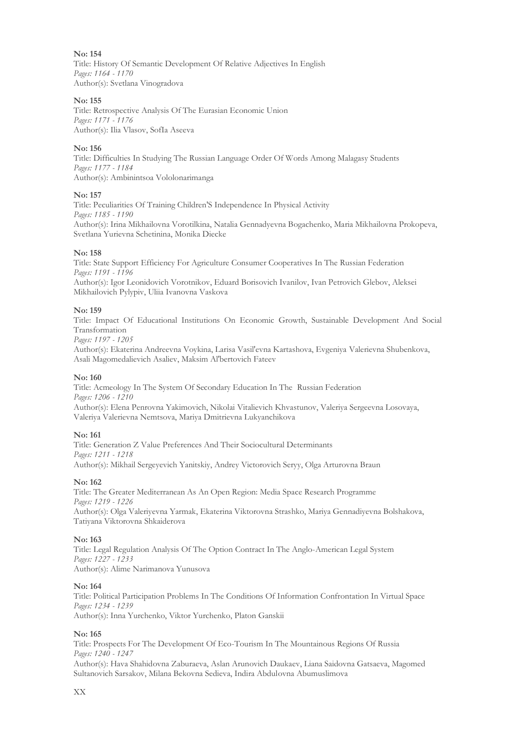**No: 154**
Title: History Of Semantic Development Of Relative Adjectives In English
*Pages: 1164 - 1170*
Author(s): Svetlana Vinogradova

**No: 155**
Title: Retrospective Analysis Of The Eurasian Economic Union
*Pages: 1171 - 1176*
Author(s): Ilia Vlasov, SofIa Aseeva

**No: 156**
Title: Difficulties In Studying The Russian Language Order Of Words Among Malagasy Students
*Pages: 1177 - 1184*
Author(s): Ambinintsoa Vololonarimanga

**No: 157**
Title: Peculiarities Of Training Children'S Independence In Physical Activity
*Pages: 1185 - 1190*
Author(s): Irina Mikhailovna Vorotilkina, Natalia Gennadyevna Bogachenko, Maria Mikhailovna Prokopeva, Svetlana Yurievna Schetinina, Monika Diecke

**No: 158**
Title: State Support Efficiency For Agriculture Consumer Cooperatives In The Russian Federation
*Pages: 1191 - 1196*
Author(s): Igor Leonidovich Vorotnikov, Eduard Borisovich Ivanilov, Ivan Petrovich Glebov, Aleksei Mikhailovich Pylypiv, Uliia Ivanovna Vaskova

**No: 159**
Title: Impact Of Educational Institutions On Economic Growth, Sustainable Development And Social Transformation
*Pages: 1197 - 1205*
Author(s): Ekaterina Andreevna Voykina, Larisa Vasil'evna Kartashova, Evgeniya Valerievna Shubenkova, Asali Magomedalievich Asaliev, Maksim Al'bertovich Fateev

**No: 160**
Title: Acmeology In The System Of Secondary Education In The Russian Federation
*Pages: 1206 - 1210*
Author(s): Elena Penrovna Yakimovich, Nikolai Vitalievich Khvastunov, Valeriya Sergeevna Losovaya, Valeriya Valerievna Nemtsova, Mariya Dmitrievna Lukyanchikova

**No: 161**
Title: Generation Z Value Preferences And Their Sociocultural Determinants
*Pages: 1211 - 1218*
Author(s): Mikhail Sergeyevich Yanitskiy, Andrey Victorovich Seryy, Olga Arturovna Braun

**No: 162**
Title: The Greater Mediterranean As An Open Region: Media Space Research Programme
*Pages: 1219 - 1226*
Author(s): Olga Valeriyevna Yarmak, Ekaterina Viktorovna Strashko, Mariya Gennadiyevna Bolshakova, Tatiyana Viktorovna Shkaiderova

**No: 163**
Title: Legal Regulation Analysis Of The Option Contract In The Anglo-American Legal System
*Pages: 1227 - 1233*
Author(s): Alime Narimanova Yunusova

**No: 164**
Title: Political Participation Problems In The Conditions Of Information Confrontation In Virtual Space
*Pages: 1234 - 1239*
Author(s): Inna Yurchenko, Viktor Yurchenko, Platon Ganskii

**No: 165**
Title: Prospects For The Development Of Eco-Tourism In The Mountainous Regions Of Russia
*Pages: 1240 - 1247*
Author(s): Hava Shahidovna Zaburaeva, Aslan Arunovich Daukaev, Liana Saidovna Gatsaeva, Magomed Sultanovich Sarsakov, Milana Bekovna Sedieva, Indira Abdulovna Abumuslimova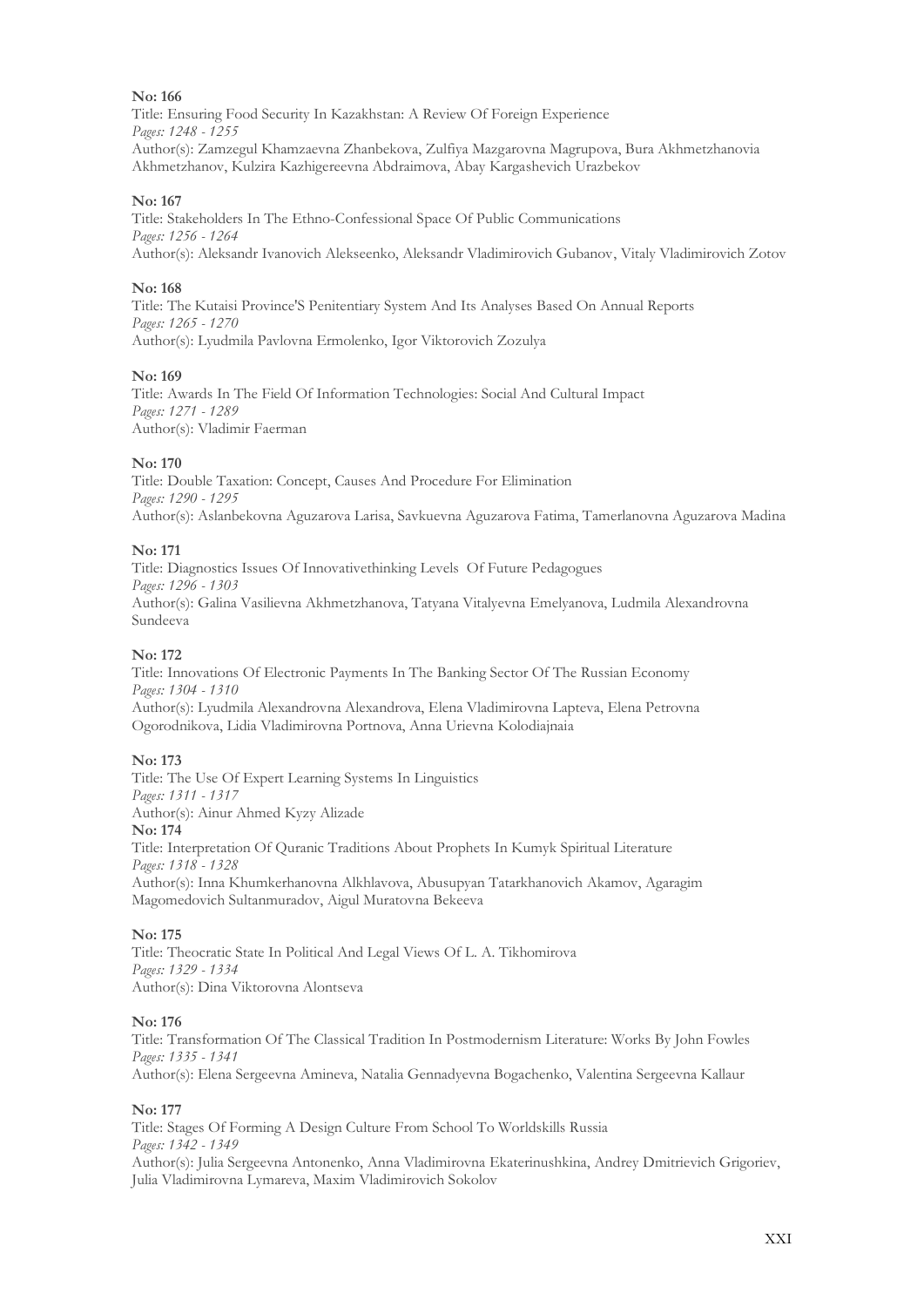**No: 166**
Title: Ensuring Food Security In Kazakhstan: A Review Of Foreign Experience
*Pages: 1248 - 1255*
Author(s): Zamzegul Khamzaevna Zhanbekova, Zulfiya Mazgarovna Magrupova, Bura Akhmetzhanovia Akhmetzhanov, Kulzira Kazhigereevna Abdraimova, Abay Kargashevich Urazbekov

**No: 167**
Title: Stakeholders In The Ethno-Confessional Space Of Public Communications
*Pages: 1256 - 1264*
Author(s): Aleksandr Ivanovich Alekseenko, Aleksandr Vladimirovich Gubanov, Vitaly Vladimirovich Zotov

**No: 168**
Title: The Kutaisi Province'S Penitentiary System And Its Analyses Based On Annual Reports
*Pages: 1265 - 1270*
Author(s): Lyudmila Pavlovna Ermolenko, Igor Viktorovich Zozulya

**No: 169**
Title: Awards In The Field Of Information Technologies: Social And Cultural Impact
*Pages: 1271 - 1289*
Author(s): Vladimir Faerman

**No: 170**
Title: Double Taxation: Concept, Causes And Procedure For Elimination
*Pages: 1290 - 1295*
Author(s): Aslanbekovna Aguzarova Larisa, Savkuevna Aguzarova Fatima, Tamerlanovna Aguzarova Madina

**No: 171**
Title: Diagnostics Issues Of Innovativethinking Levels Of Future Pedagogues
*Pages: 1296 - 1303*
Author(s): Galina Vasilievna Akhmetzhanova, Tatyana Vitalyevna Emelyanova, Ludmila Alexandrovna Sundeeva

**No: 172**
Title: Innovations Of Electronic Payments In The Banking Sector Of The Russian Economy
*Pages: 1304 - 1310*
Author(s): Lyudmila Alexandrovna Alexandrova, Elena Vladimirovna Lapteva, Elena Petrovna Ogorodnikova, Lidia Vladimirovna Portnova, Anna Urievna Kolodiajnaia

**No: 173**
Title: The Use Of Expert Learning Systems In Linguistics
*Pages: 1311 - 1317*
Author(s): Ainur Ahmed Kyzy Alizade

**No: 174**
Title: Interpretation Of Quranic Traditions About Prophets In Kumyk Spiritual Literature
*Pages: 1318 - 1328*
Author(s): Inna Khumkerhanovna Alkhlavova, Abusupyan Tatarkhanovich Akamov, Agaragim Magomedovich Sultanmuradov, Aigul Muratovna Bekeeva

**No: 175**
Title: Theocratic State In Political And Legal Views Of L. A. Tikhomirova
*Pages: 1329 - 1334*
Author(s): Dina Viktorovna Alontseva

**No: 176**
Title: Transformation Of The Classical Tradition In Postmodernism Literature: Works By John Fowles
*Pages: 1335 - 1341*
Author(s): Elena Sergeevna Amineva, Natalia Gennadyevna Bogachenko, Valentina Sergeevna Kallaur

**No: 177**
Title: Stages Of Forming A Design Culture From School To Worldskills Russia
*Pages: 1342 - 1349*
Author(s): Julia Sergeevna Antonenko, Anna Vladimirovna Ekaterinushkina, Andrey Dmitrievich Grigoriev, Julia Vladimirovna Lymareva, Maxim Vladimirovich Sokolov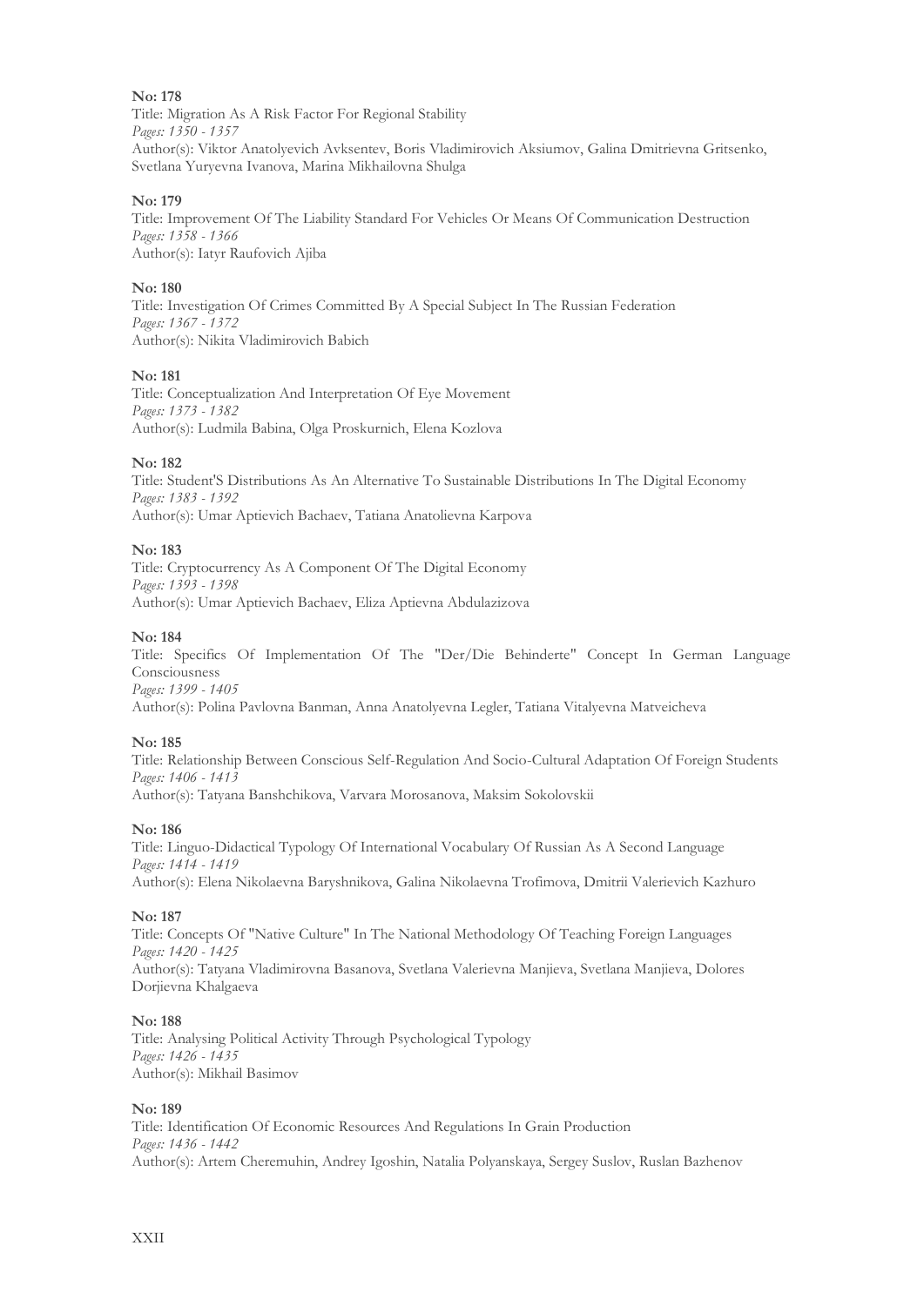**No: 178**
Title: Migration As A Risk Factor For Regional Stability
*Pages: 1350 - 1357*
Author(s): Viktor Anatolyevich Avksentev, Boris Vladimirovich Aksiumov, Galina Dmitrievna Gritsenko, Svetlana Yuryevna Ivanova, Marina Mikhailovna Shulga

**No: 179**
Title: Improvement Of The Liability Standard For Vehicles Or Means Of Communication Destruction
*Pages: 1358 - 1366*
Author(s): Iatyr Raufovich Ajiba

**No: 180**
Title: Investigation Of Crimes Committed By A Special Subject In The Russian Federation
*Pages: 1367 - 1372*
Author(s): Nikita Vladimirovich Babich

**No: 181**
Title: Conceptualization And Interpretation Of Eye Movement
*Pages: 1373 - 1382*
Author(s): Ludmila Babina, Olga Proskurnich, Elena Kozlova

**No: 182**
Title: Student'S Distributions As An Alternative To Sustainable Distributions In The Digital Economy
*Pages: 1383 - 1392*
Author(s): Umar Aptievich Bachaev, Tatiana Anatolievna Karpova

**No: 183**
Title: Cryptocurrency As A Component Of The Digital Economy
*Pages: 1393 - 1398*
Author(s): Umar Aptievich Bachaev, Eliza Aptievna Abdulazizova

**No: 184**
Title: Specifics Of Implementation Of The "Der/Die Behinderte" Concept In German Language Consciousness
*Pages: 1399 - 1405*
Author(s): Polina Pavlovna Banman, Anna Anatolyevna Legler, Tatiana Vitalyevna Matveicheva

**No: 185**
Title: Relationship Between Conscious Self-Regulation And Socio-Cultural Adaptation Of Foreign Students
*Pages: 1406 - 1413*
Author(s): Tatyana Banshchikova, Varvara Morosanova, Maksim Sokolovskii

**No: 186**
Title: Linguo-Didactical Typology Of International Vocabulary Of Russian As A Second Language
*Pages: 1414 - 1419*
Author(s): Elena Nikolaevna Baryshnikova, Galina Nikolaevna Trofimova, Dmitrii Valerievich Kazhuro

**No: 187**
Title: Concepts Of "Native Culture" In The National Methodology Of Teaching Foreign Languages
*Pages: 1420 - 1425*
Author(s): Tatyana Vladimirovna Basanova, Svetlana Valerievna Manjieva, Svetlana Manjieva, Dolores Dorjievna Khalgaeva

**No: 188**
Title: Analysing Political Activity Through Psychological Typology
*Pages: 1426 - 1435*
Author(s): Mikhail Basimov

**No: 189**
Title: Identification Of Economic Resources And Regulations In Grain Production
*Pages: 1436 - 1442*
Author(s): Artem Cheremuhin, Andrey Igoshin, Natalia Polyanskaya, Sergey Suslov, Ruslan Bazhenov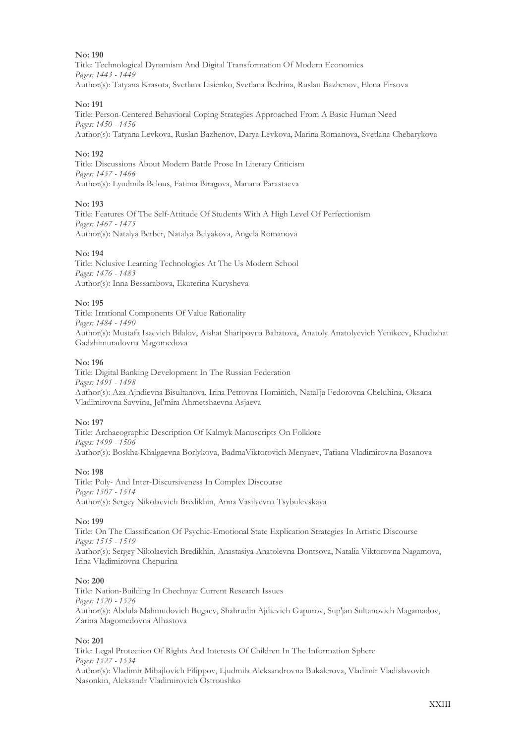**No: 190**
Title: Technological Dynamism And Digital Transformation Of Modern Economics
*Pages: 1443 - 1449*
Author(s): Tatyana Krasota, Svetlana Lisienko, Svetlana Bedrina, Ruslan Bazhenov, Elena Firsova

**No: 191**
Title: Person-Centered Behavioral Coping Strategies Approached From A Basic Human Need
*Pages: 1450 - 1456*
Author(s): Tatyana Levkova, Ruslan Bazhenov, Darya Levkova, Marina Romanova, Svetlana Chebarykova

**No: 192**
Title: Discussions About Modern Battle Prose In Literary Criticism
*Pages: 1457 - 1466*
Author(s): Lyudmila Belous, Fatima Biragova, Manana Parastaeva

**No: 193**
Title: Features Of The Self-Attitude Of Students With A High Level Of Perfectionism
*Pages: 1467 - 1475*
Author(s): Natalya Berber, Natalya Belyakova, Angela Romanova

**No: 194**
Title: Nclusive Learning Technologies At The Us Modern School
*Pages: 1476 - 1483*
Author(s): Inna Bessarabova, Ekaterina Kurysheva

**No: 195**
Title: Irrational Components Of Value Rationality
*Pages: 1484 - 1490*
Author(s): Mustafa Isaevich Bilalov, Aishat Sharipovna Babatova, Anatoly Anatolyevich Yenikeev, Khadizhat Gadzhimuradovna Magomedova

**No: 196**
Title: Digital Banking Development In The Russian Federation
*Pages: 1491 - 1498*
Author(s): Aza Ajndievna Bisultanova, Irina Petrovna Hominich, Natal'ja Fedorovna Cheluhina, Oksana Vladimirovna Savvina, Jel'mira Ahmetshaevna Asjaeva

**No: 197**
Title: Archaeographic Description Of Kalmyk Manuscripts On Folklore
*Pages: 1499 - 1506*
Author(s): Boskha Khalgaevna Borlykova, BadmaViktorovich Menyaev, Tatiana Vladimirovna Basanova

**No: 198**
Title: Poly- And Inter-Discursiveness In Complex Discourse
*Pages: 1507 - 1514*
Author(s): Sergey Nikolaevich Bredikhin, Anna Vasilyevna Tsybulevskaya

**No: 199**
Title: On The Classification Of Psychic-Emotional State Explication Strategies In Artistic Discourse
*Pages: 1515 - 1519*
Author(s): Sergey Nikolaevich Bredikhin, Anastasiya Anatolevna Dontsova, Natalia Viktorovna Nagamova, Irina Vladimirovna Chepurina

**No: 200**
Title: Nation-Building In Chechnya: Current Research Issues
*Pages: 1520 - 1526*
Author(s): Abdula Mahmudovich Bugaev, Shahrudin Ajdievich Gapurov, Sup'jan Sultanovich Magamadov, Zarina Magomedovna Alhastova

**No: 201**
Title: Legal Protection Of Rights And Interests Of Children In The Information Sphere
*Pages: 1527 - 1534*
Author(s): Vladimir Mihajlovich Filippov, Ljudmila Aleksandrovna Bukalerova, Vladimir Vladislavovich Nasonkin, Aleksandr Vladimirovich Ostroushko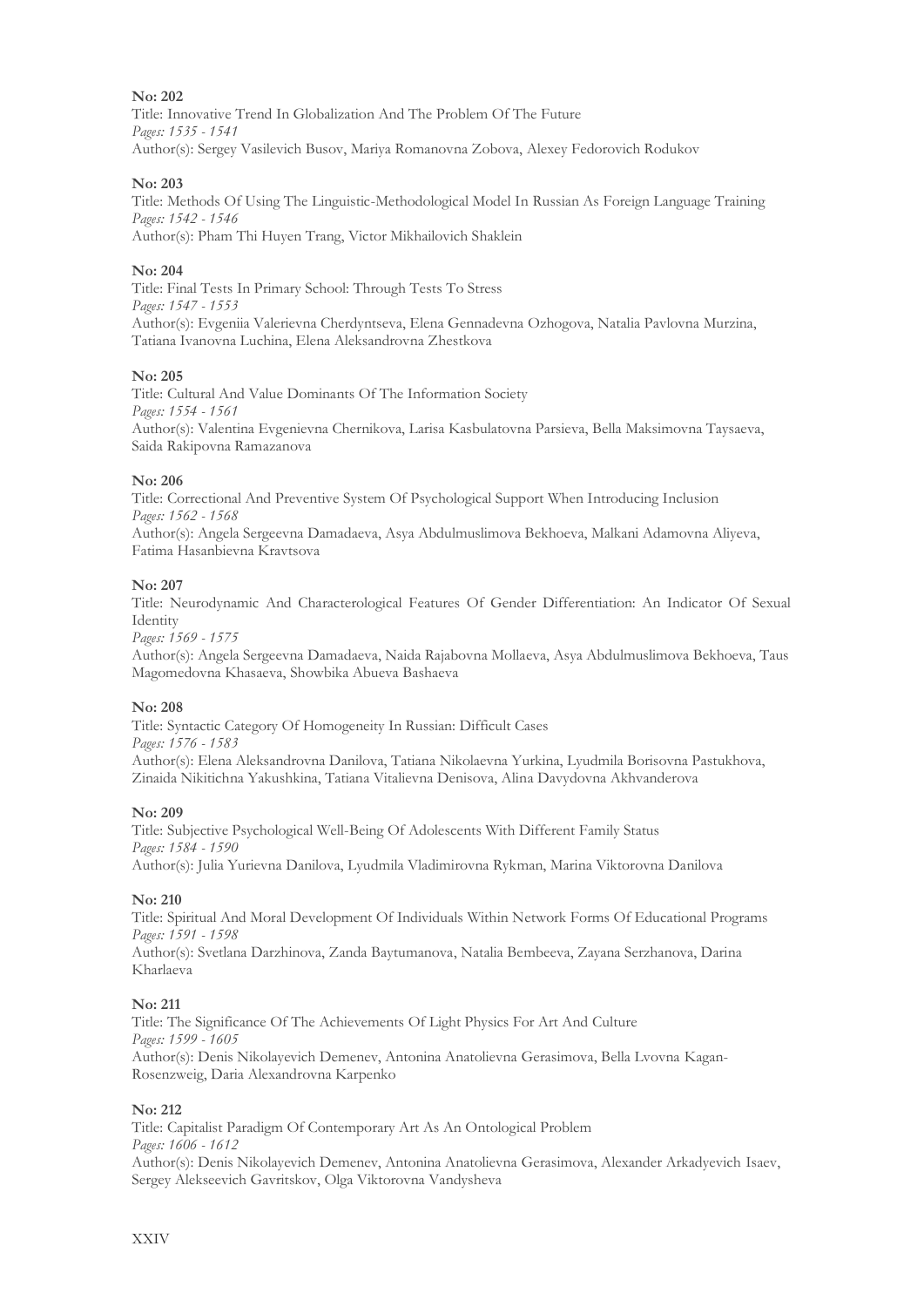**No: 202**

Title: Innovative Trend In Globalization And The Problem Of The Future

*Pages: 1535 - 1541*

Author(s): Sergey Vasilevich Busov, Mariya Romanovna Zobova, Alexey Fedorovich Rodukov

**No: 203**

Title: Methods Of Using The Linguistic-Methodological Model In Russian As Foreign Language Training

*Pages: 1542 - 1546*

Author(s): Pham Thi Huyen Trang, Victor Mikhailovich Shaklein

**No: 204**

Title: Final Tests In Primary School: Through Tests To Stress

*Pages: 1547 - 1553*

Author(s): Evgeniia Valerievna Cherdyntseva, Elena Gennadevna Ozhogova, Natalia Pavlovna Murzina, Tatiana Ivanovna Luchina, Elena Aleksandrovna Zhestkova

**No: 205**

Title: Cultural And Value Dominants Of The Information Society

*Pages: 1554 - 1561*

Author(s): Valentina Evgenievna Chernikova, Larisa Kasbulatovna Parsieva, Bella Maksimovna Taysaeva, Saida Rakipovna Ramazanova

**No: 206**

Title: Correctional And Preventive System Of Psychological Support When Introducing Inclusion

*Pages: 1562 - 1568*

Author(s): Angela Sergeevna Damadaeva, Asya Abdulmuslimova Bekhoeva, Malkani Adamovna Aliyeva, Fatima Hasanbievna Kravtsova

**No: 207**

Title: Neurodynamic And Characterological Features Of Gender Differentiation: An Indicator Of Sexual Identity

*Pages: 1569 - 1575*

Author(s): Angela Sergeevna Damadaeva, Naida Rajabovna Mollaeva, Asya Abdulmuslimova Bekhoeva, Taus Magomedovna Khasaeva, Showbika Abueva Bashaeva

**No: 208**

Title: Syntactic Category Of Homogeneity In Russian: Difficult Cases

*Pages: 1576 - 1583*

Author(s): Elena Aleksandrovna Danilova, Tatiana Nikolaevna Yurkina, Lyudmila Borisovna Pastukhova, Zinaida Nikitichna Yakushkina, Tatiana Vitalievna Denisova, Alina Davydovna Akhvanderova

**No: 209**

Title: Subjective Psychological Well-Being Of Adolescents With Different Family Status

*Pages: 1584 - 1590*

Author(s): Julia Yurievna Danilova, Lyudmila Vladimirovna Rykman, Marina Viktorovna Danilova

**No: 210**

Title: Spiritual And Moral Development Of Individuals Within Network Forms Of Educational Programs

*Pages: 1591 - 1598*

Author(s): Svetlana Darzhinova, Zanda Baytumanova, Natalia Bembeeva, Zayana Serzhanova, Darina Kharlaeva

**No: 211**

Title: The Significance Of The Achievements Of Light Physics For Art And Culture

*Pages: 1599 - 1605*

Author(s): Denis Nikolayevich Demenev, Antonina Anatolievna Gerasimova, Bella Lvovna Kagan-Rosenzweig, Daria Alexandrovna Karpenko

**No: 212**

Title: Capitalist Paradigm Of Contemporary Art As An Ontological Problem

*Pages: 1606 - 1612*

Author(s): Denis Nikolayevich Demenev, Antonina Anatolievna Gerasimova, Alexander Arkadyevich Isaev, Sergey Alekseevich Gavritskov, Olga Viktorovna Vandysheva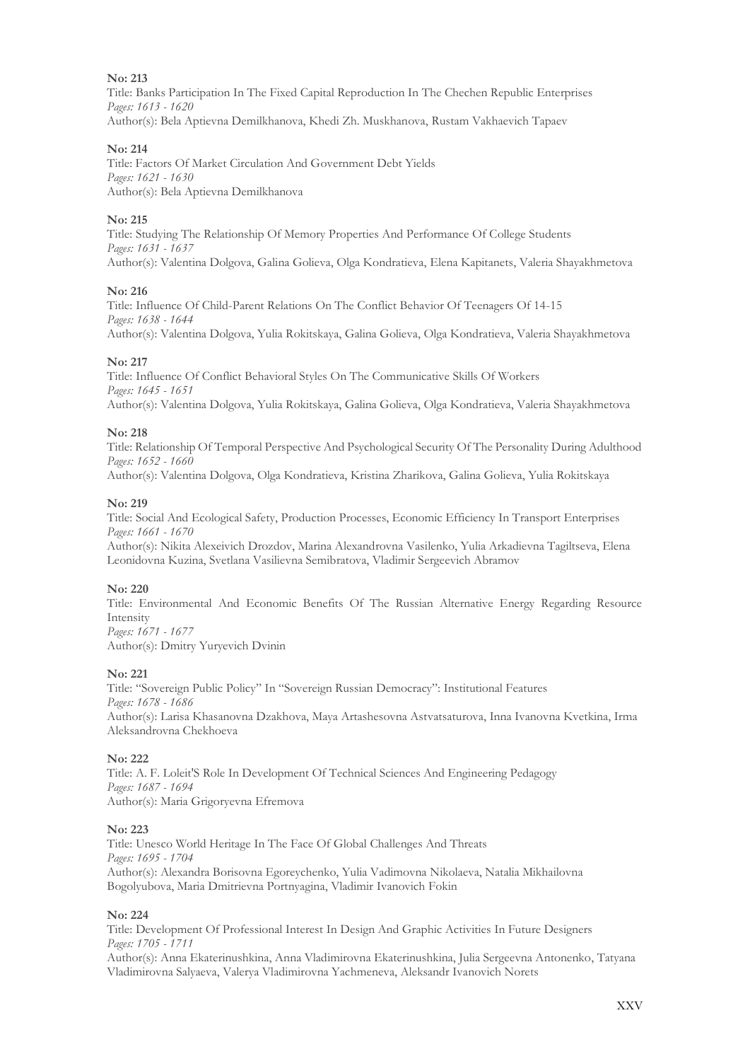**No: 213**

Title: Banks Participation In The Fixed Capital Reproduction In The Chechen Republic Enterprises
*Pages: 1613 - 1620*
Author(s): Bela Aptievna Demilkhanova, Khedi Zh. Muskhanova, Rustam Vakhaevich Tapaev

**No: 214**

Title: Factors Of Market Circulation And Government Debt Yields
*Pages: 1621 - 1630*
Author(s): Bela Aptievna Demilkhanova

**No: 215**

Title: Studying The Relationship Of Memory Properties And Performance Of College Students
*Pages: 1631 - 1637*
Author(s): Valentina Dolgova, Galina Golieva, Olga Kondratieva, Elena Kapitanets, Valeria Shayakhmetova

**No: 216**

Title: Influence Of Child-Parent Relations On The Conflict Behavior Of Teenagers Of 14-15
*Pages: 1638 - 1644*
Author(s): Valentina Dolgova, Yulia Rokitskaya, Galina Golieva, Olga Kondratieva, Valeria Shayakhmetova

**No: 217**

Title: Influence Of Conflict Behavioral Styles On The Communicative Skills Of Workers
*Pages: 1645 - 1651*
Author(s): Valentina Dolgova, Yulia Rokitskaya, Galina Golieva, Olga Kondratieva, Valeria Shayakhmetova

**No: 218**

Title: Relationship Of Temporal Perspective And Psychological Security Of The Personality During Adulthood
*Pages: 1652 - 1660*
Author(s): Valentina Dolgova, Olga Kondratieva, Kristina Zharikova, Galina Golieva, Yulia Rokitskaya

**No: 219**

Title: Social And Ecological Safety, Production Processes, Economic Efficiency In Transport Enterprises
*Pages: 1661 - 1670*
Author(s): Nikita Alexeivich Drozdov, Marina Alexandrovna Vasilenko, Yulia Arkadievna Tagiltseva, Elena Leonidovna Kuzina, Svetlana Vasilievna Semibratova, Vladimir Sergeevich Abramov

**No: 220**

Title: Environmental And Economic Benefits Of The Russian Alternative Energy Regarding Resource Intensity
*Pages: 1671 - 1677*
Author(s): Dmitry Yuryevich Dvinin

**No: 221**

Title: "Sovereign Public Policy" In "Sovereign Russian Democracy": Institutional Features
*Pages: 1678 - 1686*
Author(s): Larisa Khasanovna Dzakhova, Maya Artashesovna Astvatsaturova, Inna Ivanovna Kvetkina, Irma Aleksandrovna Chekhoeva

**No: 222**

Title: A. F. Loleit'S Role In Development Of Technical Sciences And Engineering Pedagogy
*Pages: 1687 - 1694*
Author(s): Maria Grigoryevna Efremova

**No: 223**

Title: Unesco World Heritage In The Face Of Global Challenges And Threats
*Pages: 1695 - 1704*
Author(s): Alexandra Borisovna Egoreychenko, Yulia Vadimovna Nikolaeva, Natalia Mikhailovna Bogolyubova, Maria Dmitrievna Portnyagina, Vladimir Ivanovich Fokin

**No: 224**

Title: Development Of Professional Interest In Design And Graphic Activities In Future Designers
*Pages: 1705 - 1711*
Author(s): Anna Ekaterinushkina, Anna Vladimirovna Ekaterinushkina, Julia Sergeevna Antonenko, Tatyana Vladimirovna Salyaeva, Valerya Vladimirovna Yachmeneva, Aleksandr Ivanovich Norets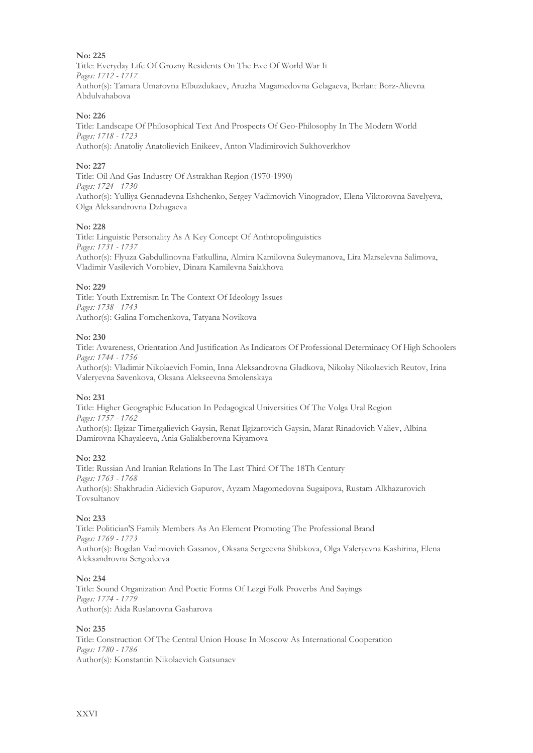**No: 225**

Title: Everyday Life Of Grozny Residents On The Eve Of World War Ii
*Pages: 1712 - 1717*
Author(s): Tamara Umarovna Elbuzdukaev, Aruzha Magamedovna Gelagaeva, Berlant Borz-Alievna Abdulvahabova

**No: 226**

Title: Landscape Of Philosophical Text And Prospects Of Geo-Philosophy In The Modern World
*Pages: 1718 - 1723*
Author(s): Anatoliy Anatolievich Enikeev, Anton Vladimirovich Sukhoverkhov

**No: 227**

Title: Oil And Gas Industry Of Astrakhan Region (1970-1990)
*Pages: 1724 - 1730*
Author(s): Yulliya Gennadevna Eshchenko, Sergey Vadimovich Vinogradov, Elena Viktorovna Savelyeva, Olga Aleksandrovna Dzhagaeva

**No: 228**

Title: Linguistic Personality As A Key Concept Of Anthropolinguistics
*Pages: 1731 - 1737*
Author(s): Flyuza Gabdullinovna Fatkullina, Almira Kamilovna Suleymanova, Lira Marselevna Salimova, Vladimir Vasilevich Vorobiev, Dinara Kamilevna Saiakhova

**No: 229**

Title: Youth Extremism In The Context Of Ideology Issues
*Pages: 1738 - 1743*
Author(s): Galina Fomchenkova, Tatyana Novikova

**No: 230**

Title: Awareness, Orientation And Justification As Indicators Of Professional Determinacy Of High Schoolers
*Pages: 1744 - 1756*
Author(s): Vladimir Nikolaevich Fomin, Inna Aleksandrovna Gladkova, Nikolay Nikolaevich Reutov, Irina Valeryevna Savenkova, Oksana Alekseevna Smolenskaya

**No: 231**

Title: Higher Geographic Education In Pedagogical Universities Of The Volga Ural Region
*Pages: 1757 - 1762*
Author(s): Ilgizar Timergalievich Gaysin, Renat Ilgizarovich Gaysin, Marat Rinadovich Valiev, Albina Damirovna Khayaleeva, Ania Galiakberovna Kiyamova

**No: 232**

Title: Russian And Iranian Relations In The Last Third Of The 18Th Century
*Pages: 1763 - 1768*
Author(s): Shakhrudin Aidievich Gapurov, Ayzam Magomedovna Sugaipova, Rustam Alkhazurovich Tovsultanov

**No: 233**

Title: Politician'S Family Members As An Element Promoting The Professional Brand
*Pages: 1769 - 1773*
Author(s): Bogdan Vadimovich Gasanov, Oksana Sergeevna Shibkova, Olga Valeryevna Kashirina, Elena Aleksandrovna Sergodeeva

**No: 234**

Title: Sound Organization And Poetic Forms Of Lezgi Folk Proverbs And Sayings
*Pages: 1774 - 1779*
Author(s): Aida Ruslanovna Gasharova

**No: 235**

Title: Construction Of The Central Union House In Moscow As International Cooperation
*Pages: 1780 - 1786*
Author(s): Konstantin Nikolaevich Gatsunaev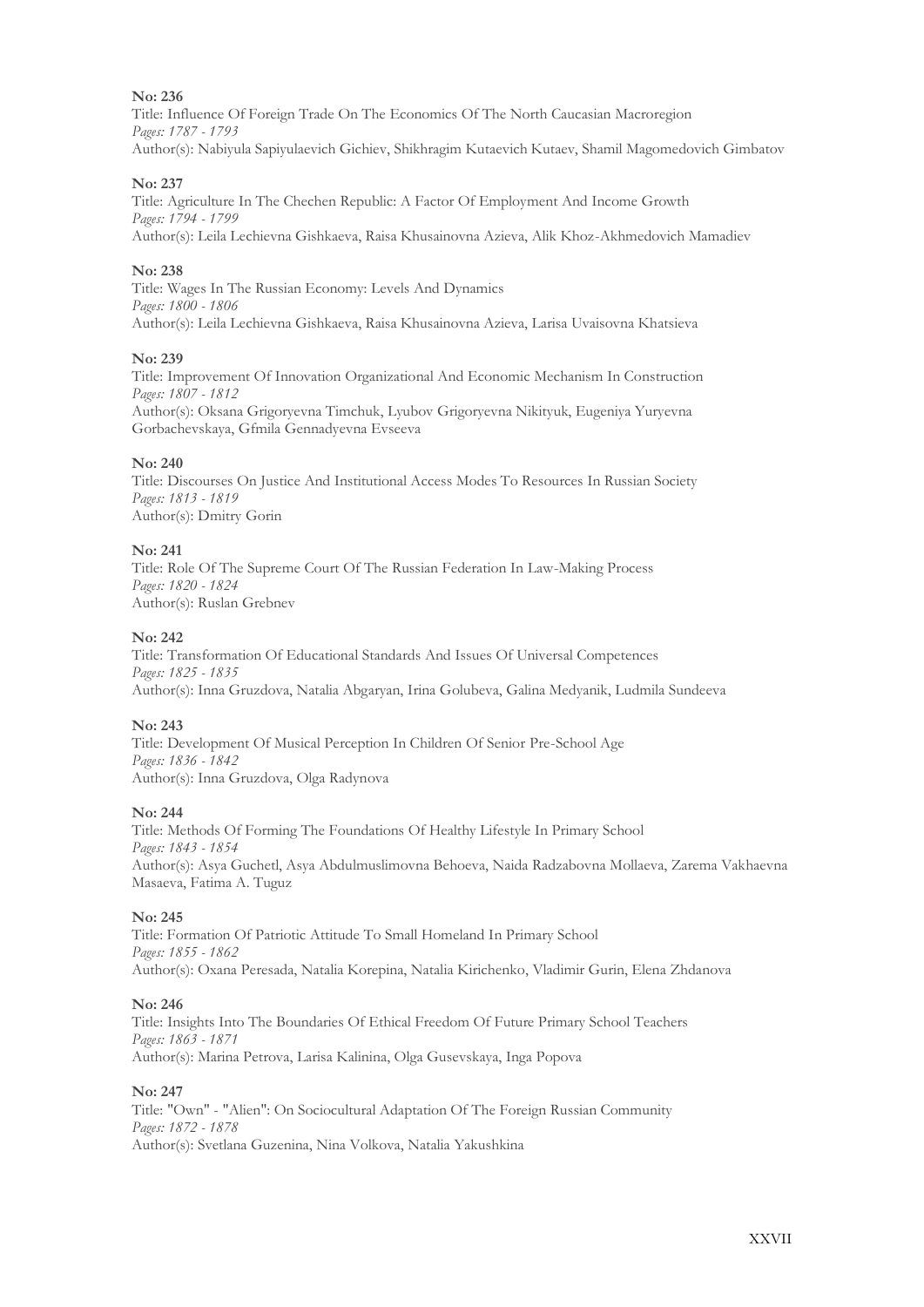**No: 236**

Title: Influence Of Foreign Trade On The Economics Of The North Caucasian Macroregion

*Pages: 1787 - 1793*

Author(s): Nabiyula Sapiyulaevich Gichiev, Shikhragim Kutaevich Kutaev, Shamil Magomedovich Gimbatov

**No: 237**

Title: Agriculture In The Chechen Republic: A Factor Of Employment And Income Growth

*Pages: 1794 - 1799*

Author(s): Leila Lechievna Gishkaeva, Raisa Khusainovna Azieva, Alik Khoz-Akhmedovich Mamadiev

**No: 238**

Title: Wages In The Russian Economy: Levels And Dynamics

*Pages: 1800 - 1806*

Author(s): Leila Lechievna Gishkaeva, Raisa Khusainovna Azieva, Larisa Uvaisovna Khatsieva

**No: 239**

Title: Improvement Of Innovation Organizational And Economic Mechanism In Construction

*Pages: 1807 - 1812*

Author(s): Oksana Grigoryevna Timchuk, Lyubov Grigoryevna Nikityuk, Eugeniya Yuryevna Gorbachevskaya, Gfmila Gennadyevna Evseeva

**No: 240**

Title: Discourses On Justice And Institutional Access Modes To Resources In Russian Society

*Pages: 1813 - 1819*

Author(s): Dmitry Gorin

**No: 241**

Title: Role Of The Supreme Court Of The Russian Federation In Law-Making Process

*Pages: 1820 - 1824*

Author(s): Ruslan Grebnev

**No: 242**

Title: Transformation Of Educational Standards And Issues Of Universal Competences

*Pages: 1825 - 1835*

Author(s): Inna Gruzdova, Natalia Abgaryan, Irina Golubeva, Galina Medyanik, Ludmila Sundeeva

**No: 243**

Title: Development Of Musical Perception In Children Of Senior Pre-School Age

*Pages: 1836 - 1842*

Author(s): Inna Gruzdova, Olga Radynova

**No: 244**

Title: Methods Of Forming The Foundations Of Healthy Lifestyle In Primary School

*Pages: 1843 - 1854*

Author(s): Asya Guchetl, Asya Abdulmuslimovna Behoeva, Naida Radzabovna Mollaeva, Zarema Vakhaevna Masaeva, Fatima A. Tuguz

**No: 245**

Title: Formation Of Patriotic Attitude To Small Homeland In Primary School

*Pages: 1855 - 1862*

Author(s): Oxana Peresada, Natalia Korepina, Natalia Kirichenko, Vladimir Gurin, Elena Zhdanova

**No: 246**

Title: Insights Into The Boundaries Of Ethical Freedom Of Future Primary School Teachers

*Pages: 1863 - 1871*

Author(s): Marina Petrova, Larisa Kalinina, Olga Gusevskaya, Inga Popova

**No: 247**

Title: "Own" - "Alien": On Sociocultural Adaptation Of The Foreign Russian Community

*Pages: 1872 - 1878*

Author(s): Svetlana Guzenina, Nina Volkova, Natalia Yakushkina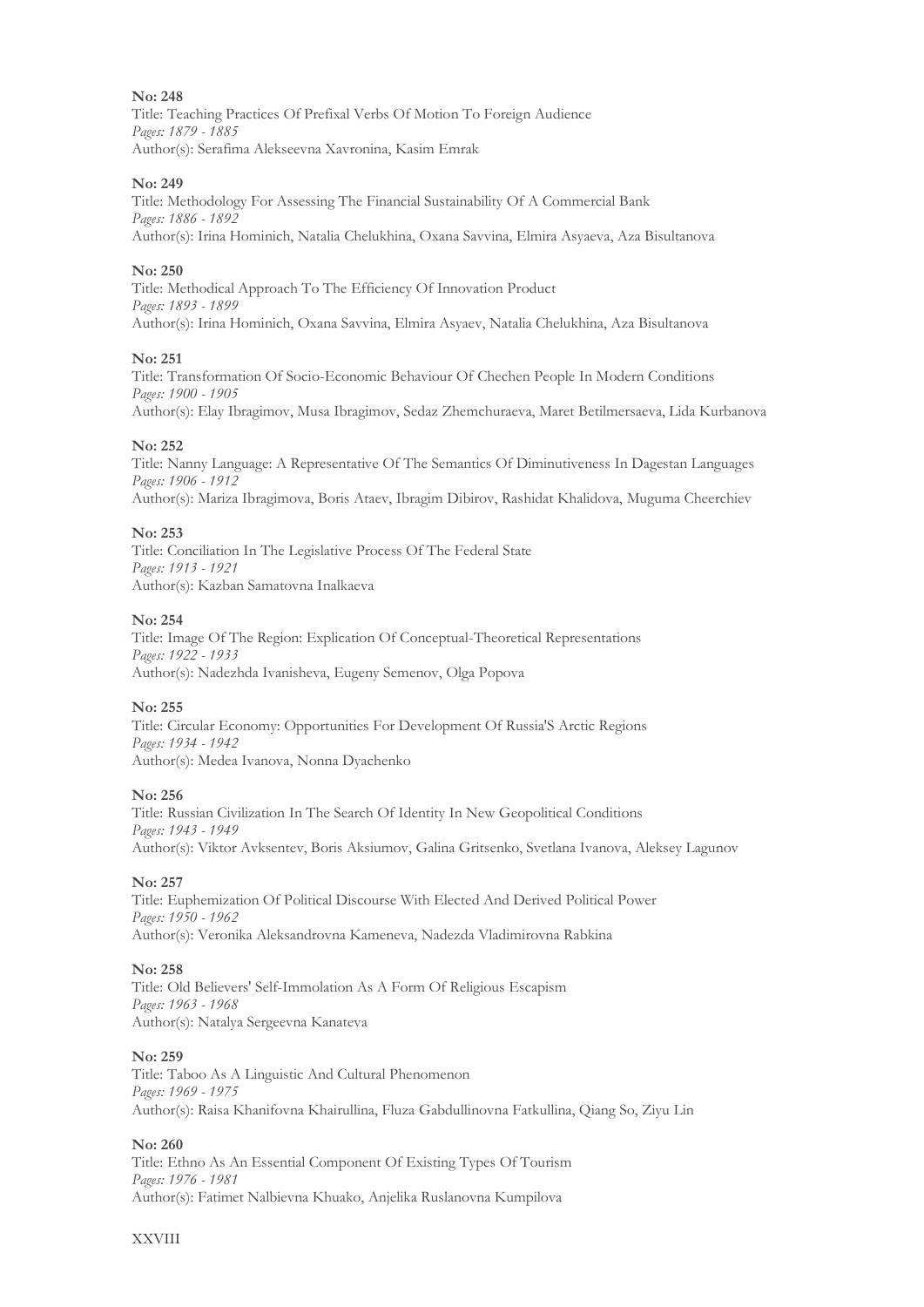**No: 248**
Title: Teaching Practices Of Prefixal Verbs Of Motion To Foreign Audience
*Pages: 1879 - 1885*
Author(s): Serafima Alekseevna Xavronina, Kasim Emrak

**No: 249**
Title: Methodology For Assessing The Financial Sustainability Of A Commercial Bank
*Pages: 1886 - 1892*
Author(s): Irina Hominich, Natalia Chelukhina, Oxana Savvina, Elmira Asyaeva, Aza Bisultanova

**No: 250**
Title: Methodical Approach To The Efficiency Of Innovation Product
*Pages: 1893 - 1899*
Author(s): Irina Hominich, Oxana Savvina, Elmira Asyaev, Natalia Chelukhina, Aza Bisultanova

**No: 251**
Title: Transformation Of Socio-Economic Behaviour Of Chechen People In Modern Conditions
*Pages: 1900 - 1905*
Author(s): Elay Ibragimov, Musa Ibragimov, Sedaz Zhemchuraeva, Maret Betilmersaeva, Lida Kurbanova

**No: 252**
Title: Nanny Language: A Representative Of The Semantics Of Diminutiveness In Dagestan Languages
*Pages: 1906 - 1912*
Author(s): Mariza Ibragimova, Boris Ataev, Ibragim Dibirov, Rashidat Khalidova, Muguma Cheerchiev

**No: 253**
Title: Conciliation In The Legislative Process Of The Federal State
*Pages: 1913 - 1921*
Author(s): Kazban Samatovna Inalkaeva

**No: 254**
Title: Image Of The Region: Explication Of Conceptual-Theoretical Representations
*Pages: 1922 - 1933*
Author(s): Nadezhda Ivanisheva, Eugeny Semenov, Olga Popova

**No: 255**
Title: Circular Economy: Opportunities For Development Of Russia'S Arctic Regions
*Pages: 1934 - 1942*
Author(s): Medea Ivanova, Nonna Dyachenko

**No: 256**
Title: Russian Civilization In The Search Of Identity In New Geopolitical Conditions
*Pages: 1943 - 1949*
Author(s): Viktor Avksentev, Boris Aksiumov, Galina Gritsenko, Svetlana Ivanova, Aleksey Lagunov

**No: 257**
Title: Euphemization Of Political Discourse With Elected And Derived Political Power
*Pages: 1950 - 1962*
Author(s): Veronika Aleksandrovna Kameneva, Nadezda Vladimirovna Rabkina

**No: 258**
Title: Old Believers' Self-Immolation As A Form Of Religious Escapism
*Pages: 1963 - 1968*
Author(s): Natalya Sergeevna Kanateva

**No: 259**
Title: Taboo As A Linguistic And Cultural Phenomenon
*Pages: 1969 - 1975*
Author(s): Raisa Khanifovna Khairullina, Fluza Gabdullinovna Fatkullina, Qiang So, Ziyu Lin

**No: 260**
Title: Ethno As An Essential Component Of Existing Types Of Tourism
*Pages: 1976 - 1981*
Author(s): Fatimet Nalbievna Khuako, Anjelika Ruslanovna Kumpilova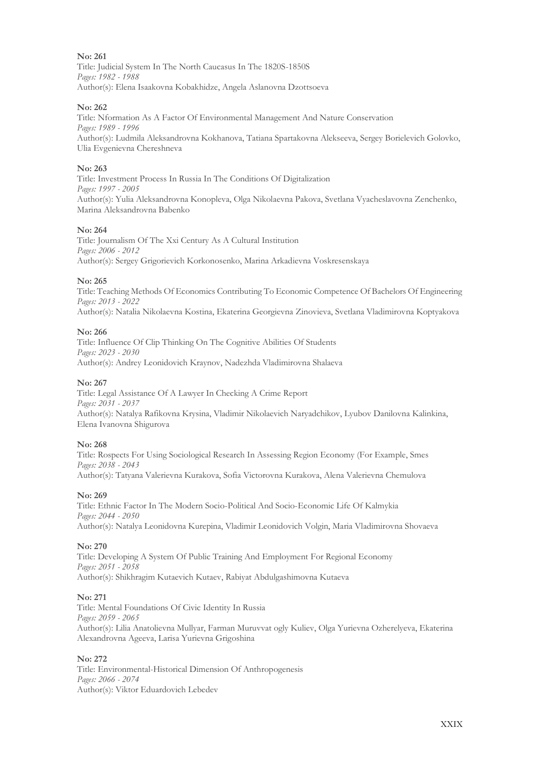**No: 261**
Title: Judicial System In The North Caucasus In The 1820S-1850S
*Pages: 1982 - 1988*
Author(s): Elena Isaakovna Kobakhidze, Angela Aslanovna Dzottsoeva

**No: 262**
Title: Nformation As A Factor Of Environmental Management And Nature Conservation
*Pages: 1989 - 1996*
Author(s): Ludmila Aleksandrovna Kokhanova, Tatiana Spartakovna Alekseeva, Sergey Borielevich Golovko, Ulia Evgenievna Chereshneva

**No: 263**
Title: Investment Process In Russia In The Conditions Of Digitalization
*Pages: 1997 - 2005*
Author(s): Yulia Aleksandrovna Konopleva, Olga Nikolaevna Pakova, Svetlana Vyacheslavovna Zenchenko, Marina Aleksandrovna Babenko

**No: 264**
Title: Journalism Of The Xxi Century As A Cultural Institution
*Pages: 2006 - 2012*
Author(s): Sergey Grigorievich Korkonosenko, Marina Arkadievna Voskresenskaya

**No: 265**
Title: Teaching Methods Of Economics Contributing To Economic Competence Of Bachelors Of Engineering
*Pages: 2013 - 2022*
Author(s): Natalia Nikolaevna Kostina, Ekaterina Georgievna Zinovieva, Svetlana Vladimirovna Koptyakova

**No: 266**
Title: Influence Of Clip Thinking On The Cognitive Abilities Of Students
*Pages: 2023 - 2030*
Author(s): Andrey Leonidovich Kraynov, Nadezhda Vladimirovna Shalaeva

**No: 267**
Title: Legal Assistance Of A Lawyer In Checking A Crime Report
*Pages: 2031 - 2037*
Author(s): Natalya Rafikovna Krysina, Vladimir Nikolaevich Naryadchikov, Lyubov Danilovna Kalinkina, Elena Ivanovna Shigurova

**No: 268**
Title: Rospects For Using Sociological Research In Assessing Region Economy (For Example, Smes
*Pages: 2038 - 2043*
Author(s): Tatyana Valerievna Kurakova, Sofia Victorovna Kurakova, Alena Valerievna Chemulova

**No: 269**
Title: Ethnic Factor In The Modern Socio-Political And Socio-Economic Life Of Kalmykia
*Pages: 2044 - 2050*
Author(s): Natalya Leonidovna Kurepina, Vladimir Leonidovich Volgin, Maria Vladimirovna Shovaeva

**No: 270**
Title: Developing A System Of Public Training And Employment For Regional Economy
*Pages: 2051 - 2058*
Author(s): Shikhragim Kutaevich Kutaev, Rabiyat Abdulgashimovna Kutaeva

**No: 271**
Title: Mental Foundations Of Civic Identity In Russia
*Pages: 2059 - 2065*
Author(s): Lilia Anatolievna Mullyar, Farman Muruvvat ogly Kuliev, Olga Yurievna Ozherelyeva, Ekaterina Alexandrovna Ageeva, Larisa Yurievna Grigoshina

**No: 272**
Title: Environmental-Historical Dimension Of Anthropogenesis
*Pages: 2066 - 2074*
Author(s): Viktor Eduardovich Lebedev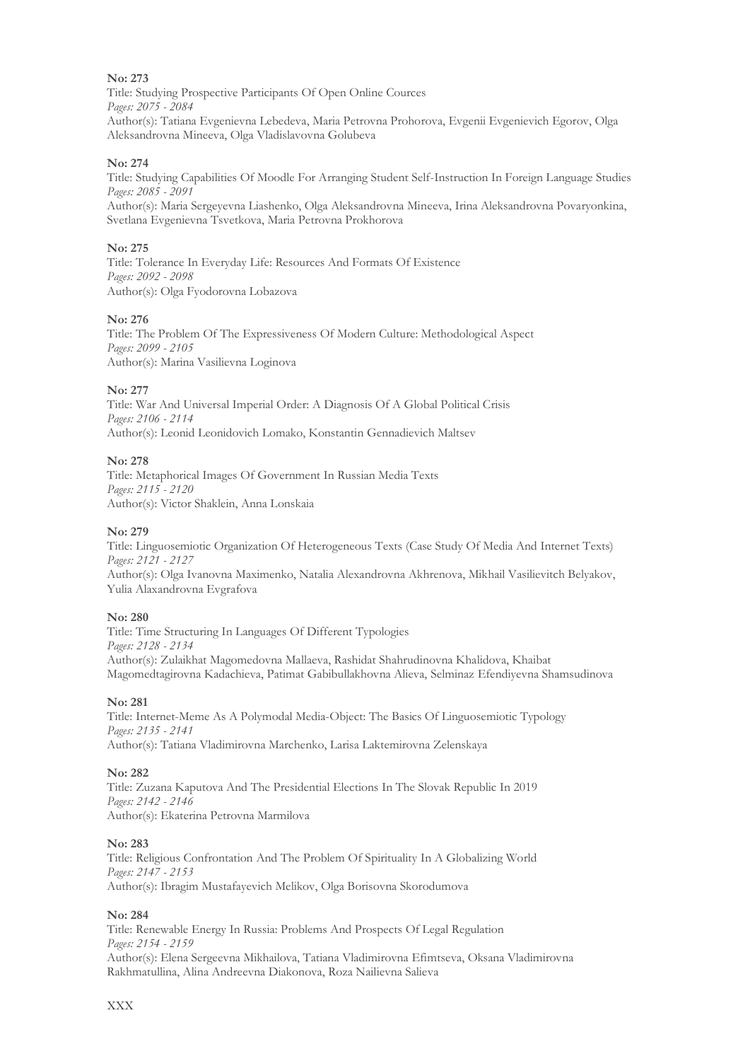**No: 273**

Title: Studying Prospective Participants Of Open Online Cources
*Pages: 2075 - 2084*
Author(s): Tatiana Evgenievna Lebedeva, Maria Petrovna Prohorova, Evgenii Evgenievich Egorov, Olga Aleksandrovna Mineeva, Olga Vladislavovna Golubeva

**No: 274**

Title: Studying Capabilities Of Moodle For Arranging Student Self-Instruction In Foreign Language Studies
*Pages: 2085 - 2091*
Author(s): Maria Sergeyevna Liashenko, Olga Aleksandrovna Mineeva, Irina Aleksandrovna Povaryonkina, Svetlana Evgenievna Tsvetkova, Maria Petrovna Prokhorova

**No: 275**

Title: Tolerance In Everyday Life: Resources And Formats Of Existence
*Pages: 2092 - 2098*
Author(s): Olga Fyodorovna Lobazova

**No: 276**

Title: The Problem Of The Expressiveness Of Modern Culture: Methodological Aspect
*Pages: 2099 - 2105*
Author(s): Marina Vasilievna Loginova

**No: 277**

Title: War And Universal Imperial Order: A Diagnosis Of A Global Political Crisis
*Pages: 2106 - 2114*
Author(s): Leonid Leonidovich Lomako, Konstantin Gennadievich Maltsev

**No: 278**

Title: Metaphorical Images Of Government In Russian Media Texts
*Pages: 2115 - 2120*
Author(s): Victor Shaklein, Anna Lonskaia

**No: 279**

Title: Linguosemiotic Organization Of Heterogeneous Texts (Case Study Of Media And Internet Texts)
*Pages: 2121 - 2127*
Author(s): Olga Ivanovna Maximenko, Natalia Alexandrovna Akhrenova, Mikhail Vasilievitch Belyakov, Yulia Alaxandrovna Evgrafova

**No: 280**

Title: Time Structuring In Languages Of Different Typologies
*Pages: 2128 - 2134*
Author(s): Zulaikhat Magomedovna Mallaeva, Rashidat Shahrudinovna Khalidova, Khaibat Magomedtagirovna Kadachieva, Patimat Gabibullakhovna Alieva, Selminaz Efendiyevna Shamsudinova

**No: 281**

Title: Internet-Meme As A Polymodal Media-Object: The Basics Of Linguosemiotic Typology
*Pages: 2135 - 2141*
Author(s): Tatiana Vladimirovna Marchenko, Larisa Laktemirovna Zelenskaya

**No: 282**

Title: Zuzana Kaputova And The Presidential Elections In The Slovak Republic In 2019
*Pages: 2142 - 2146*
Author(s): Ekaterina Petrovna Marmilova

**No: 283**

Title: Religious Confrontation And The Problem Of Spirituality In A Globalizing World
*Pages: 2147 - 2153*
Author(s): Ibragim Mustafayevich Melikov, Olga Borisovna Skorodumova

**No: 284**

Title: Renewable Energy In Russia: Problems And Prospects Of Legal Regulation
*Pages: 2154 - 2159*
Author(s): Elena Sergeevna Mikhailova, Tatiana Vladimirovna Efimtseva, Oksana Vladimirovna Rakhmatullina, Alina Andreevna Diakonova, Roza Nailievna Salieva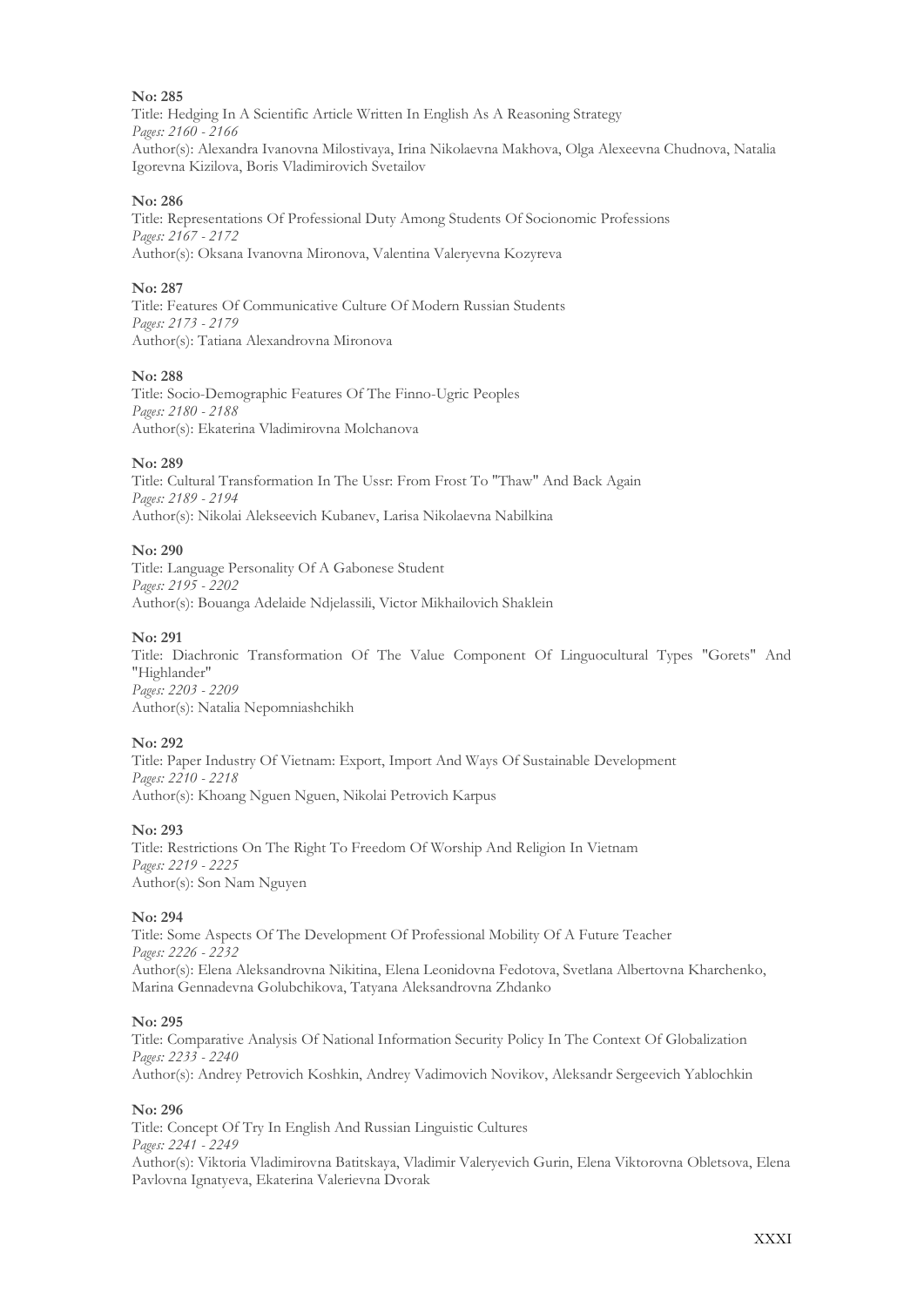**No: 285**

Title: Hedging In A Scientific Article Written In English As A Reasoning Strategy

*Pages: 2160 - 2166*

Author(s): Alexandra Ivanovna Milostivaya, Irina Nikolaevna Makhova, Olga Alexeevna Chudnova, Natalia Igorevna Kizilova, Boris Vladimirovich Svetailov

**No: 286**

Title: Representations Of Professional Duty Among Students Of Socionomic Professions

*Pages: 2167 - 2172*

Author(s): Oksana Ivanovna Mironova, Valentina Valeryevna Kozyreva

**No: 287**

Title: Features Of Communicative Culture Of Modern Russian Students

*Pages: 2173 - 2179*

Author(s): Tatiana Alexandrovna Mironova

**No: 288**

Title: Socio-Demographic Features Of The Finno-Ugric Peoples

*Pages: 2180 - 2188*

Author(s): Ekaterina Vladimirovna Molchanova

**No: 289**

Title: Cultural Transformation In The Ussr: From Frost To "Thaw" And Back Again

*Pages: 2189 - 2194*

Author(s): Nikolai Alekseevich Kubanev, Larisa Nikolaevna Nabilkina

**No: 290**

Title: Language Personality Of A Gabonese Student

*Pages: 2195 - 2202*

Author(s): Bouanga Adelaide Ndjelassili, Victor Mikhailovich Shaklein

**No: 291**

Title: Diachronic Transformation Of The Value Component Of Linguocultural Types "Gorets" And "Highlander"

*Pages: 2203 - 2209*

Author(s): Natalia Nepomniashchikh

**No: 292**

Title: Paper Industry Of Vietnam: Export, Import And Ways Of Sustainable Development

*Pages: 2210 - 2218*

Author(s): Khoang Nguen Nguen, Nikolai Petrovich Karpus

**No: 293**

Title: Restrictions On The Right To Freedom Of Worship And Religion In Vietnam

*Pages: 2219 - 2225*

Author(s): Son Nam Nguyen

**No: 294**

Title: Some Aspects Of The Development Of Professional Mobility Of A Future Teacher

*Pages: 2226 - 2232*

Author(s): Elena Aleksandrovna Nikitina, Elena Leonidovna Fedotova, Svetlana Albertovna Kharchenko, Marina Gennadevna Golubchikova, Tatyana Aleksandrovna Zhdanko

**No: 295**

Title: Comparative Analysis Of National Information Security Policy In The Context Of Globalization

*Pages: 2233 - 2240*

Author(s): Andrey Petrovich Koshkin, Andrey Vadimovich Novikov, Aleksandr Sergeevich Yablochkin

**No: 296**

Title: Concept Of Try In English And Russian Linguistic Cultures

*Pages: 2241 - 2249*

Author(s): Viktoria Vladimirovna Batitskaya, Vladimir Valeryevich Gurin, Elena Viktorovna Obletsova, Elena Pavlovna Ignatyeva, Ekaterina Valerievna Dvorak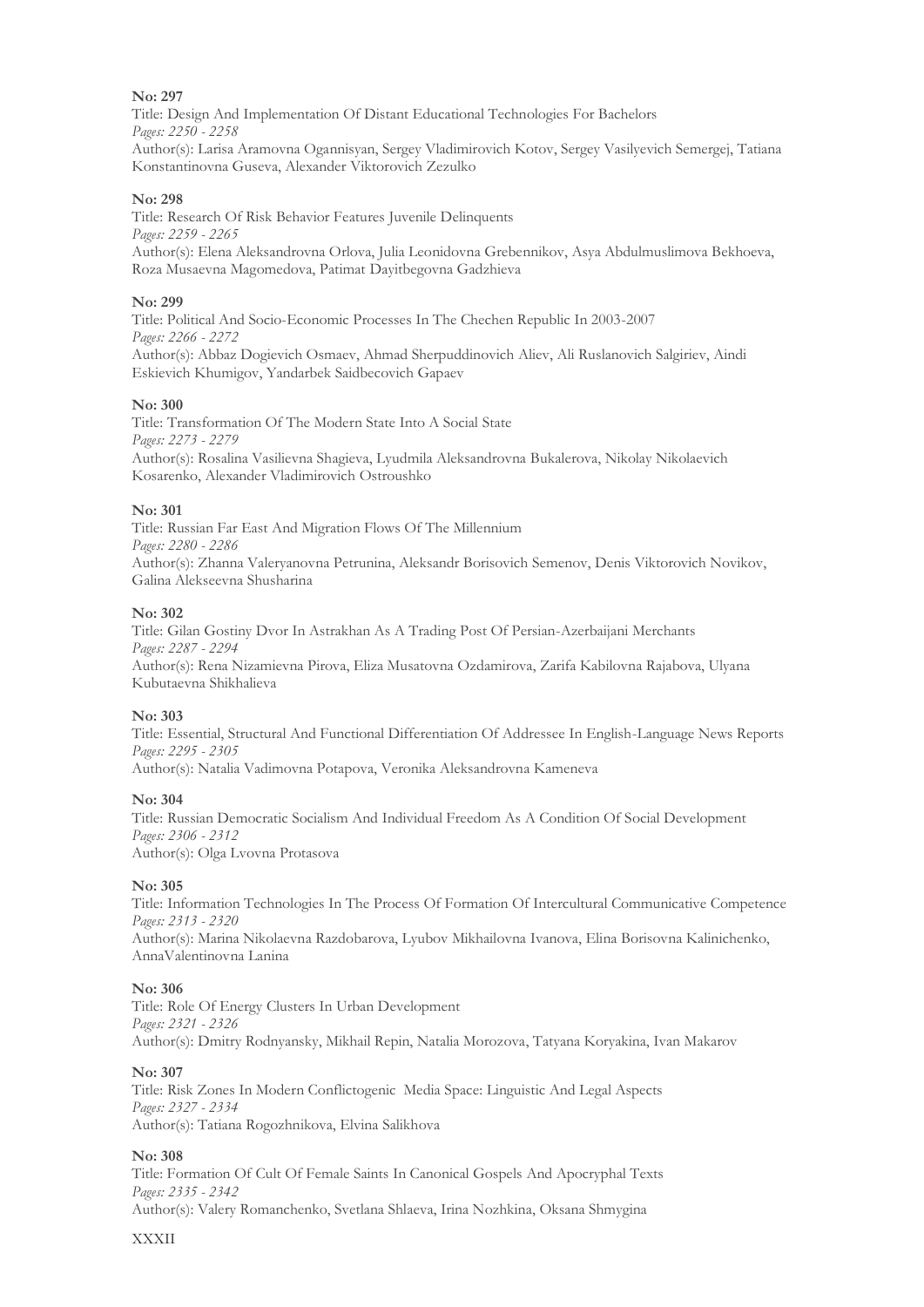**No: 297**

Title: Design And Implementation Of Distant Educational Technologies For Bachelors

*Pages: 2250 - 2258*

Author(s): Larisa Aramovna Ogannisyan, Sergey Vladimirovich Kotov, Sergey Vasilyevich Semergej, Tatiana Konstantinovna Guseva, Alexander Viktorovich Zezulko

**No: 298**

Title: Research Of Risk Behavior Features Juvenile Delinquents

*Pages: 2259 - 2265*

Author(s): Elena Aleksandrovna Orlova, Julia Leonidovna Grebennikov, Asya Abdulmuslimova Bekhoeva, Roza Musaevna Magomedova, Patimat Dayitbegovna Gadzhieva

**No: 299**

Title: Political And Socio-Economic Processes In The Chechen Republic In 2003-2007

*Pages: 2266 - 2272*

Author(s): Abbaz Dogievich Osmaev, Ahmad Sherpuddinovich Aliev, Ali Ruslanovich Salgiriev, Aindi Eskievich Khumigov, Yandarbek Saidbecovich Gapaev

**No: 300**

Title: Transformation Of The Modern State Into A Social State

*Pages: 2273 - 2279*

Author(s): Rosalina Vasilievna Shagieva, Lyudmila Aleksandrovna Bukalerova, Nikolay Nikolaevich Kosarenko, Alexander Vladimirovich Ostroushko

**No: 301**

Title: Russian Far East And Migration Flows Of The Millennium

*Pages: 2280 - 2286*

Author(s): Zhanna Valeryanovna Petrunina, Aleksandr Borisovich Semenov, Denis Viktorovich Novikov, Galina Alekseevna Shusharina

**No: 302**

Title: Gilan Gostiny Dvor In Astrakhan As A Trading Post Of Persian-Azerbaijani Merchants

*Pages: 2287 - 2294*

Author(s): Rena Nizamievna Pirova, Eliza Musatovna Ozdamirova, Zarifa Kabilovna Rajabova, Ulyana Kubutaevna Shikhalieva

**No: 303**

Title: Essential, Structural And Functional Differentiation Of Addressee In English-Language News Reports

*Pages: 2295 - 2305*

Author(s): Natalia Vadimovna Potapova, Veronika Aleksandrovna Kameneva

**No: 304**

Title: Russian Democratic Socialism And Individual Freedom As A Condition Of Social Development

*Pages: 2306 - 2312*

Author(s): Olga Lvovna Protasova

**No: 305**

Title: Information Technologies In The Process Of Formation Of Intercultural Communicative Competence

*Pages: 2313 - 2320*

Author(s): Marina Nikolaevna Razdobarova, Lyubov Mikhailovna Ivanova, Elina Borisovna Kalinichenko, AnnaValentinovna Lanina

**No: 306**

Title: Role Of Energy Clusters In Urban Development

*Pages: 2321 - 2326*

Author(s): Dmitry Rodnyansky, Mikhail Repin, Natalia Morozova, Tatyana Koryakina, Ivan Makarov

**No: 307**

Title: Risk Zones In Modern Conflictogenic Media Space: Linguistic And Legal Aspects

*Pages: 2327 - 2334*

Author(s): Tatiana Rogozhnikova, Elvina Salikhova

**No: 308**

Title: Formation Of Cult Of Female Saints In Canonical Gospels And Apocryphal Texts

*Pages: 2335 - 2342*

Author(s): Valery Romanchenko, Svetlana Shlaeva, Irina Nozhkina, Oksana Shmygina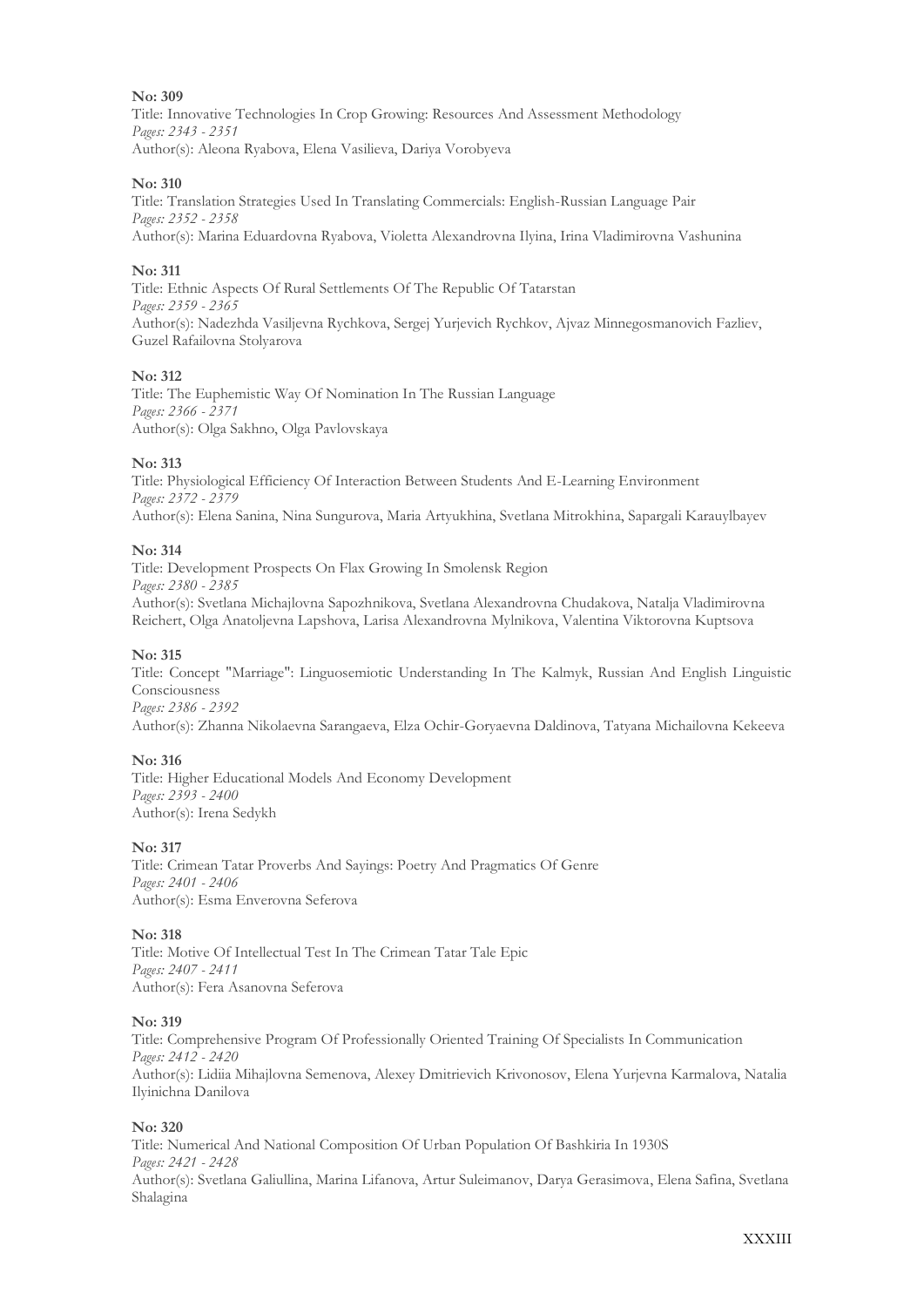**No: 309**
Title: Innovative Technologies In Crop Growing: Resources And Assessment Methodology
*Pages: 2343 - 2351*
Author(s): Aleona Ryabova, Elena Vasilieva, Dariya Vorobyeva

**No: 310**
Title: Translation Strategies Used In Translating Commercials: English-Russian Language Pair
*Pages: 2352 - 2358*
Author(s): Marina Eduardovna Ryabova, Violetta Alexandrovna Ilyina, Irina Vladimirovna Vashunina

**No: 311**
Title: Ethnic Aspects Of Rural Settlements Of The Republic Of Tatarstan
*Pages: 2359 - 2365*
Author(s): Nadezhda Vasiljevna Rychkova, Sergej Yurjevich Rychkov, Ajvaz Minnegosmanovich Fazliev, Guzel Rafailovna Stolyarova

**No: 312**
Title: The Euphemistic Way Of Nomination In The Russian Language
*Pages: 2366 - 2371*
Author(s): Olga Sakhno, Olga Pavlovskaya

**No: 313**
Title: Physiological Efficiency Of Interaction Between Students And E-Learning Environment
*Pages: 2372 - 2379*
Author(s): Elena Sanina, Nina Sungurova, Maria Artyukhina, Svetlana Mitrokhina, Sapargali Karauylbayev

**No: 314**
Title: Development Prospects On Flax Growing In Smolensk Region
*Pages: 2380 - 2385*
Author(s): Svetlana Michajlovna Sapozhnikova, Svetlana Alexandrovna Chudakova, Natalja Vladimirovna Reichert, Olga Anatoljevna Lapshova, Larisa Alexandrovna Mylnikova, Valentina Viktorovna Kuptsova

**No: 315**
Title: Concept "Marriage": Linguosemiotic Understanding In The Kalmyk, Russian And English Linguistic Consciousness
*Pages: 2386 - 2392*
Author(s): Zhanna Nikolaevna Sarangaeva, Elza Ochir-Goryaevna Daldinova, Tatyana Michailovna Kekeeva

**No: 316**
Title: Higher Educational Models And Economy Development
*Pages: 2393 - 2400*
Author(s): Irena Sedykh

**No: 317**
Title: Crimean Tatar Proverbs And Sayings: Poetry And Pragmatics Of Genre
*Pages: 2401 - 2406*
Author(s): Esma Enverovna Seferova

**No: 318**
Title: Motive Of Intellectual Test In The Crimean Tatar Tale Epic
*Pages: 2407 - 2411*
Author(s): Fera Asanovna Seferova

**No: 319**
Title: Comprehensive Program Of Professionally Oriented Training Of Specialists In Communication
*Pages: 2412 - 2420*
Author(s): Lidiia Mihajlovna Semenova, Alexey Dmitrievich Krivonosov, Elena Yurjevna Karmalova, Natalia Ilyinichna Danilova

**No: 320**
Title: Numerical And National Composition Of Urban Population Of Bashkiria In 1930S
*Pages: 2421 - 2428*
Author(s): Svetlana Galiullina, Marina Lifanova, Artur Suleimanov, Darya Gerasimova, Elena Safina, Svetlana Shalagina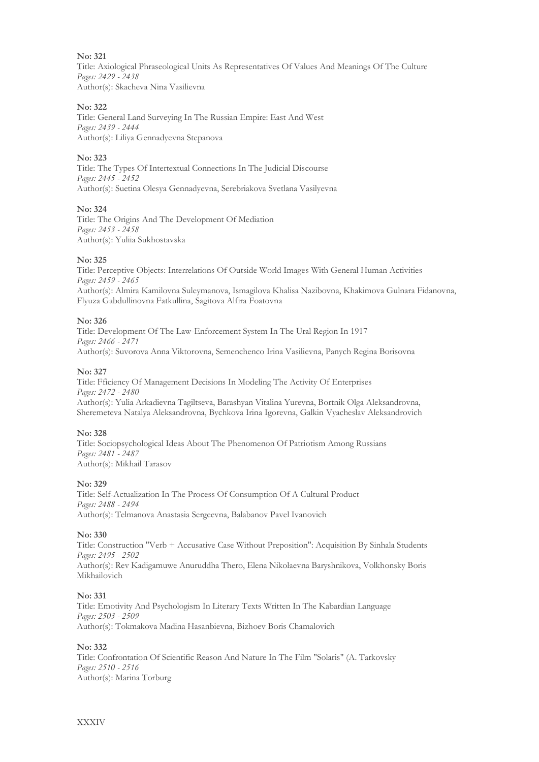**No: 321**
Title: Axiological Phraseological Units As Representatives Of Values And Meanings Of The Culture
*Pages: 2429 - 2438*
Author(s): Skacheva Nina Vasilievna

**No: 322**
Title: General Land Surveying In The Russian Empire: East And West
*Pages: 2439 - 2444*
Author(s): Liliya Gennadyevna Stepanova

**No: 323**
Title: The Types Of Intertextual Connections In The Judicial Discourse
*Pages: 2445 - 2452*
Author(s): Suetina Olesya Gennadyevna, Serebriakova Svetlana Vasilyevna

**No: 324**
Title: The Origins And The Development Of Mediation
*Pages: 2453 - 2458*
Author(s): Yuliia Sukhostavska

**No: 325**
Title: Perceptive Objects: Interrelations Of Outside World Images With General Human Activities
*Pages: 2459 - 2465*
Author(s): Almira Kamilovna Suleymanova, Ismagilova Khalisa Nazibovna, Khakimova Gulnara Fidanovna, Flyuza Gabdullinovna Fatkullina, Sagitova Alfira Foatovna

**No: 326**
Title: Development Of The Law-Enforcement System In The Ural Region In 1917
*Pages: 2466 - 2471*
Author(s): Suvorova Anna Viktorovna, Semenchenco Irina Vasilievna, Panych Regina Borisovna

**No: 327**
Title: Fficiency Of Management Decisions In Modeling The Activity Of Enterprises
*Pages: 2472 - 2480*
Author(s): Yulia Arkadievna Tagiltseva, Barashyan Vitalina Yurevna, Bortnik Olga Aleksandrovna, Sheremeteva Natalya Aleksandrovna, Bychkova Irina Igorevna, Galkin Vyacheslav Aleksandrovich

**No: 328**
Title: Sociopsychological Ideas About The Phenomenon Of Patriotism Among Russians
*Pages: 2481 - 2487*
Author(s): Mikhail Tarasov

**No: 329**
Title: Self-Actualization In The Process Of Consumption Of A Cultural Product
*Pages: 2488 - 2494*
Author(s): Telmanova Anastasia Sergeevna, Balabanov Pavel Ivanovich

**No: 330**
Title: Construction "Verb + Accusative Case Without Preposition": Acquisition By Sinhala Students
*Pages: 2495 - 2502*
Author(s): Rev Kadigamuwe Anuruddha Thero, Elena Nikolaevna Baryshnikova, Volkhonsky Boris Mikhailovich

**No: 331**
Title: Emotivity And Psychologism In Literary Texts Written In The Kabardian Language
*Pages: 2503 - 2509*
Author(s): Tokmakova Madina Hasanbievna, Bizhoev Boris Chamalovich

**No: 332**
Title: Confrontation Of Scientific Reason And Nature In The Film "Solaris" (A. Tarkovsky
*Pages: 2510 - 2516*
Author(s): Marina Torburg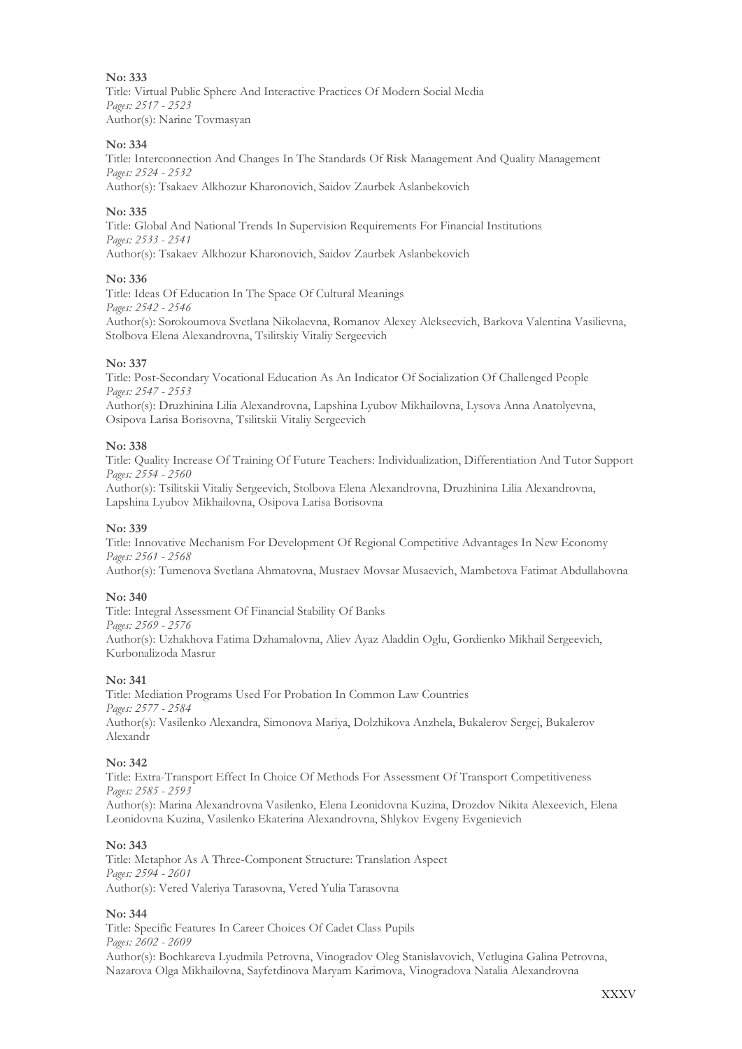**No: 333**

Title: Virtual Public Sphere And Interactive Practices Of Modern Social Media

*Pages: 2517 - 2523*

Author(s): Narine Tovmasyan

**No: 334**

Title: Interconnection And Changes In The Standards Of Risk Management And Quality Management

*Pages: 2524 - 2532*

Author(s): Tsakaev Alkhozur Kharonovich, Saidov Zaurbek Aslanbekovich

**No: 335**

Title: Global And National Trends In Supervision Requirements For Financial Institutions

*Pages: 2533 - 2541*

Author(s): Tsakaev Alkhozur Kharonovich, Saidov Zaurbek Aslanbekovich

**No: 336**

Title: Ideas Of Education In The Space Of Cultural Meanings

*Pages: 2542 - 2546*

Author(s): Sorokoumova Svetlana Nikolaevna, Romanov Alexey Alekseevich, Barkova Valentina Vasilievna, Stolbova Elena Alexandrovna, Tsilitskiy Vitaliy Sergeevich

**No: 337**

Title: Post-Secondary Vocational Education As An Indicator Of Socialization Of Challenged People

*Pages: 2547 - 2553*

Author(s): Druzhinina Lilia Alexandrovna, Lapshina Lyubov Mikhailovna, Lysova Anna Anatolyevna, Osipova Larisa Borisovna, Tsilitskii Vitaliy Sergeevich

**No: 338**

Title: Quality Increase Of Training Of Future Teachers: Individualization, Differentiation And Tutor Support

*Pages: 2554 - 2560*

Author(s): Tsilitskii Vitaliy Sergeevich, Stolbova Elena Alexandrovna, Druzhinina Lilia Alexandrovna, Lapshina Lyubov Mikhailovna, Osipova Larisa Borisovna

**No: 339**

Title: Innovative Mechanism For Development Of Regional Competitive Advantages In New Economy

*Pages: 2561 - 2568*

Author(s): Tumenova Svetlana Ahmatovna, Mustaev Movsar Musaevich, Mambetova Fatimat Abdullahovna

**No: 340**

Title: Integral Assessment Of Financial Stability Of Banks

*Pages: 2569 - 2576*

Author(s): Uzhakhova Fatima Dzhamalovna, Aliev Ayaz Aladdin Oglu, Gordienko Mikhail Sergeevich, Kurbonalizoda Masrur

**No: 341**

Title: Mediation Programs Used For Probation In Common Law Countries

*Pages: 2577 - 2584*

Author(s): Vasilenko Alexandra, Simonova Mariya, Dolzhikova Anzhela, Bukalerov Sergej, Bukalerov Alexandr

**No: 342**

Title: Extra-Transport Effect In Choice Of Methods For Assessment Of Transport Competitiveness

*Pages: 2585 - 2593*

Author(s): Marina Alexandrovna Vasilenko, Elena Leonidovna Kuzina, Drozdov Nikita Alexeevich, Elena Leonidovna Kuzina, Vasilenko Ekaterina Alexandrovna, Shlykov Evgeny Evgenievich

**No: 343**

Title: Metaphor As A Three-Component Structure: Translation Aspect

*Pages: 2594 - 2601*

Author(s): Vered Valeriya Tarasovna, Vered Yulia Tarasovna

**No: 344**

Title: Specific Features In Career Choices Of Cadet Class Pupils

*Pages: 2602 - 2609*

Author(s): Bochkareva Lyudmila Petrovna, Vinogradov Oleg Stanislavovich, Vetlugina Galina Petrovna, Nazarova Olga Mikhailovna, Sayfetdinova Maryam Karimova, Vinogradova Natalia Alexandrovna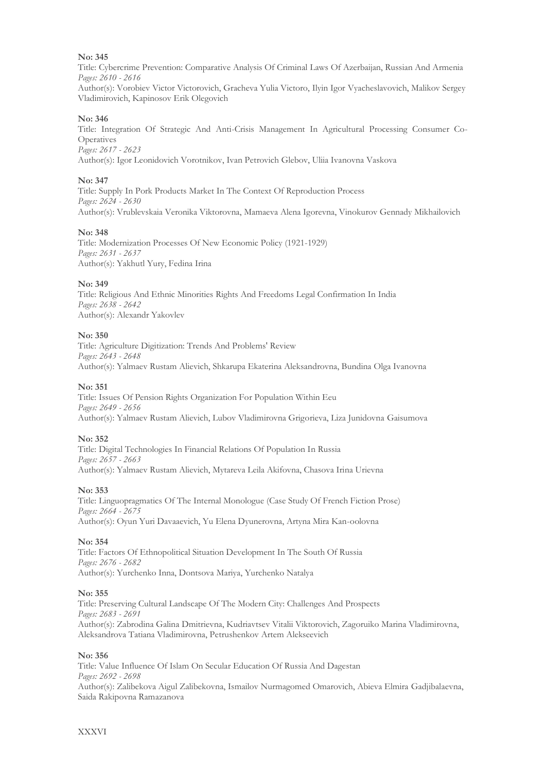**No: 345**

Title: Cybercrime Prevention: Comparative Analysis Of Criminal Laws Of Azerbaijan, Russian And Armenia

*Pages: 2610 - 2616*

Author(s): Vorobiev Victor Victorovich, Gracheva Yulia Victoro, Ilyin Igor Vyacheslavovich, Malikov Sergey Vladimirovich, Kapinosov Erik Olegovich

**No: 346**

Title: Integration Of Strategic And Anti-Crisis Management In Agricultural Processing Consumer Co-Operatives

*Pages: 2617 - 2623*

Author(s): Igor Leonidovich Vorotnikov, Ivan Petrovich Glebov, Uliia Ivanovna Vaskova

**No: 347**

Title: Supply In Pork Products Market In The Context Of Reproduction Process

*Pages: 2624 - 2630*

Author(s): Vrublevskaia Veronika Viktorovna, Mamaeva Alena Igorevna, Vinokurov Gennady Mikhailovich

**No: 348**

Title: Modernization Processes Of New Economic Policy (1921-1929)

*Pages: 2631 - 2637*

Author(s): Yakhutl Yury, Fedina Irina

**No: 349**

Title: Religious And Ethnic Minorities Rights And Freedoms Legal Confirmation In India

*Pages: 2638 - 2642*

Author(s): Alexandr Yakovlev

**No: 350**

Title: Agriculture Digitization: Trends And Problems' Review

*Pages: 2643 - 2648*

Author(s): Yalmaev Rustam Alievich, Shkarupa Ekaterina Aleksandrovna, Bundina Olga Ivanovna

**No: 351**

Title: Issues Of Pension Rights Organization For Population Within Eeu

*Pages: 2649 - 2656*

Author(s): Yalmaev Rustam Alievich, Lubov Vladimirovna Grigorieva, Liza Junidovna Gaisumova

**No: 352**

Title: Digital Technologies In Financial Relations Of Population In Russia

*Pages: 2657 - 2663*

Author(s): Yalmaev Rustam Alievich, Mytareva Leila Akifovna, Chasova Irina Urievna

**No: 353**

Title: Linguopragmatics Of The Internal Monologue (Case Study Of French Fiction Prose)

*Pages: 2664 - 2675*

Author(s): Oyun Yuri Davaaevich, Yu Elena Dyunerovna, Artyna Mira Kan-oolovna

**No: 354**

Title: Factors Of Ethnopolitical Situation Development In The South Of Russia

*Pages: 2676 - 2682*

Author(s): Yurchenko Inna, Dontsova Mariya, Yurchenko Natalya

**No: 355**

Title: Preserving Cultural Landscape Of The Modern City: Challenges And Prospects

*Pages: 2683 - 2691*

Author(s): Zabrodina Galina Dmitrievna, Kudriavtsev Vitalii Viktorovich, Zagoruiko Marina Vladimirovna, Aleksandrova Tatiana Vladimirovna, Petrushenkov Artem Alekseevich

**No: 356**

Title: Value Influence Of Islam On Secular Education Of Russia And Dagestan

*Pages: 2692 - 2698*

Author(s): Zalibekova Aigul Zalibekovna, Ismailov Nurmagomed Omarovich, Abieva Elmira Gadjibalaevna, Saida Rakipovna Ramazanova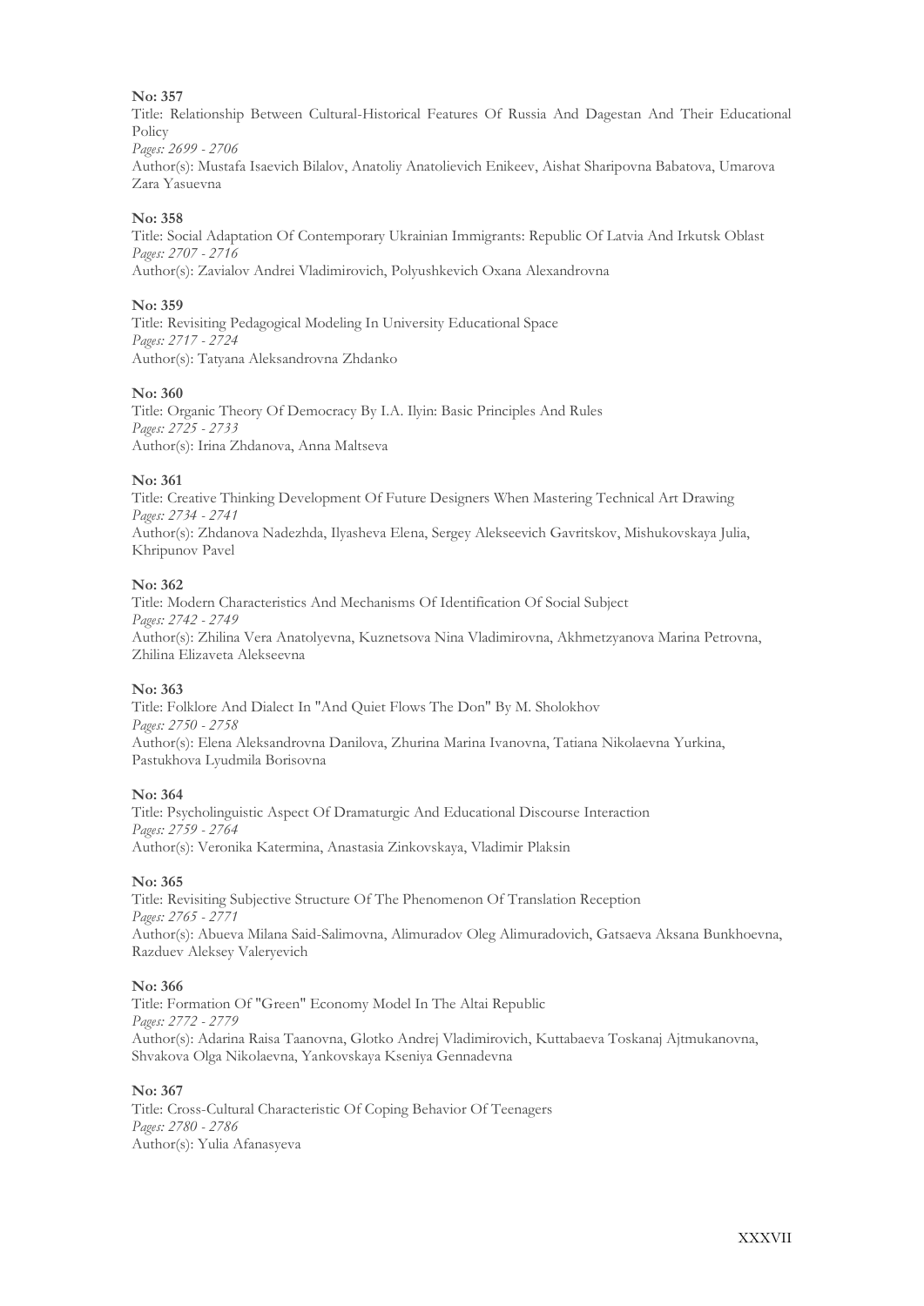**No: 357**

Title: Relationship Between Cultural-Historical Features Of Russia And Dagestan And Their Educational Policy

*Pages: 2699 - 2706*

Author(s): Mustafa Isaevich Bilalov, Anatoliy Anatolievich Enikeev, Aishat Sharipovna Babatova, Umarova Zara Yasuevna

**No: 358**

Title: Social Adaptation Of Contemporary Ukrainian Immigrants: Republic Of Latvia And Irkutsk Oblast

*Pages: 2707 - 2716*

Author(s): Zavialov Andrei Vladimirovich, Polyushkevich Oxana Alexandrovna

**No: 359**

Title: Revisiting Pedagogical Modeling In University Educational Space

*Pages: 2717 - 2724*

Author(s): Tatyana Aleksandrovna Zhdanko

**No: 360**

Title: Organic Theory Of Democracy By I.A. Ilyin: Basic Principles And Rules

*Pages: 2725 - 2733*

Author(s): Irina Zhdanova, Anna Maltseva

**No: 361**

Title: Creative Thinking Development Of Future Designers When Mastering Technical Art Drawing

*Pages: 2734 - 2741*

Author(s): Zhdanova Nadezhda, Ilyasheva Elena, Sergey Alekseevich Gavritskov, Mishukovskaya Julia, Khripunov Pavel

**No: 362**

Title: Modern Characteristics And Mechanisms Of Identification Of Social Subject

*Pages: 2742 - 2749*

Author(s): Zhilina Vera Anatolyevna, Kuznetsova Nina Vladimirovna, Akhmetzyanova Marina Petrovna, Zhilina Elizaveta Alekseevna

**No: 363**

Title: Folklore And Dialect In "And Quiet Flows The Don" By M. Sholokhov

*Pages: 2750 - 2758*

Author(s): Elena Aleksandrovna Danilova, Zhurina Marina Ivanovna, Tatiana Nikolaevna Yurkina, Pastukhova Lyudmila Borisovna

**No: 364**

Title: Psycholinguistic Aspect Of Dramaturgic And Educational Discourse Interaction

*Pages: 2759 - 2764*

Author(s): Veronika Katermina, Anastasia Zinkovskaya, Vladimir Plaksin

**No: 365**

Title: Revisiting Subjective Structure Of The Phenomenon Of Translation Reception

*Pages: 2765 - 2771*

Author(s): Abueva Milana Said-Salimovna, Alimuradov Oleg Alimuradovich, Gatsaeva Aksana Bunkhoevna, Razduev Aleksey Valeryevich

**No: 366**

Title: Formation Of "Green" Economy Model In The Altai Republic

*Pages: 2772 - 2779*

Author(s): Adarina Raisa Taanovna, Glotko Andrej Vladimirovich, Kuttabaeva Toskanaj Ajtmukanovna, Shvakova Olga Nikolaevna, Yankovskaya Kseniya Gennadevna

**No: 367**

Title: Cross-Cultural Characteristic Of Coping Behavior Of Teenagers

*Pages: 2780 - 2786*

Author(s): Yulia Afanasyeva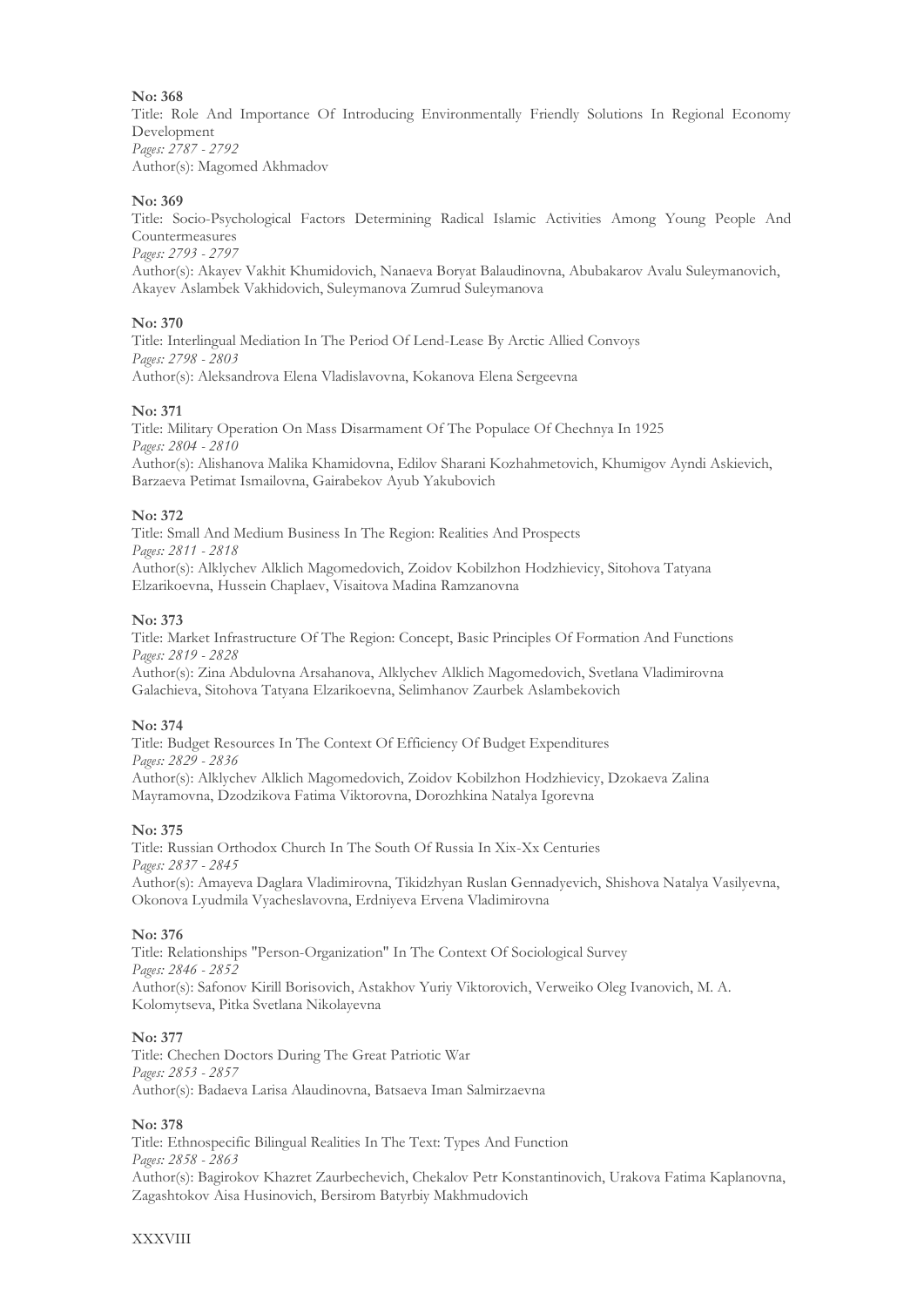**No: 368**
Title: Role And Importance Of Introducing Environmentally Friendly Solutions In Regional Economy Development
*Pages: 2787 - 2792*
Author(s): Magomed Akhmadov

**No: 369**
Title: Socio-Psychological Factors Determining Radical Islamic Activities Among Young People And Countermeasures
*Pages: 2793 - 2797*
Author(s): Akayev Vakhit Khumidovich, Nanaeva Boryat Balaudinovna, Abubakarov Avalu Suleymanovich, Akayev Aslambek Vakhidovich, Suleymanova Zumrud Suleymanova

**No: 370**
Title: Interlingual Mediation In The Period Of Lend-Lease By Arctic Allied Convoys
*Pages: 2798 - 2803*
Author(s): Aleksandrova Elena Vladislavovna, Kokanova Elena Sergeevna

**No: 371**
Title: Military Operation On Mass Disarmament Of The Populace Of Chechnya In 1925
*Pages: 2804 - 2810*
Author(s): Alishanova Malika Khamidovna, Edilov Sharani Kozhahmetovich, Khumigov Ayndi Askievich, Barzaeva Petimat Ismailovna, Gairabekov Ayub Yakubovich

**No: 372**
Title: Small And Medium Business In The Region: Realities And Prospects
*Pages: 2811 - 2818*
Author(s): Alklychev Alklich Magomedovich, Zoidov Kobilzhon Hodzhievicy, Sitohova Tatyana Elzarikoevna, Hussein Chaplaev, Visaitova Madina Ramzanovna

**No: 373**
Title: Market Infrastructure Of The Region: Concept, Basic Principles Of Formation And Functions
*Pages: 2819 - 2828*
Author(s): Zina Abdulovna Arsahanova, Alklychev Alklich Magomedovich, Svetlana Vladimirovna Galachieva, Sitohova Tatyana Elzarikoevna, Selimhanov Zaurbek Aslambekovich

**No: 374**
Title: Budget Resources In The Context Of Efficiency Of Budget Expenditures
*Pages: 2829 - 2836*
Author(s): Alklychev Alklich Magomedovich, Zoidov Kobilzhon Hodzhievicy, Dzokaeva Zalina Mayramovna, Dzodzikova Fatima Viktorovna, Dorozhkina Natalya Igorevna

**No: 375**
Title: Russian Orthodox Church In The South Of Russia In Xix-Xx Centuries
*Pages: 2837 - 2845*
Author(s): Amayeva Daglara Vladimirovna, Tikidzhyan Ruslan Gennadyevich, Shishova Natalya Vasilyevna, Okonova Lyudmila Vyacheslavovna, Erdniyeva Ervena Vladimirovna

**No: 376**
Title: Relationships "Person-Organization" In The Context Of Sociological Survey
*Pages: 2846 - 2852*
Author(s): Safonov Kirill Borisovich, Astakhov Yuriy Viktorovich, Verweiko Oleg Ivanovich, M. A. Kolomytseva, Pitka Svetlana Nikolayevna

**No: 377**
Title: Chechen Doctors During The Great Patriotic War
*Pages: 2853 - 2857*
Author(s): Badaeva Larisa Alaudinovna, Batsaeva Iman Salmirzaevna

**No: 378**
Title: Ethnospecific Bilingual Realities In The Text: Types And Function
*Pages: 2858 - 2863*
Author(s): Bagirokov Khazret Zaurbechevich, Chekalov Petr Konstantinovich, Urakova Fatima Kaplanovna, Zagashtokov Aisa Husinovich, Bersirom Batyrbiy Makhmudovich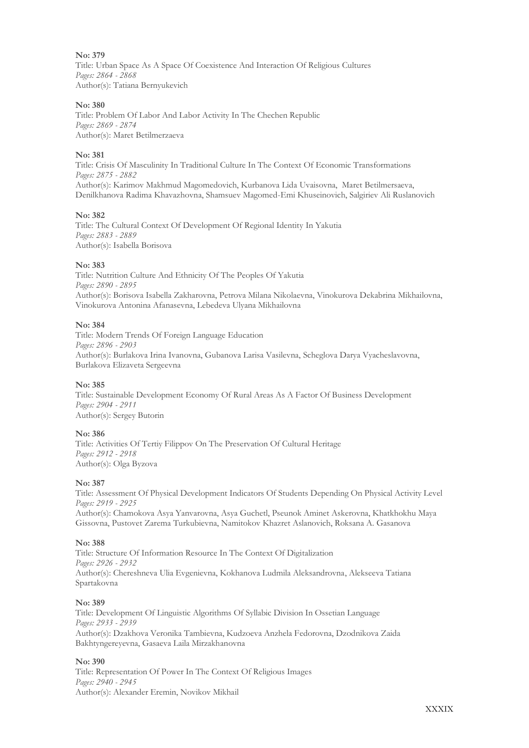**No: 379**

Title: Urban Space As A Space Of Coexistence And Interaction Of Religious Cultures

*Pages: 2864 - 2868*

Author(s): Tatiana Bernyukevich

**No: 380**

Title: Problem Of Labor And Labor Activity In The Chechen Republic

*Pages: 2869 - 2874*

Author(s): Maret Betilmerzaeva

**No: 381**

Title: Crisis Of Masculinity In Traditional Culture In The Context Of Economic Transformations

*Pages: 2875 - 2882*

Author(s): Karimov Makhmud Magomedovich, Kurbanova Lida Uvaisovna, Maret Betilmersaeva, Denilkhanova Radima Khavazhovna, Shamsuev Magomed-Emi Khuseinovich, Salgiriev Ali Ruslanovich

**No: 382**

Title: The Cultural Context Of Development Of Regional Identity In Yakutia

*Pages: 2883 - 2889*

Author(s): Isabella Borisova

**No: 383**

Title: Nutrition Culture And Ethnicity Of The Peoples Of Yakutia

*Pages: 2890 - 2895*

Author(s): Borisova Isabella Zakharovna, Petrova Milana Nikolaevna, Vinokurova Dekabrina Mikhailovna, Vinokurova Antonina Afanasevna, Lebedeva Ulyana Mikhailovna

**No: 384**

Title: Modern Trends Of Foreign Language Education

*Pages: 2896 - 2903*

Author(s): Burlakova Irina Ivanovna, Gubanova Larisa Vasilevna, Scheglova Darya Vyacheslavovna, Burlakova Elizaveta Sergeevna

**No: 385**

Title: Sustainable Development Economy Of Rural Areas As A Factor Of Business Development

*Pages: 2904 - 2911*

Author(s): Sergey Butorin

**No: 386**

Title: Activities Of Tertiy Filippov On The Preservation Of Cultural Heritage

*Pages: 2912 - 2918*

Author(s): Olga Byzova

**No: 387**

Title: Assessment Of Physical Development Indicators Of Students Depending On Physical Activity Level

*Pages: 2919 - 2925*

Author(s): Chamokova Asya Yanvarovna, Asya Guchetl, Pseunok Aminet Askerovna, Khatkhokhu Maya Gissovna, Pustovet Zarema Turkubievna, Namitokov Khazret Aslanovich, Roksana A. Gasanova

**No: 388**

Title: Structure Of Information Resource In The Context Of Digitalization

*Pages: 2926 - 2932*

Author(s): Chereshneva Ulia Evgenievna, Kokhanova Ludmila Aleksandrovna, Alekseeva Tatiana Spartakovna

**No: 389**

Title: Development Of Linguistic Algorithms Of Syllabic Division In Ossetian Language

*Pages: 2933 - 2939*

Author(s): Dzakhova Veronika Tambievna, Kudzoeva Anzhela Fedorovna, Dzodnikova Zaida Bakhtyngereyevna, Gasaeva Laila Mirzakhanovna

**No: 390**

Title: Representation Of Power In The Context Of Religious Images

*Pages: 2940 - 2945*

Author(s): Alexander Eremin, Novikov Mikhail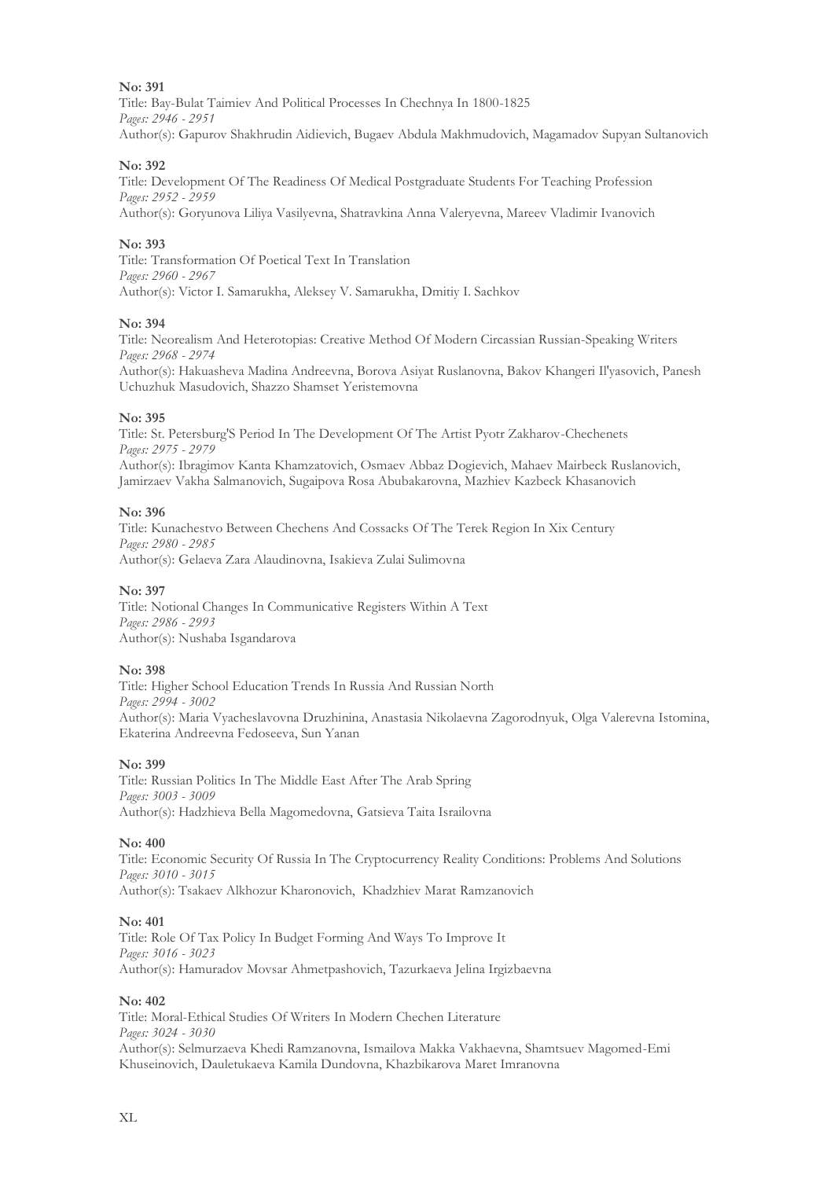**No: 391**
Title: Bay-Bulat Taimiev And Political Processes In Chechnya In 1800-1825
*Pages: 2946 - 2951*
Author(s): Gapurov Shakhrudin Aidievich, Bugaev Abdula Makhmudovich, Magamadov Supyan Sultanovich

**No: 392**
Title: Development Of The Readiness Of Medical Postgraduate Students For Teaching Profession
*Pages: 2952 - 2959*
Author(s): Goryunova Liliya Vasilyevna, Shatravkina Anna Valeryevna, Mareev Vladimir Ivanovich

**No: 393**
Title: Transformation Of Poetical Text In Translation
*Pages: 2960 - 2967*
Author(s): Victor I. Samarukha, Aleksey V. Samarukha, Dmitiy I. Sachkov

**No: 394**
Title: Neorealism And Heterotopias: Creative Method Of Modern Circassian Russian-Speaking Writers
*Pages: 2968 - 2974*
Author(s): Hakuasheva Madina Andreevna, Borova Asiyat Ruslanovna, Bakov Khangeri Il'yasovich, Panesh Uchuzhuk Masudovich, Shazzo Shamset Yeristemovna

**No: 395**
Title: St. Petersburg'S Period In The Development Of The Artist Pyotr Zakharov-Chechenets
*Pages: 2975 - 2979*
Author(s): Ibragimov Kanta Khamzatovich, Osmaev Abbaz Dogievich, Mahaev Mairbeck Ruslanovich, Jamirzaev Vakha Salmanovich, Sugaipova Rosa Abubakarovna, Mazhiev Kazbeck Khasanovich

**No: 396**
Title: Kunachestvo Between Chechens And Cossacks Of The Terek Region In Xix Century
*Pages: 2980 - 2985*
Author(s): Gelaeva Zara Alaudinovna, Isakieva Zulai Sulimovna

**No: 397**
Title: Notional Changes In Communicative Registers Within A Text
*Pages: 2986 - 2993*
Author(s): Nushaba Isgandarova

**No: 398**
Title: Higher School Education Trends In Russia And Russian North
*Pages: 2994 - 3002*
Author(s): Maria Vyacheslavovna Druzhinina, Anastasia Nikolaevna Zagorodnyuk, Olga Valerevna Istomina, Ekaterina Andreevna Fedoseeva, Sun Yanan

**No: 399**
Title: Russian Politics In The Middle East After The Arab Spring
*Pages: 3003 - 3009*
Author(s): Hadzhieva Bella Magomedovna, Gatsieva Taita Israilovna

**No: 400**
Title: Economic Security Of Russia In The Cryptocurrency Reality Conditions: Problems And Solutions
*Pages: 3010 - 3015*
Author(s): Tsakaev Alkhozur Kharonovich, Khadzhiev Marat Ramzanovich

**No: 401**
Title: Role Of Tax Policy In Budget Forming And Ways To Improve It
*Pages: 3016 - 3023*
Author(s): Hamuradov Movsar Ahmetpashovich, Tazurkaeva Jelina Irgizbaevna

**No: 402**
Title: Moral-Ethical Studies Of Writers In Modern Chechen Literature
*Pages: 3024 - 3030*
Author(s): Selmurzaeva Khedi Ramzanovna, Ismailova Makka Vakhaevna, Shamtsuev Magomed-Emi Khuseinovich, Dauletukaeva Kamila Dundovna, Khazbikarova Maret Imranovna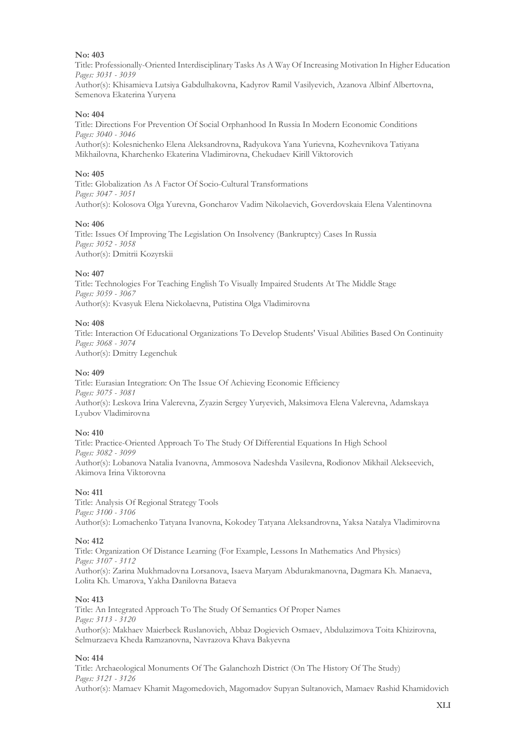**No: 403**

Title: Professionally-Oriented Interdisciplinary Tasks As A Way Of Increasing Motivation In Higher Education

*Pages: 3031 - 3039*

Author(s): Khisamieva Lutsiya Gabdulhakovna, Kadyrov Ramil Vasilyevich, Azanova Albinf Albertovna, Semenova Ekaterina Yuryena

**No: 404**

Title: Directions For Prevention Of Social Orphanhood In Russia In Modern Economic Conditions

*Pages: 3040 - 3046*

Author(s): Kolesnichenko Elena Aleksandrovna, Radyukova Yana Yurievna, Kozhevnikova Tatiyana Mikhailovna, Kharchenko Ekaterina Vladimirovna, Chekudaev Kirill Viktorovich

**No: 405**

Title: Globalization As A Factor Of Socio-Cultural Transformations

*Pages: 3047 - 3051*

Author(s): Kolosova Olga Yurevna, Goncharov Vadim Nikolaevich, Goverdovskaia Elena Valentinovna

**No: 406**

Title: Issues Of Improving The Legislation On Insolvency (Bankruptcy) Cases In Russia

*Pages: 3052 - 3058*

Author(s): Dmitrii Kozyrskii

**No: 407**

Title: Technologies For Teaching English To Visually Impaired Students At The Middle Stage

*Pages: 3059 - 3067*

Author(s): Kvasyuk Elena Nickolaevna, Putistina Olga Vladimirovna

**No: 408**

Title: Interaction Of Educational Organizations To Develop Students' Visual Abilities Based On Continuity

*Pages: 3068 - 3074*

Author(s): Dmitry Legenchuk

**No: 409**

Title: Eurasian Integration: On The Issue Of Achieving Economic Efficiency

*Pages: 3075 - 3081*

Author(s): Leskova Irina Valerevna, Zyazin Sergey Yuryevich, Maksimova Elena Valerevna, Adamskaya Lyubov Vladimirovna

**No: 410**

Title: Practice-Oriented Approach To The Study Of Differential Equations In High School

*Pages: 3082 - 3099*

Author(s): Lobanova Natalia Ivanovna, Ammosova Nadeshda Vasilevna, Rodionov Mikhail Alekseevich, Akimova Irina Viktorovna

**No: 411**

Title: Analysis Of Regional Strategy Tools

*Pages: 3100 - 3106*

Author(s): Lomachenko Tatyana Ivanovna, Kokodey Tatyana Aleksandrovna, Yaksa Natalya Vladimirovna

**No: 412**

Title: Organization Of Distance Learning (For Example, Lessons In Mathematics And Physics)

*Pages: 3107 - 3112*

Author(s): Zarina Mukhmadovna Lorsanova, Isaeva Maryam Abdurakmanovna, Dagmara Kh. Manaeva, Lolita Kh. Umarova, Yakha Danilovna Bataeva

**No: 413**

Title: An Integrated Approach To The Study Of Semantics Of Proper Names

*Pages: 3113 - 3120*

Author(s): Makhaev Maierbeck Ruslanovich, Abbaz Dogievich Osmaev, Abdulazimova Toita Khizirovna, Selmurzaeva Kheda Ramzanovna, Navrazova Khava Bakyevna

**No: 414**

Title: Archaeological Monuments Of The Galanchozh District (On The History Of The Study)

*Pages: 3121 - 3126*

Author(s): Mamaev Khamit Magomedovich, Magomadov Supyan Sultanovich, Mamaev Rashid Khamidovich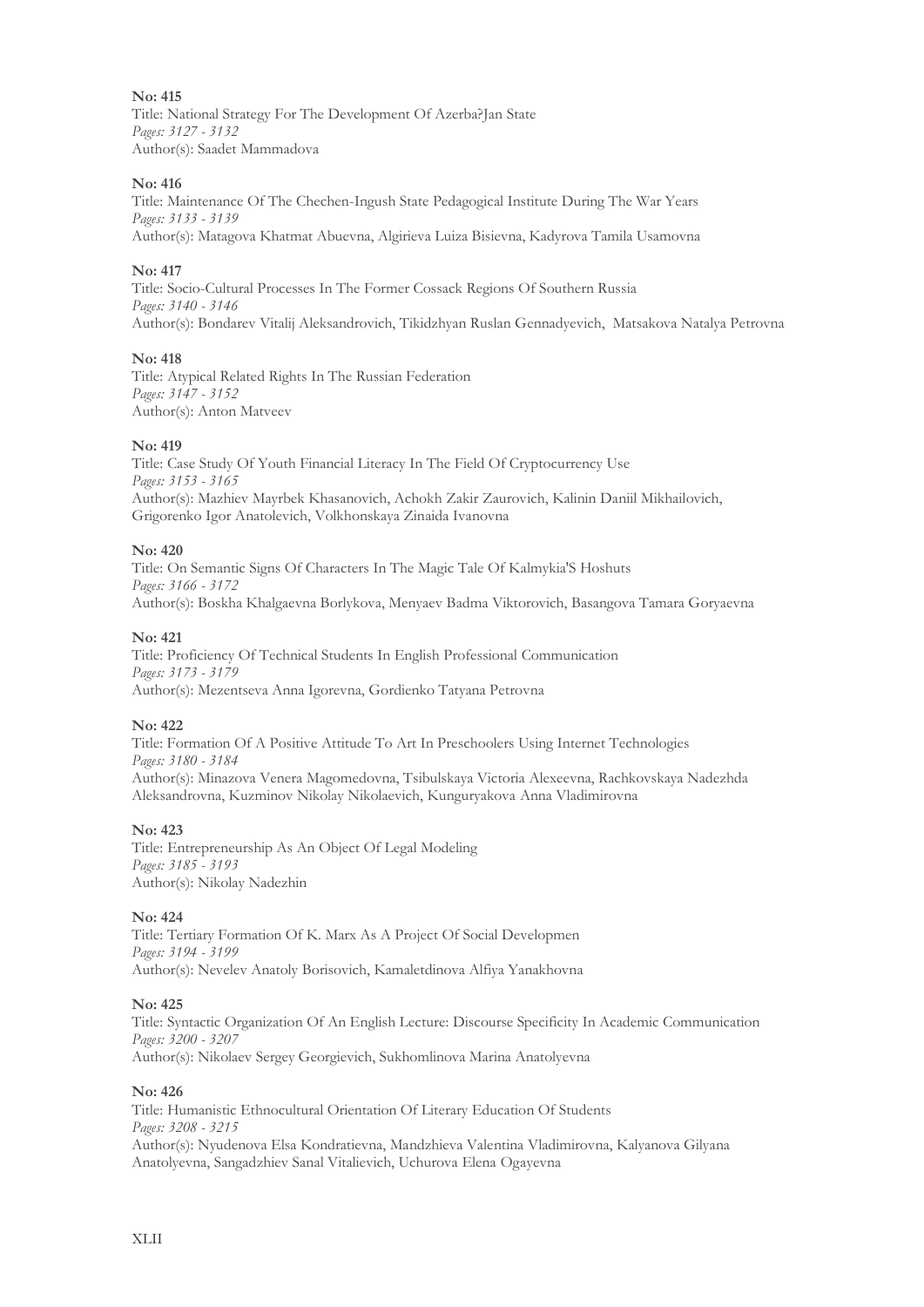**No: 415**
Title: National Strategy For The Development Of Azerba?Jan State
*Pages: 3127 - 3132*
Author(s): Saadet Mammadova

**No: 416**
Title: Maintenance Of The Chechen-Ingush State Pedagogical Institute During The War Years
*Pages: 3133 - 3139*
Author(s): Matagova Khatmat Abuevna, Algirieva Luiza Bisievna, Kadyrova Tamila Usamovna

**No: 417**
Title: Socio-Cultural Processes In The Former Cossack Regions Of Southern Russia
*Pages: 3140 - 3146*
Author(s): Bondarev Vitalij Aleksandrovich, Tikidzhyan Ruslan Gennadyevich, Matsakova Natalya Petrovna

**No: 418**
Title: Atypical Related Rights In The Russian Federation
*Pages: 3147 - 3152*
Author(s): Anton Matveev

**No: 419**
Title: Case Study Of Youth Financial Literacy In The Field Of Cryptocurrency Use
*Pages: 3153 - 3165*
Author(s): Mazhiev Mayrbek Khasanovich, Achokh Zakir Zaurovich, Kalinin Daniil Mikhailovich, Grigorenko Igor Anatolevich, Volkhonskaya Zinaida Ivanovna

**No: 420**
Title: On Semantic Signs Of Characters In The Magic Tale Of Kalmykia'S Hoshuts
*Pages: 3166 - 3172*
Author(s): Boskha Khalgaevna Borlykova, Menyaev Badma Viktorovich, Basangova Tamara Goryaevna

**No: 421**
Title: Proficiency Of Technical Students In English Professional Communication
*Pages: 3173 - 3179*
Author(s): Mezentseva Anna Igorevna, Gordienko Tatyana Petrovna

**No: 422**
Title: Formation Of A Positive Attitude To Art In Preschoolers Using Internet Technologies
*Pages: 3180 - 3184*
Author(s): Minazova Venera Magomedovna, Tsibulskaya Victoria Alexeevna, Rachkovskaya Nadezhda Aleksandrovna, Kuzminov Nikolay Nikolaevich, Kunguryakova Anna Vladimirovna

**No: 423**
Title: Entrepreneurship As An Object Of Legal Modeling
*Pages: 3185 - 3193*
Author(s): Nikolay Nadezhin

**No: 424**
Title: Tertiary Formation Of K. Marx As A Project Of Social Developmen
*Pages: 3194 - 3199*
Author(s): Nevelev Anatoly Borisovich, Kamaletdinova Alfiya Yanakhovna

**No: 425**
Title: Syntactic Organization Of An English Lecture: Discourse Specificity In Academic Communication
*Pages: 3200 - 3207*
Author(s): Nikolaev Sergey Georgievich, Sukhomlinova Marina Anatolyevna

**No: 426**
Title: Humanistic Ethnocultural Orientation Of Literary Education Of Students
*Pages: 3208 - 3215*
Author(s): Nyudenova Elsa Kondratievna, Mandzhieva Valentina Vladimirovna, Kalyanova Gilyana Anatolyevna, Sangadzhiev Sanal Vitalievich, Uchurova Elena Ogayevna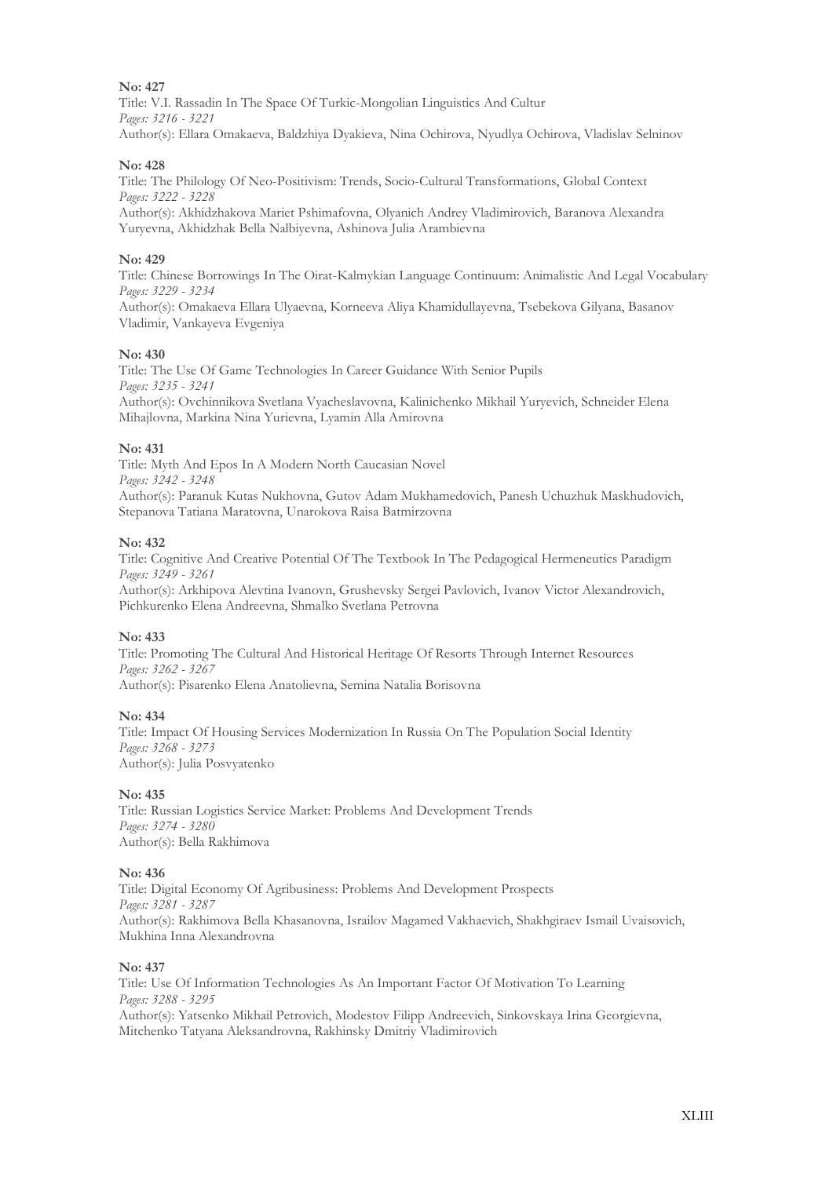**No: 427**

Title: V.I. Rassadin In The Space Of Turkic-Mongolian Linguistics And Cultur

*Pages: 3216 - 3221*

Author(s): Ellara Omakaeva, Baldzhiya Dyakieva, Nina Ochirova, Nyudlya Ochirova, Vladislav Selninov

**No: 428**

Title: The Philology Of Neo-Positivism: Trends, Socio-Cultural Transformations, Global Context

*Pages: 3222 - 3228*

Author(s): Akhidzhakova Mariet Pshimafovna, Olyanich Andrey Vladimirovich, Baranova Alexandra Yuryevna, Akhidzhak Bella Nalbiyevna, Ashinova Julia Arambievna

**No: 429**

Title: Chinese Borrowings In The Oirat-Kalmykian Language Continuum: Animalistic And Legal Vocabulary

*Pages: 3229 - 3234*

Author(s): Omakaeva Ellara Ulyaevna, Korneeva Aliya Khamidullayevna, Tsebekova Gilyana, Basanov Vladimir, Vankayeva Evgeniya

**No: 430**

Title: The Use Of Game Technologies In Career Guidance With Senior Pupils

*Pages: 3235 - 3241*

Author(s): Ovchinnikova Svetlana Vyacheslavovna, Kalinichenko Mikhail Yuryevich, Schneider Elena Mihajlovna, Markina Nina Yurievna, Lyamin Alla Amirovna

**No: 431**

Title: Myth And Epos In A Modern North Caucasian Novel

*Pages: 3242 - 3248*

Author(s): Paranuk Kutas Nukhovna, Gutov Adam Mukhamedovich, Panesh Uchuzhuk Maskhudovich, Stepanova Tatiana Maratovna, Unarokova Raisa Batmirzovna

**No: 432**

Title: Cognitive And Creative Potential Of The Textbook In The Pedagogical Hermeneutics Paradigm

*Pages: 3249 - 3261*

Author(s): Arkhipova Alevtina Ivanovn, Grushevsky Sergei Pavlovich, Ivanov Victor Alexandrovich, Pichkurenko Elena Andreevna, Shmalko Svetlana Petrovna

**No: 433**

Title: Promoting The Cultural And Historical Heritage Of Resorts Through Internet Resources

*Pages: 3262 - 3267*

Author(s): Pisarenko Elena Anatolievna, Semina Natalia Borisovna

**No: 434**

Title: Impact Of Housing Services Modernization In Russia On The Population Social Identity

*Pages: 3268 - 3273*

Author(s): Julia Posvyatenko

**No: 435**

Title: Russian Logistics Service Market: Problems And Development Trends

*Pages: 3274 - 3280*

Author(s): Bella Rakhimova

**No: 436**

Title: Digital Economy Of Agribusiness: Problems And Development Prospects

*Pages: 3281 - 3287*

Author(s): Rakhimova Bella Khasanovna, Israilov Magamed Vakhaevich, Shakhgiraev Ismail Uvaisovich, Mukhina Inna Alexandrovna

**No: 437**

Title: Use Of Information Technologies As An Important Factor Of Motivation To Learning

*Pages: 3288 - 3295*

Author(s): Yatsenko Mikhail Petrovich, Modestov Filipp Andreevich, Sinkovskaya Irina Georgievna, Mitchenko Tatyana Aleksandrovna, Rakhinsky Dmitriy Vladimirovich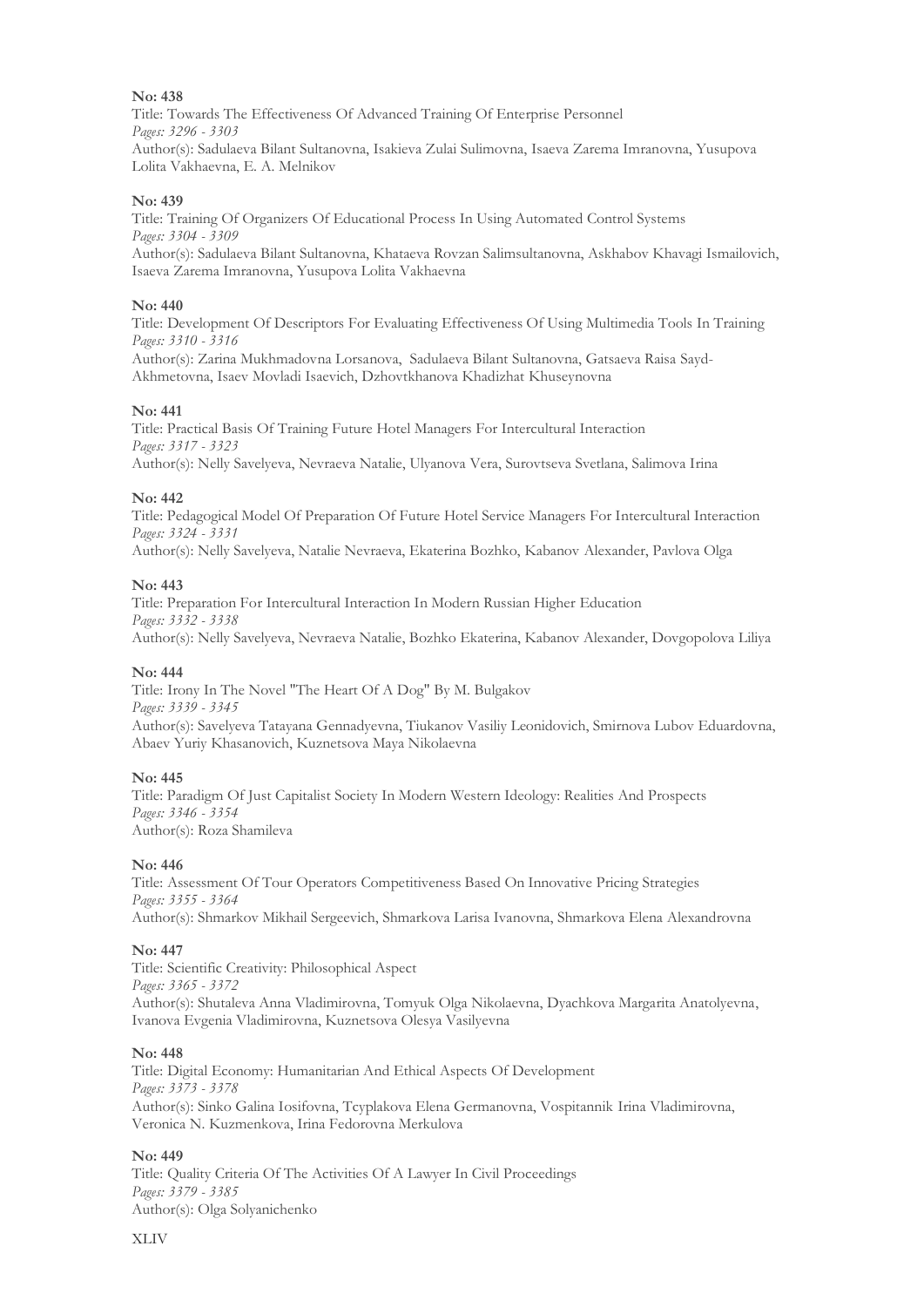**No: 438**

Title: Towards The Effectiveness Of Advanced Training Of Enterprise Personnel

*Pages: 3296 - 3303*

Author(s): Sadulaeva Bilant Sultanovna, Isakieva Zulai Sulimovna, Isaeva Zarema Imranovna, Yusupova Lolita Vakhaevna, E. A. Melnikov

**No: 439**

Title: Training Of Organizers Of Educational Process In Using Automated Control Systems

*Pages: 3304 - 3309*

Author(s): Sadulaeva Bilant Sultanovna, Khataeva Rovzan Salimsultanovna, Askhabov Khavagi Ismailovich, Isaeva Zarema Imranovna, Yusupova Lolita Vakhaevna

**No: 440**

Title: Development Of Descriptors For Evaluating Effectiveness Of Using Multimedia Tools In Training

*Pages: 3310 - 3316*

Author(s): Zarina Mukhmadovna Lorsanova, Sadulaeva Bilant Sultanovna, Gatsaeva Raisa Sayd-Akhmetovna, Isaev Movladi Isaevich, Dzhovtkhanova Khadizhat Khuseynovna

**No: 441**

Title: Practical Basis Of Training Future Hotel Managers For Intercultural Interaction

*Pages: 3317 - 3323*

Author(s): Nelly Savelyeva, Nevraeva Natalie, Ulyanova Vera, Surovtseva Svetlana, Salimova Irina

**No: 442**

Title: Pedagogical Model Of Preparation Of Future Hotel Service Managers For Intercultural Interaction

*Pages: 3324 - 3331*

Author(s): Nelly Savelyeva, Natalie Nevraeva, Ekaterina Bozhko, Kabanov Alexander, Pavlova Olga

**No: 443**

Title: Preparation For Intercultural Interaction In Modern Russian Higher Education

*Pages: 3332 - 3338*

Author(s): Nelly Savelyeva, Nevraeva Natalie, Bozhko Ekaterina, Kabanov Alexander, Dovgopolova Liliya

**No: 444**

Title: Irony In The Novel "The Heart Of A Dog" By M. Bulgakov

*Pages: 3339 - 3345*

Author(s): Savelyeva Tatayana Gennadyevna, Tiukanov Vasiliy Leonidovich, Smirnova Lubov Eduardovna, Abaev Yuriy Khasanovich, Kuznetsova Maya Nikolaevna

**No: 445**

Title: Paradigm Of Just Capitalist Society In Modern Western Ideology: Realities And Prospects

*Pages: 3346 - 3354*

Author(s): Roza Shamileva

**No: 446**

Title: Assessment Of Tour Operators Competitiveness Based On Innovative Pricing Strategies

*Pages: 3355 - 3364*

Author(s): Shmarkov Mikhail Sergeevich, Shmarkova Larisa Ivanovna, Shmarkova Elena Alexandrovna

**No: 447**

Title: Scientific Creativity: Philosophical Aspect

*Pages: 3365 - 3372*

Author(s): Shutaleva Anna Vladimirovna, Tomyuk Olga Nikolaevna, Dyachkova Margarita Anatolyevna, Ivanova Evgenia Vladimirovna, Kuznetsova Olesya Vasilyevna

**No: 448**

Title: Digital Economy: Humanitarian And Ethical Aspects Of Development

*Pages: 3373 - 3378*

Author(s): Sinko Galina Iosifovna, Tcyplakova Elena Germanovna, Vospitannik Irina Vladimirovna, Veronica N. Kuzmenkova, Irina Fedorovna Merkulova

**No: 449**

Title: Quality Criteria Of The Activities Of A Lawyer In Civil Proceedings

*Pages: 3379 - 3385*

Author(s): Olga Solyanichenko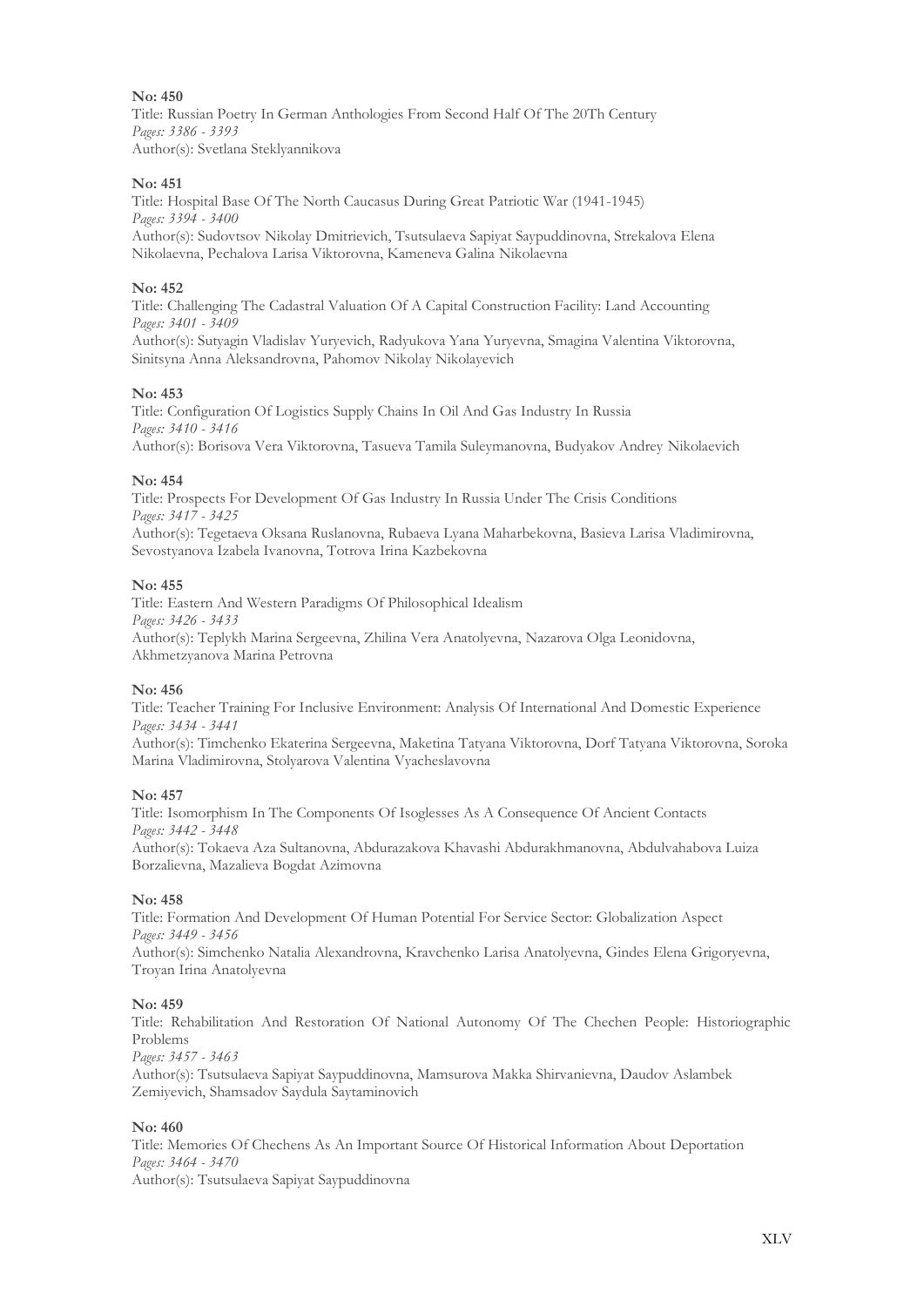**No: 450**

Title: Russian Poetry In German Anthologies From Second Half Of The 20Th Century
*Pages: 3386 - 3393*
Author(s): Svetlana Steklyannikova

**No: 451**

Title: Hospital Base Of The North Caucasus During Great Patriotic War (1941-1945)
*Pages: 3394 - 3400*
Author(s): Sudovtsov Nikolay Dmitrievich, Tsutsulaeva Sapiyat Saypuddinovna, Strekalova Elena Nikolaevna, Pechalova Larisa Viktorovna, Kameneva Galina Nikolaevna

**No: 452**

Title: Challenging The Cadastral Valuation Of A Capital Construction Facility: Land Accounting
*Pages: 3401 - 3409*
Author(s): Sutyagin Vladislav Yuryevich, Radyukova Yana Yuryevna, Smagina Valentina Viktorovna, Sinitsyna Anna Aleksandrovna, Pahomov Nikolay Nikolayevich

**No: 453**

Title: Configuration Of Logistics Supply Chains In Oil And Gas Industry In Russia
*Pages: 3410 - 3416*
Author(s): Borisova Vera Viktorovna, Tasueva Tamila Suleymanovna, Budyakov Andrey Nikolaevich

**No: 454**

Title: Prospects For Development Of Gas Industry In Russia Under The Crisis Conditions
*Pages: 3417 - 3425*
Author(s): Tegetaeva Oksana Ruslanovna, Rubaeva Lyana Maharbekovna, Basieva Larisa Vladimirovna, Sevostyanova Izabela Ivanovna, Totrova Irina Kazbekovna

**No: 455**

Title: Eastern And Western Paradigms Of Philosophical Idealism
*Pages: 3426 - 3433*
Author(s): Teplykh Marina Sergeevna, Zhilina Vera Anatolyevna, Nazarova Olga Leonidovna, Akhmetzyanova Marina Petrovna

**No: 456**

Title: Teacher Training For Inclusive Environment: Analysis Of International And Domestic Experience
*Pages: 3434 - 3441*
Author(s): Timchenko Ekaterina Sergeevna, Maketina Tatyana Viktorovna, Dorf Tatyana Viktorovna, Soroka Marina Vladimirovna, Stolyarova Valentina Vyacheslavovna

**No: 457**

Title: Isomorphism In The Components Of Isoglesses As A Consequence Of Ancient Contacts
*Pages: 3442 - 3448*
Author(s): Tokaeva Aza Sultanovna, Abdurazakova Khavashi Abdurakhmanovna, Abdulvahabova Luiza Borzalievna, Mazalieva Bogdat Azimovna

**No: 458**

Title: Formation And Development Of Human Potential For Service Sector: Globalization Aspect
*Pages: 3449 - 3456*
Author(s): Simchenko Natalia Alexandrovna, Kravchenko Larisa Anatolyevna, Gindes Elena Grigoryevna, Troyan Irina Anatolyevna

**No: 459**

Title: Rehabilitation And Restoration Of National Autonomy Of The Chechen People: Historiographic Problems
*Pages: 3457 - 3463*
Author(s): Tsutsulaeva Sapiyat Saypuddinovna, Mamsurova Makka Shirvanievna, Daudov Aslambek Zemiyevich, Shamsadov Saydula Saytaminovich

**No: 460**

Title: Memories Of Chechens As An Important Source Of Historical Information About Deportation
*Pages: 3464 - 3470*
Author(s): Tsutsulaeva Sapiyat Saypuddinovna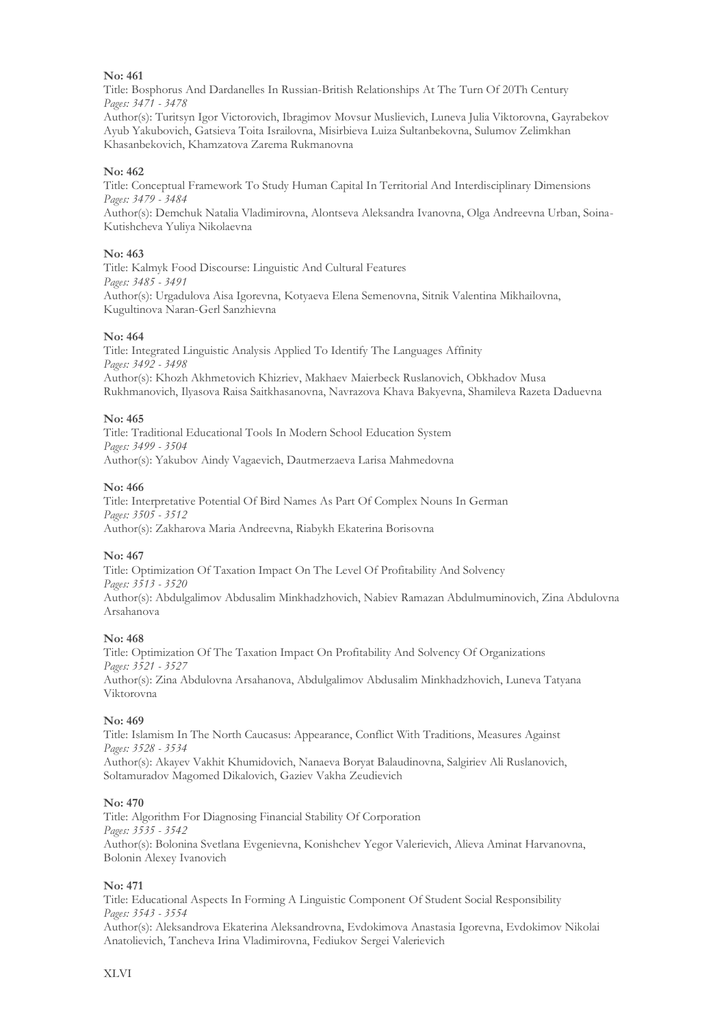**No: 461**

Title: Bosphorus And Dardanelles In Russian-British Relationships At The Turn Of 20Th Century
*Pages: 3471 - 3478*
Author(s): Turitsyn Igor Victorovich, Ibragimov Movsur Muslievich, Luneva Julia Viktorovna, Gayrabekov Ayub Yakubovich, Gatsieva Toita Israilovna, Misirbieva Luiza Sultanbekovna, Sulumov Zelimkhan Khasanbekovich, Khamzatova Zarema Rukmanovna

**No: 462**

Title: Conceptual Framework To Study Human Capital In Territorial And Interdisciplinary Dimensions
*Pages: 3479 - 3484*
Author(s): Demchuk Natalia Vladimirovna, Alontseva Aleksandra Ivanovna, Olga Andreevna Urban, Soina-Kutishcheva Yuliya Nikolaevna

**No: 463**

Title: Kalmyk Food Discourse: Linguistic And Cultural Features
*Pages: 3485 - 3491*
Author(s): Urgadulova Aisa Igorevna, Kotyaeva Elena Semenovna, Sitnik Valentina Mikhailovna, Kugultinova Naran-Gerl Sanzhievna

**No: 464**

Title: Integrated Linguistic Analysis Applied To Identify The Languages Affinity
*Pages: 3492 - 3498*
Author(s): Khozh Akhmetovich Khizriev, Makhaev Maierbeck Ruslanovich, Obkhadov Musa Rukhmanovich, Ilyasova Raisa Saitkhasanovna, Navrazova Khava Bakyevna, Shamileva Razeta Daduevna

**No: 465**

Title: Traditional Educational Tools In Modern School Education System
*Pages: 3499 - 3504*
Author(s): Yakubov Aindy Vagaevich, Dautmerzaeva Larisa Mahmedovna

**No: 466**

Title: Interpretative Potential Of Bird Names As Part Of Complex Nouns In German
*Pages: 3505 - 3512*
Author(s): Zakharova Maria Andreevna, Riabykh Ekaterina Borisovna

**No: 467**

Title: Optimization Of Taxation Impact On The Level Of Profitability And Solvency
*Pages: 3513 - 3520*
Author(s): Abdulgalimov Abdusalim Minkhadzhovich, Nabiev Ramazan Abdulmuminovich, Zina Abdulovna Arsahanova

**No: 468**

Title: Optimization Of The Taxation Impact On Profitability And Solvency Of Organizations
*Pages: 3521 - 3527*
Author(s): Zina Abdulovna Arsahanova, Abdulgalimov Abdusalim Minkhadzhovich, Luneva Tatyana Viktorovna

**No: 469**

Title: Islamism In The North Caucasus: Appearance, Conflict With Traditions, Measures Against
*Pages: 3528 - 3534*
Author(s): Akayev Vakhit Khumidovich, Nanaeva Boryat Balaudinovna, Salgiriev Ali Ruslanovich, Soltamuradov Magomed Dikalovich, Gaziev Vakha Zeudievich

**No: 470**

Title: Algorithm For Diagnosing Financial Stability Of Corporation
*Pages: 3535 - 3542*
Author(s): Bolonina Svetlana Evgenievna, Konishchev Yegor Valerievich, Alieva Aminat Harvanovna, Bolonin Alexey Ivanovich

**No: 471**

Title: Educational Aspects In Forming A Linguistic Component Of Student Social Responsibility
*Pages: 3543 - 3554*
Author(s): Aleksandrova Ekaterina Aleksandrovna, Evdokimova Anastasia Igorevna, Evdokimov Nikolai Anatolievich, Tancheva Irina Vladimirovna, Fediukov Sergei Valerievich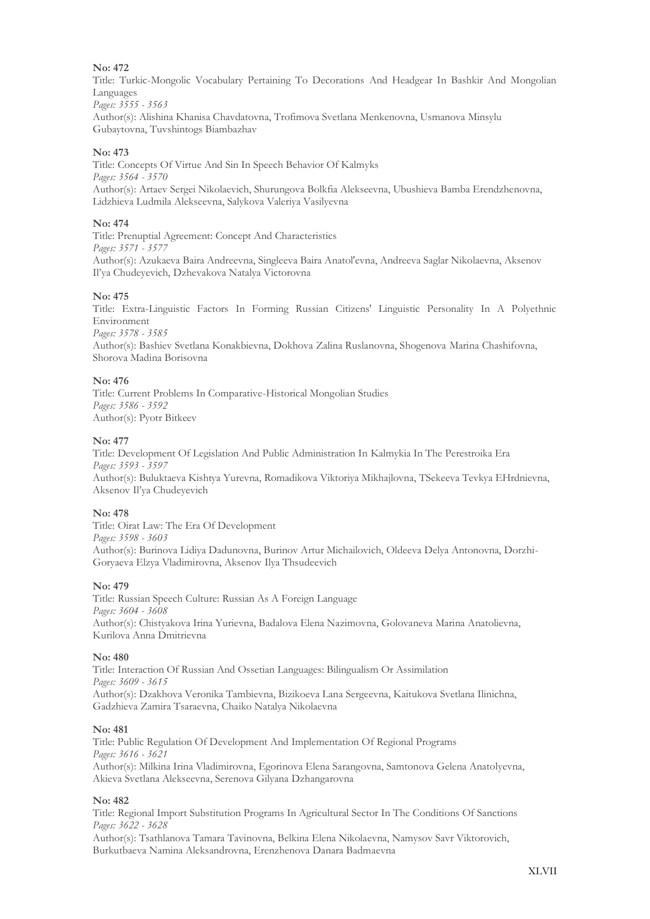**No: 472**
Title: Turkic-Mongolic Vocabulary Pertaining To Decorations And Headgear In Bashkir And Mongolian Languages
*Pages: 3555 - 3563*
Author(s): Alishina Khanisa Chavdatovna, Trofimova Svetlana Menkenovna, Usmanova Minsylu Gubaytovna, Tuvshintogs Biambazhav

**No: 473**
Title: Concepts Of Virtue And Sin In Speech Behavior Of Kalmyks
*Pages: 3564 - 3570*
Author(s): Artaev Sergei Nikolaevich, Shurungova Bolkfia Alekseevna, Ubushieva Bamba Erendzhenovna, Lidzhieva Ludmila Alekseevna, Salykova Valeriya Vasilyevna

**No: 474**
Title: Prenuptial Agreement: Concept And Characteristics
*Pages: 3571 - 3577*
Author(s): Azukaeva Baira Andreevna, Singleeva Baira Anatol'evna, Andreeva Saglar Nikolaevna, Aksenov Il'ya Chudeyevich, Dzhevakova Natalya Victorovna

**No: 475**
Title: Extra-Linguistic Factors In Forming Russian Citizens' Linguistic Personality In A Polyethnic Environment
*Pages: 3578 - 3585*
Author(s): Bashiev Svetlana Konakbievna, Dokhova Zalina Ruslanovna, Shogenova Marina Chashifovna, Shorova Madina Borisovna

**No: 476**
Title: Current Problems In Comparative-Historical Mongolian Studies
*Pages: 3586 - 3592*
Author(s): Pyotr Bitkeev

**No: 477**
Title: Development Of Legislation And Public Administration In Kalmykia In The Perestroika Era
*Pages: 3593 - 3597*
Author(s): Buluktaeva Kishtya Yurevna, Romadikova Viktoriya Mikhajlovna, TSekeeva Tevkya EHrdnievna, Aksenov Il'ya Chudeyevich

**No: 478**
Title: Oirat Law: The Era Of Development
*Pages: 3598 - 3603*
Author(s): Burinova Lidiya Dadunovna, Burinov Artur Michailovich, Oldeeva Delya Antonovna, Dorzhi-Goryaeva Elzya Vladimirovna, Aksenov Ilya Thsudeevich

**No: 479**
Title: Russian Speech Culture: Russian As A Foreign Language
*Pages: 3604 - 3608*
Author(s): Chistyakova Irina Yurievna, Badalova Elena Nazimovna, Golovaneva Marina Anatolievna, Kurilova Anna Dmitrievna

**No: 480**
Title: Interaction Of Russian And Ossetian Languages: Bilingualism Or Assimilation
*Pages: 3609 - 3615*
Author(s): Dzakhova Veronika Tambievna, Bizikoeva Lana Sergeevna, Kaitukova Svetlana Ilinichna, Gadzhieva Zamira Tsaraevna, Chaiko Natalya Nikolaevna

**No: 481**
Title: Public Regulation Of Development And Implementation Of Regional Programs
*Pages: 3616 - 3621*
Author(s): Milkina Irina Vladimirovna, Egorinova Elena Sarangovna, Samtonova Gelena Anatolyevna, Akieva Svetlana Alekseevna, Serenova Gilyana Dzhangarovna

**No: 482**
Title: Regional Import Substitution Programs In Agricultural Sector In The Conditions Of Sanctions
*Pages: 3622 - 3628*
Author(s): Tsathlanova Tamara Tavinovna, Belkina Elena Nikolaevna, Namysov Savr Viktorovich, Burkutbaeva Namina Aleksandrovna, Erenzhenova Danara Badmaevna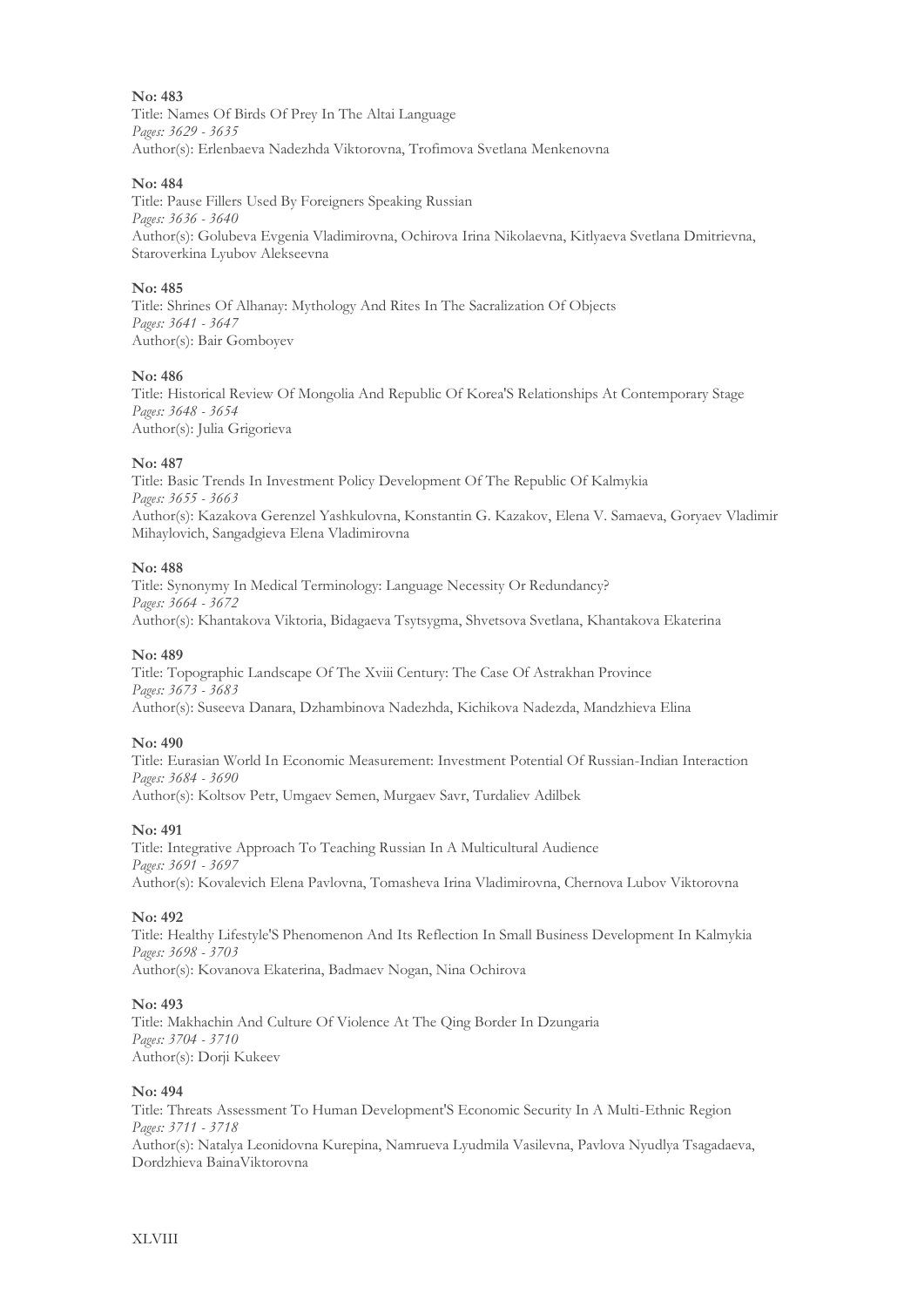**No: 483**
Title: Names Of Birds Of Prey In The Altai Language
*Pages: 3629 - 3635*
Author(s): Erlenbaeva Nadezhda Viktorovna, Trofimova Svetlana Menkenovna

**No: 484**
Title: Pause Fillers Used By Foreigners Speaking Russian
*Pages: 3636 - 3640*
Author(s): Golubeva Evgenia Vladimirovna, Ochirova Irina Nikolaevna, Kitlyaeva Svetlana Dmitrievna, Staroverkina Lyubov Alekseevna

**No: 485**
Title: Shrines Of Alhanay: Mythology And Rites In The Sacralization Of Objects
*Pages: 3641 - 3647*
Author(s): Bair Gomboyev

**No: 486**
Title: Historical Review Of Mongolia And Republic Of Korea'S Relationships At Contemporary Stage
*Pages: 3648 - 3654*
Author(s): Julia Grigorieva

**No: 487**
Title: Basic Trends In Investment Policy Development Of The Republic Of Kalmykia
*Pages: 3655 - 3663*
Author(s): Kazakova Gerenzel Yashkulovna, Konstantin G. Kazakov, Elena V. Samaeva, Goryaev Vladimir Mihaylovich, Sangadgieva Elena Vladimirovna

**No: 488**
Title: Synonymy In Medical Terminology: Language Necessity Or Redundancy?
*Pages: 3664 - 3672*
Author(s): Khantakova Viktoria, Bidagaeva Tsytsygma, Shvetsova Svetlana, Khantakova Ekaterina

**No: 489**
Title: Topographic Landscape Of The Xviii Century: The Case Of Astrakhan Province
*Pages: 3673 - 3683*
Author(s): Suseeva Danara, Dzhambinova Nadezhda, Kichikova Nadezda, Mandzhieva Elina

**No: 490**
Title: Eurasian World In Economic Measurement: Investment Potential Of Russian-Indian Interaction
*Pages: 3684 - 3690*
Author(s): Koltsov Petr, Umgaev Semen, Murgaev Savr, Turdaliev Adilbek

**No: 491**
Title: Integrative Approach To Teaching Russian In A Multicultural Audience
*Pages: 3691 - 3697*
Author(s): Kovalevich Elena Pavlovna, Tomasheva Irina Vladimirovna, Chernova Lubov Viktorovna

**No: 492**
Title: Healthy Lifestyle'S Phenomenon And Its Reflection In Small Business Development In Kalmykia
*Pages: 3698 - 3703*
Author(s): Kovanova Ekaterina, Badmaev Nogan, Nina Ochirova

**No: 493**
Title: Makhachin And Culture Of Violence At The Qing Border In Dzungaria
*Pages: 3704 - 3710*
Author(s): Dorji Kukeev

**No: 494**
Title: Threats Assessment To Human Development'S Economic Security In A Multi-Ethnic Region
*Pages: 3711 - 3718*
Author(s): Natalya Leonidovna Kurepina, Namrueva Lyudmila Vasilevna, Pavlova Nyudlya Tsagadaeva, Dordzhieva BainaViktorovna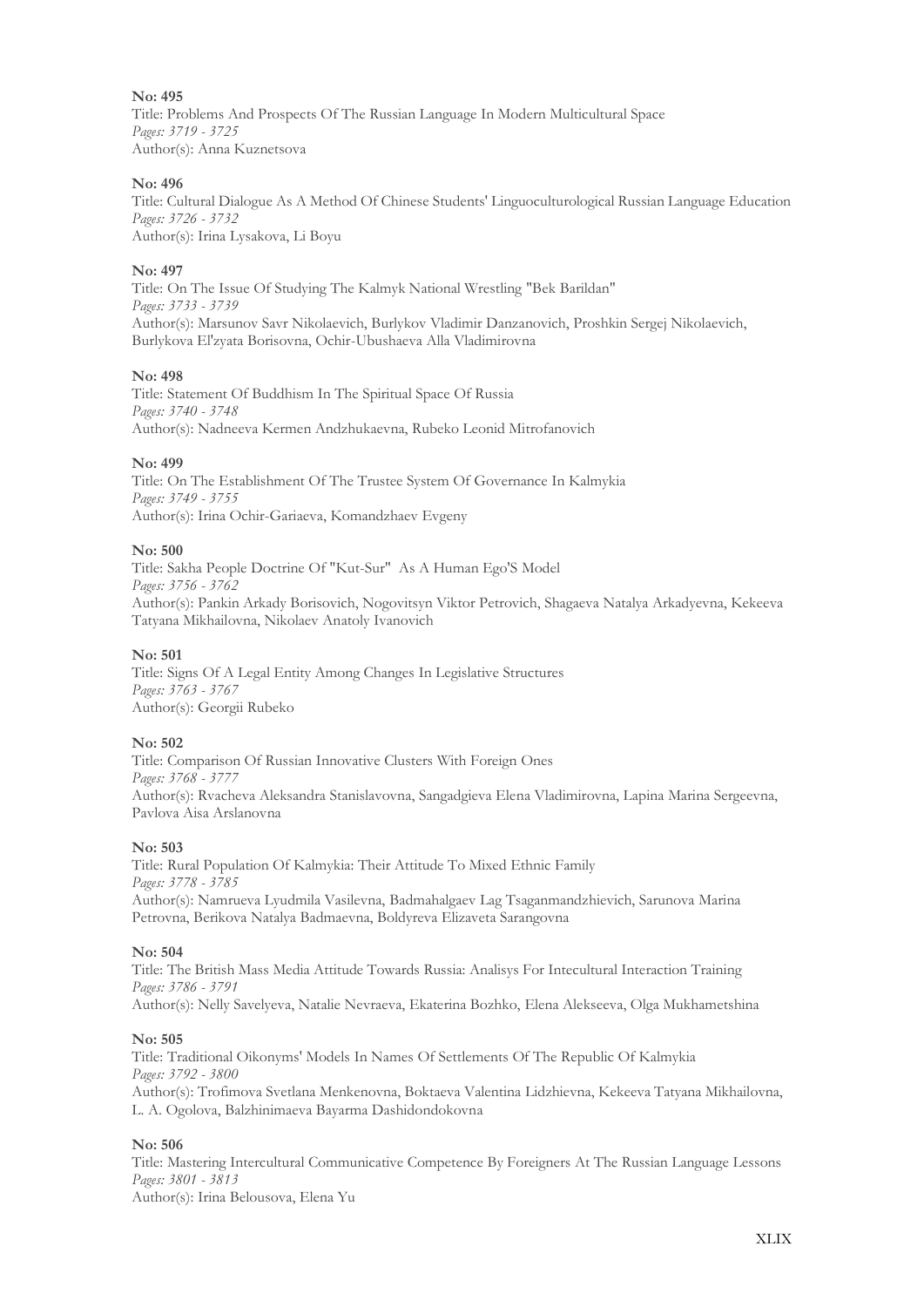**No: 495**
Title: Problems And Prospects Of The Russian Language In Modern Multicultural Space
*Pages: 3719 - 3725*
Author(s): Anna Kuznetsova

**No: 496**
Title: Cultural Dialogue As A Method Of Chinese Students' Linguoculturological Russian Language Education
*Pages: 3726 - 3732*
Author(s): Irina Lysakova, Li Boyu

**No: 497**
Title: On The Issue Of Studying The Kalmyk National Wrestling "Bek Barildan"
*Pages: 3733 - 3739*
Author(s): Marsunov Savr Nikolaevich, Burlykov Vladimir Danzanovich, Proshkin Sergej Nikolaevich, Burlykova El'zyata Borisovna, Ochir-Ubushaeva Alla Vladimirovna

**No: 498**
Title: Statement Of Buddhism In The Spiritual Space Of Russia
*Pages: 3740 - 3748*
Author(s): Nadneeva Kermen Andzhukaevna, Rubeko Leonid Mitrofanovich

**No: 499**
Title: On The Establishment Of The Trustee System Of Governance In Kalmykia
*Pages: 3749 - 3755*
Author(s): Irina Ochir-Gariaeva, Komandzhaev Evgeny

**No: 500**
Title: Sakha People Doctrine Of "Kut-Sur" As A Human Ego'S Model
*Pages: 3756 - 3762*
Author(s): Pankin Arkady Borisovich, Nogovitsyn Viktor Petrovich, Shagaeva Natalya Arkadyevna, Kekeeva Tatyana Mikhailovna, Nikolaev Anatoly Ivanovich

**No: 501**
Title: Signs Of A Legal Entity Among Changes In Legislative Structures
*Pages: 3763 - 3767*
Author(s): Georgii Rubeko

**No: 502**
Title: Comparison Of Russian Innovative Clusters With Foreign Ones
*Pages: 3768 - 3777*
Author(s): Rvacheva Aleksandra Stanislavovna, Sangadgieva Elena Vladimirovna, Lapina Marina Sergeevna, Pavlova Aisa Arslanovna

**No: 503**
Title: Rural Population Of Kalmykia: Their Attitude To Mixed Ethnic Family
*Pages: 3778 - 3785*
Author(s): Namrueva Lyudmila Vasilevna, Badmahalgaev Lag Tsaganmandzhievich, Sarunova Marina Petrovna, Berikova Natalya Badmaevna, Boldyreva Elizaveta Sarangovna

**No: 504**
Title: The British Mass Media Attitude Towards Russia: Analisys For Intecultural Interaction Training
*Pages: 3786 - 3791*
Author(s): Nelly Savelyeva, Natalie Nevraeva, Ekaterina Bozhko, Elena Alekseeva, Olga Mukhametshina

**No: 505**
Title: Traditional Oikonyms' Models In Names Of Settlements Of The Republic Of Kalmykia
*Pages: 3792 - 3800*
Author(s): Trofimova Svetlana Menkenovna, Boktaeva Valentina Lidzhievna, Kekeeva Tatyana Mikhailovna, L. A. Ogolova, Balzhinimaeva Bayarma Dashidondokovna

**No: 506**
Title: Mastering Intercultural Communicative Competence By Foreigners At The Russian Language Lessons
*Pages: 3801 - 3813*
Author(s): Irina Belousova, Elena Yu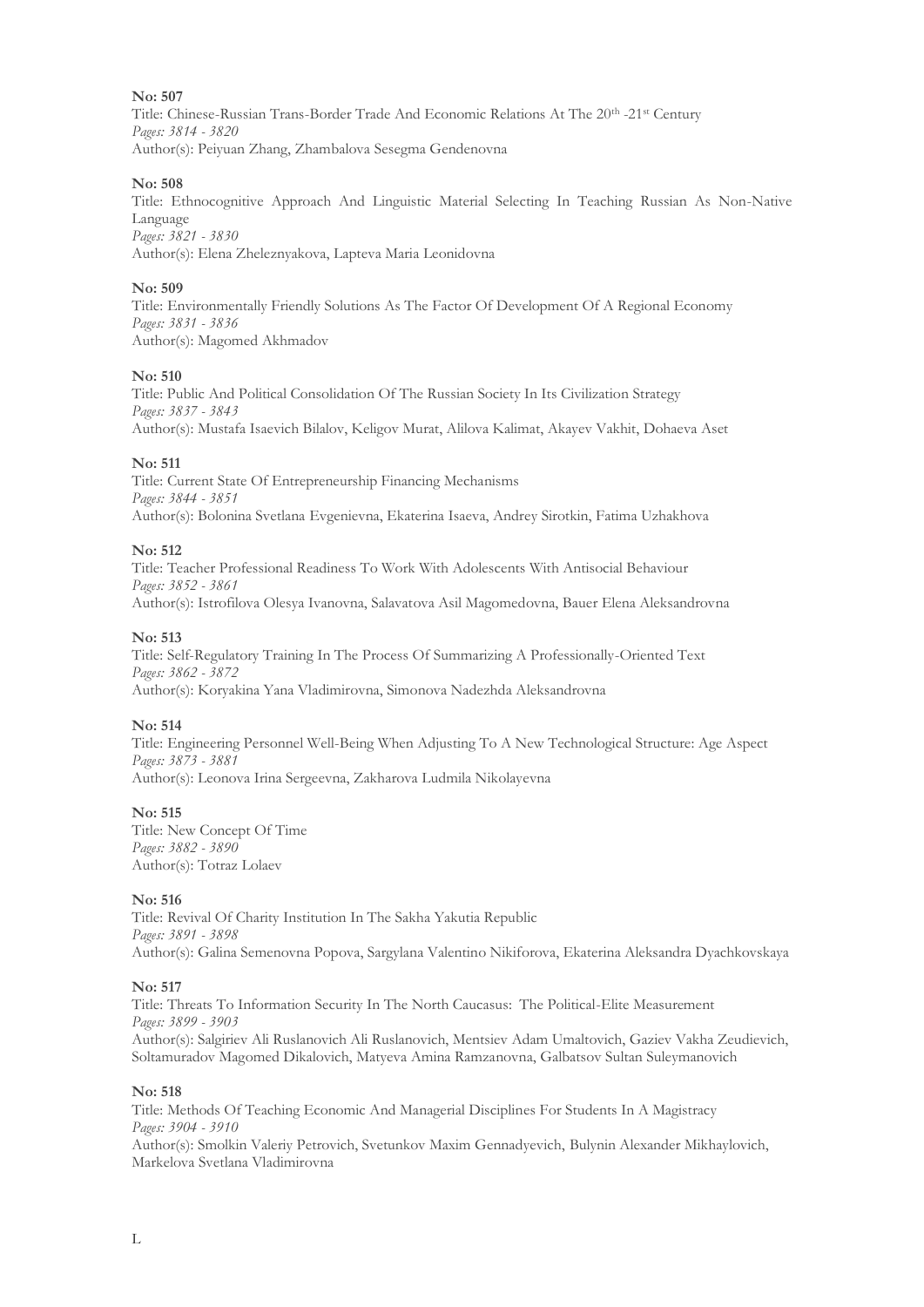**No: 507**

Title: Chinese-Russian Trans-Border Trade And Economic Relations At The 20th -21st Century

*Pages: 3814 - 3820*

Author(s): Peiyuan Zhang, Zhambalova Sesegma Gendenovna

**No: 508**

Title: Ethnocognitive Approach And Linguistic Material Selecting In Teaching Russian As Non-Native Language

*Pages: 3821 - 3830*

Author(s): Elena Zheleznyakova, Lapteva Maria Leonidovna

**No: 509**

Title: Environmentally Friendly Solutions As The Factor Of Development Of A Regional Economy

*Pages: 3831 - 3836*

Author(s): Magomed Akhmadov

**No: 510**

Title: Public And Political Consolidation Of The Russian Society In Its Civilization Strategy

*Pages: 3837 - 3843*

Author(s): Mustafa Isaevich Bilalov, Keligov Murat, Alilova Kalimat, Akayev Vakhit, Dohaeva Aset

**No: 511**

Title: Current State Of Entrepreneurship Financing Mechanisms

*Pages: 3844 - 3851*

Author(s): Bolonina Svetlana Evgenievna, Ekaterina Isaeva, Andrey Sirotkin, Fatima Uzhakhova

**No: 512**

Title: Teacher Professional Readiness To Work With Adolescents With Antisocial Behaviour

*Pages: 3852 - 3861*

Author(s): Istrofilova Olesya Ivanovna, Salavatova Asil Magomedovna, Bauer Elena Aleksandrovna

**No: 513**

Title: Self-Regulatory Training In The Process Of Summarizing A Professionally-Oriented Text

*Pages: 3862 - 3872*

Author(s): Koryakina Yana Vladimirovna, Simonova Nadezhda Aleksandrovna

**No: 514**

Title: Engineering Personnel Well-Being When Adjusting To A New Technological Structure: Age Aspect

*Pages: 3873 - 3881*

Author(s): Leonova Irina Sergeevna, Zakharova Ludmila Nikolayevna

**No: 515**

Title: New Concept Of Time

*Pages: 3882 - 3890*

Author(s): Totraz Lolaev

**No: 516**

Title: Revival Of Charity Institution In The Sakha Yakutia Republic

*Pages: 3891 - 3898*

Author(s): Galina Semenovna Popova, Sargylana Valentino Nikiforova, Ekaterina Aleksandra Dyachkovskaya

**No: 517**

Title: Threats To Information Security In The North Caucasus: The Political-Elite Measurement

*Pages: 3899 - 3903*

Author(s): Salgiriev Ali Ruslanovich Ali Ruslanovich, Mentsiev Adam Umaltovich, Gaziev Vakha Zeudievich, Soltamuradov Magomed Dikalovich, Matyeva Amina Ramzanovna, Galbatsov Sultan Suleymanovich

**No: 518**

Title: Methods Of Teaching Economic And Managerial Disciplines For Students In A Magistracy

*Pages: 3904 - 3910*

Author(s): Smolkin Valeriy Petrovich, Svetunkov Maxim Gennadyevich, Bulynin Alexander Mikhaylovich, Markelova Svetlana Vladimirovna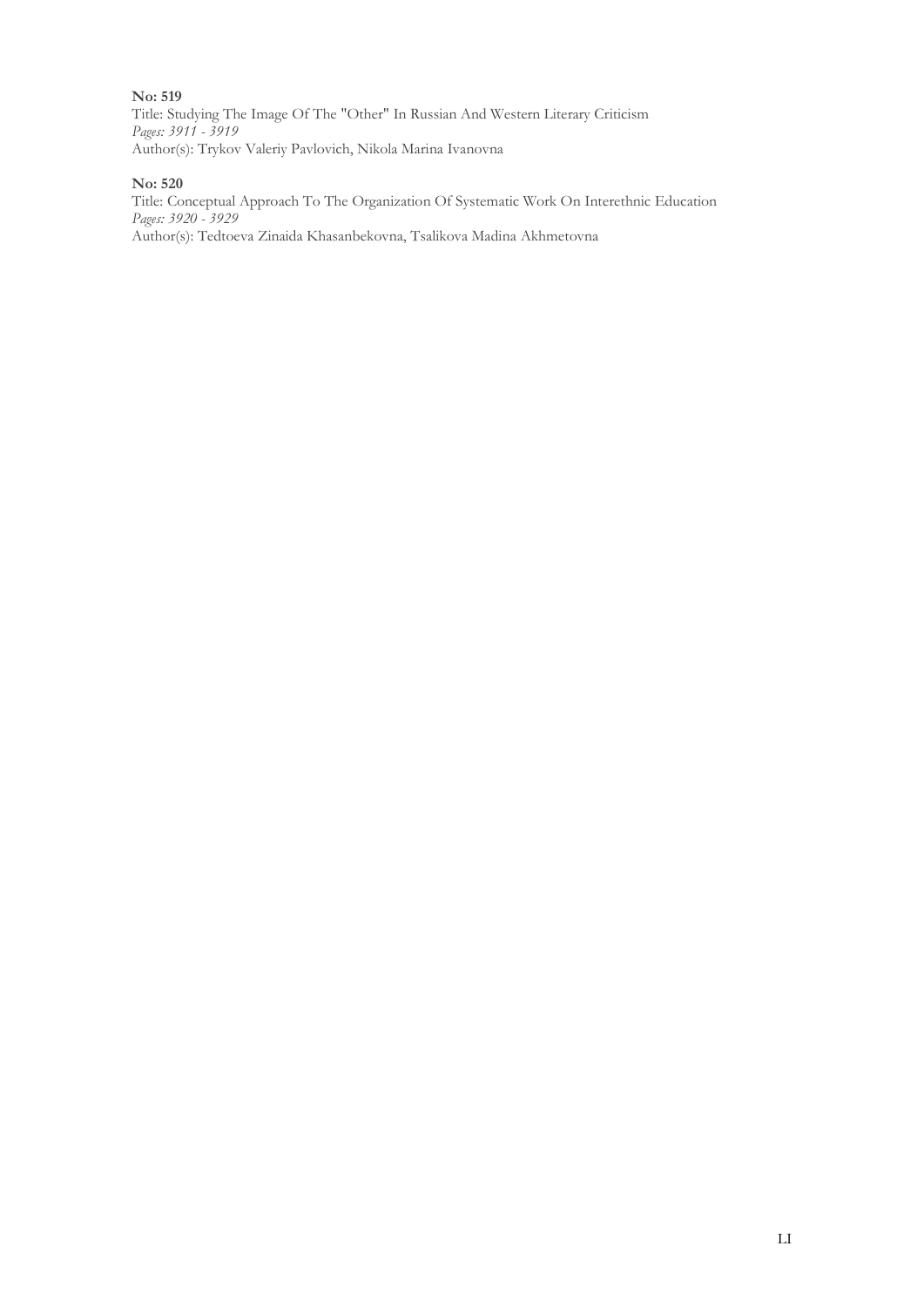**No: 519**
Title: Studying The Image Of The "Other" In Russian And Western Literary Criticism
*Pages: 3911 - 3919*
Author(s): Trykov Valeriy Pavlovich, Nikola Marina Ivanovna

**No: 520**
Title: Conceptual Approach To The Organization Of Systematic Work On Interethnic Education
*Pages: 3920 - 3929*
Author(s): Tedtoeva Zinaida Khasanbekovna, Tsalikova Madina Akhmetovna